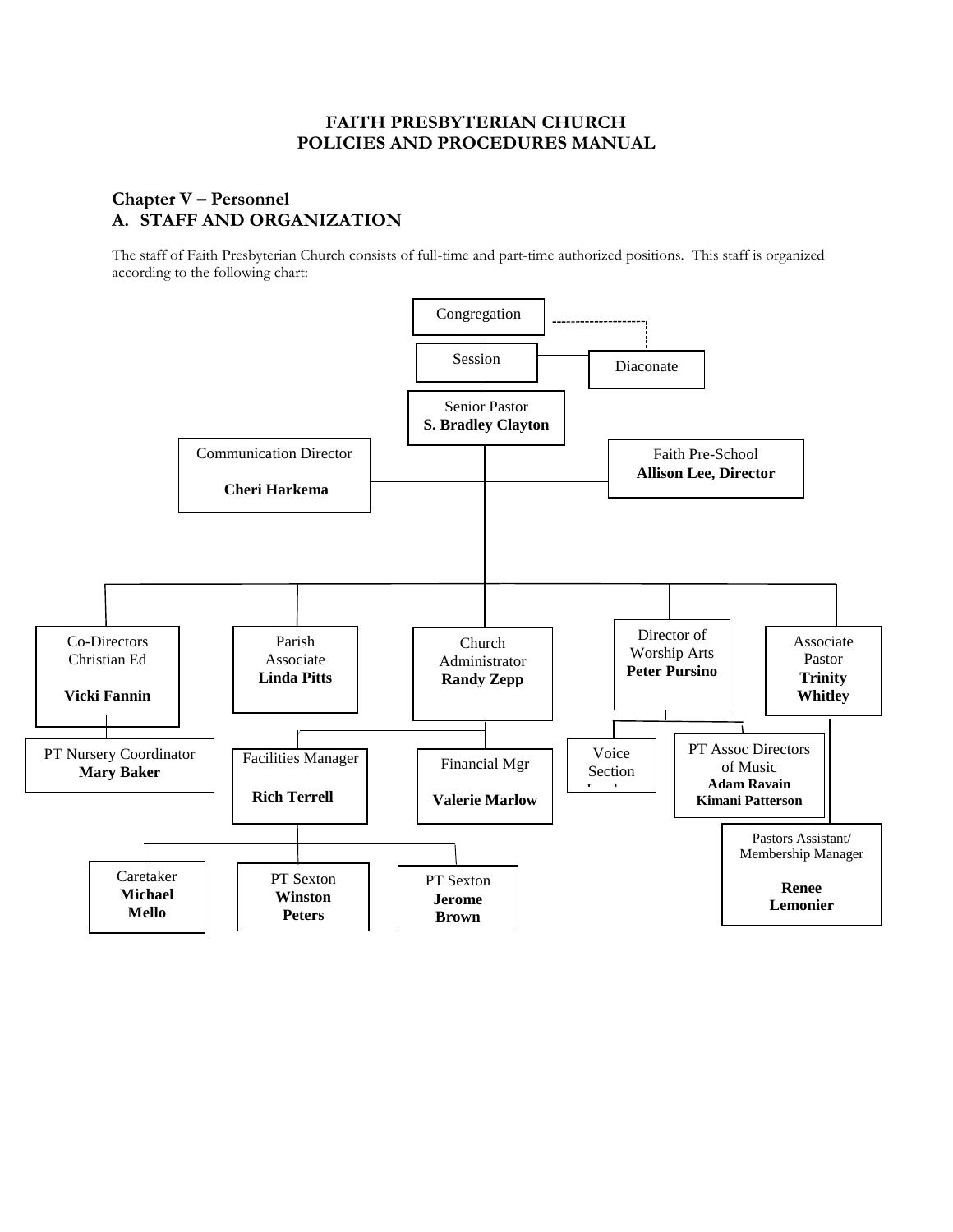# FAITH PRESBYTERIAN CHURCH
# POLICIES AND PROCEDURES MANUAL

## Chapter V – Personnel
## A. STAFF AND ORGANIZATION

The staff of Faith Presbyterian Church consists of full-time and part-time authorized positions. This staff is organized according to the following chart:

- Congregation
  - Diaconate (dashed line from Congregation)
  - Session
    - Diaconate
    - Senior Pastor **S. Bradley Clayton**
      - Communication Director **Cheri Harkema**
      - Faith Pre-School **Allison Lee, Director**
      - Co-Directors Christian Ed **Vicki Fannin**
        - PT Nursery Coordinator **Mary Baker**
      - Parish Associate **Linda Pitts**
      - Church Administrator **Randy Zepp**
        - Facilities Manager **Rich Terrell**
          - Caretaker **Michael Mello**
          - PT Sexton **Winston Peters**
          - PT Sexton **Jerome Brown**
        - Financial Mgr **Valerie Marlow**
      - Director of Worship Arts **Peter Pursino**
        - Voice Section Leaders
        - PT Assoc Directors of Music **Adam Ravain**, **Kimani Patterson**
      - Associate Pastor **Trinity Whitley**
        - Pastors Assistant/ Membership Manager **Renee Lemonier**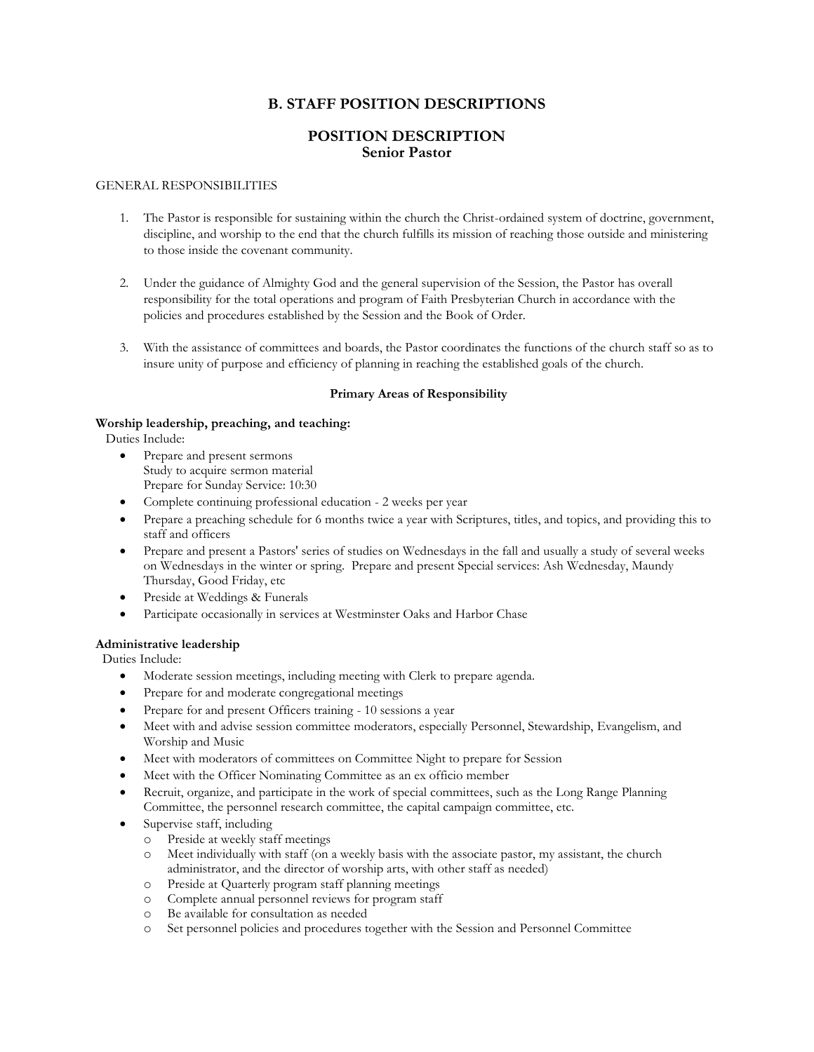## B. STAFF POSITION DESCRIPTIONS

## POSITION DESCRIPTION
### Senior Pastor

GENERAL RESPONSIBILITIES

1. The Pastor is responsible for sustaining within the church the Christ-ordained system of doctrine, government, discipline, and worship to the end that the church fulfills its mission of reaching those outside and ministering to those inside the covenant community.

2. Under the guidance of Almighty God and the general supervision of the Session, the Pastor has overall responsibility for the total operations and program of Faith Presbyterian Church in accordance with the policies and procedures established by the Session and the Book of Order.

3. With the assistance of committees and boards, the Pastor coordinates the functions of the church staff so as to insure unity of purpose and efficiency of planning in reaching the established goals of the church.

**Primary Areas of Responsibility**

**Worship leadership, preaching, and teaching:**
Duties Include:

- Prepare and present sermons
  Study to acquire sermon material
  Prepare for Sunday Service: 10:30
- Complete continuing professional education - 2 weeks per year
- Prepare a preaching schedule for 6 months twice a year with Scriptures, titles, and topics, and providing this to staff and officers
- Prepare and present a Pastors' series of studies on Wednesdays in the fall and usually a study of several weeks on Wednesdays in the winter or spring. Prepare and present Special services: Ash Wednesday, Maundy Thursday, Good Friday, etc
- Preside at Weddings & Funerals
- Participate occasionally in services at Westminster Oaks and Harbor Chase

**Administrative leadership**
Duties Include:

- Moderate session meetings, including meeting with Clerk to prepare agenda.
- Prepare for and moderate congregational meetings
- Prepare for and present Officers training - 10 sessions a year
- Meet with and advise session committee moderators, especially Personnel, Stewardship, Evangelism, and Worship and Music
- Meet with moderators of committees on Committee Night to prepare for Session
- Meet with the Officer Nominating Committee as an ex officio member
- Recruit, organize, and participate in the work of special committees, such as the Long Range Planning Committee, the personnel research committee, the capital campaign committee, etc.
- Supervise staff, including
  - Preside at weekly staff meetings
  - Meet individually with staff (on a weekly basis with the associate pastor, my assistant, the church administrator, and the director of worship arts, with other staff as needed)
  - Preside at Quarterly program staff planning meetings
  - Complete annual personnel reviews for program staff
  - Be available for consultation as needed
  - Set personnel policies and procedures together with the Session and Personnel Committee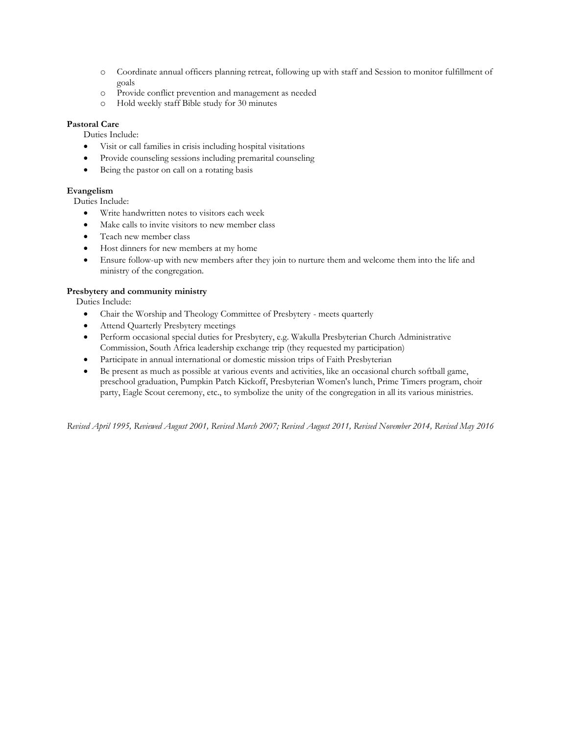- Coordinate annual officers planning retreat, following up with staff and Session to monitor fulfillment of goals
- Provide conflict prevention and management as needed
- Hold weekly staff Bible study for 30 minutes

**Pastoral Care**

Duties Include:

- Visit or call families in crisis including hospital visitations
- Provide counseling sessions including premarital counseling
- Being the pastor on call on a rotating basis

**Evangelism**

Duties Include:

- Write handwritten notes to visitors each week
- Make calls to invite visitors to new member class
- Teach new member class
- Host dinners for new members at my home
- Ensure follow-up with new members after they join to nurture them and welcome them into the life and ministry of the congregation.

**Presbytery and community ministry**

Duties Include:

- Chair the Worship and Theology Committee of Presbytery - meets quarterly
- Attend Quarterly Presbytery meetings
- Perform occasional special duties for Presbytery, e.g. Wakulla Presbyterian Church Administrative Commission, South Africa leadership exchange trip (they requested my participation)
- Participate in annual international or domestic mission trips of Faith Presbyterian
- Be present as much as possible at various events and activities, like an occasional church softball game, preschool graduation, Pumpkin Patch Kickoff, Presbyterian Women's lunch, Prime Timers program, choir party, Eagle Scout ceremony, etc., to symbolize the unity of the congregation in all its various ministries.

*Revised April 1995, Reviewed August 2001, Revised March 2007; Revised August 2011, Revised November 2014, Revised May 2016*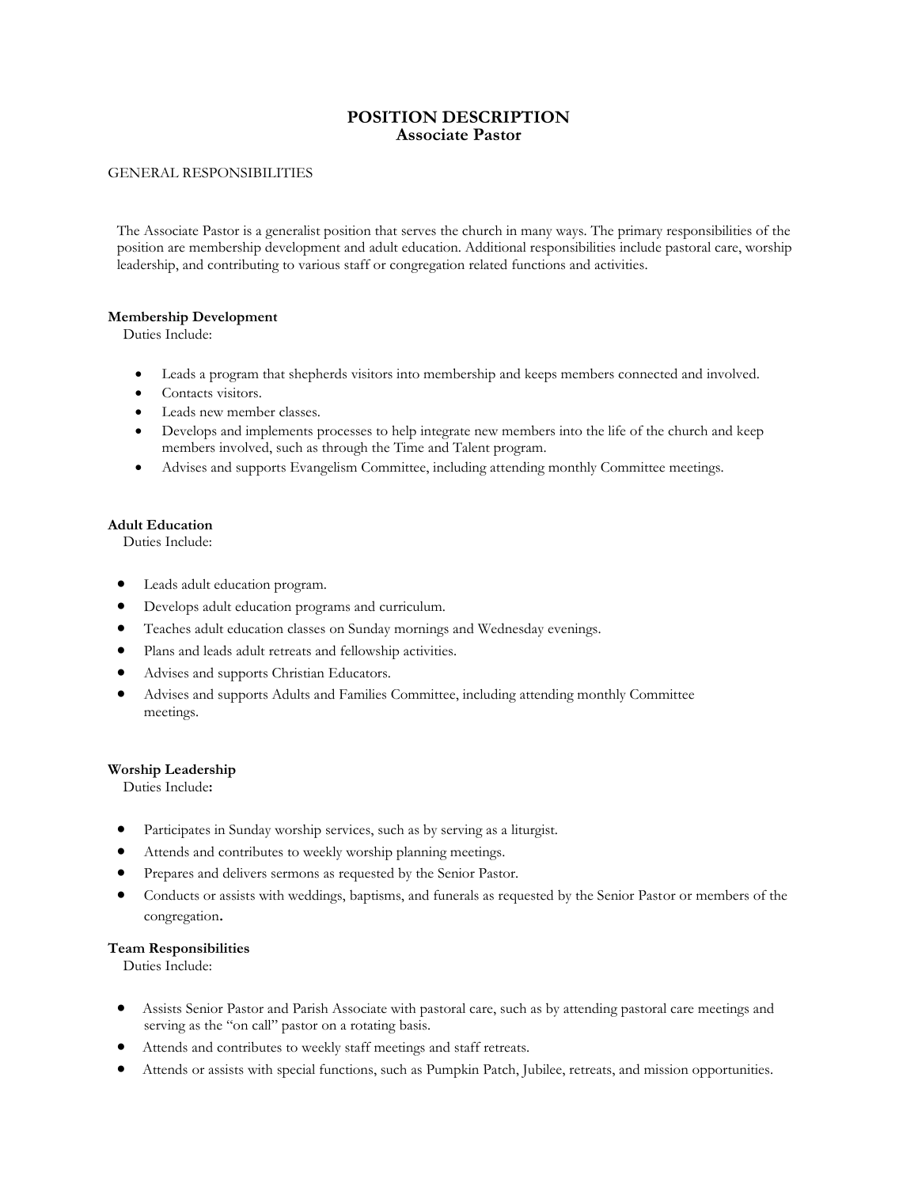# POSITION DESCRIPTION
## Associate Pastor

GENERAL RESPONSIBILITIES

The Associate Pastor is a generalist position that serves the church in many ways. The primary responsibilities of the position are membership development and adult education. Additional responsibilities include pastoral care, worship leadership, and contributing to various staff or congregation related functions and activities.

**Membership Development**
Duties Include:

- Leads a program that shepherds visitors into membership and keeps members connected and involved.
- Contacts visitors.
- Leads new member classes.
- Develops and implements processes to help integrate new members into the life of the church and keep members involved, such as through the Time and Talent program.
- Advises and supports Evangelism Committee, including attending monthly Committee meetings.

**Adult Education**
Duties Include:

- Leads adult education program.
- Develops adult education programs and curriculum.
- Teaches adult education classes on Sunday mornings and Wednesday evenings.
- Plans and leads adult retreats and fellowship activities.
- Advises and supports Christian Educators.
- Advises and supports Adults and Families Committee, including attending monthly Committee meetings.

**Worship Leadership**
Duties Include:

- Participates in Sunday worship services, such as by serving as a liturgist.
- Attends and contributes to weekly worship planning meetings.
- Prepares and delivers sermons as requested by the Senior Pastor.
- Conducts or assists with weddings, baptisms, and funerals as requested by the Senior Pastor or members of the congregation.

**Team Responsibilities**
Duties Include:

- Assists Senior Pastor and Parish Associate with pastoral care, such as by attending pastoral care meetings and serving as the "on call" pastor on a rotating basis.
- Attends and contributes to weekly staff meetings and staff retreats.
- Attends or assists with special functions, such as Pumpkin Patch, Jubilee, retreats, and mission opportunities.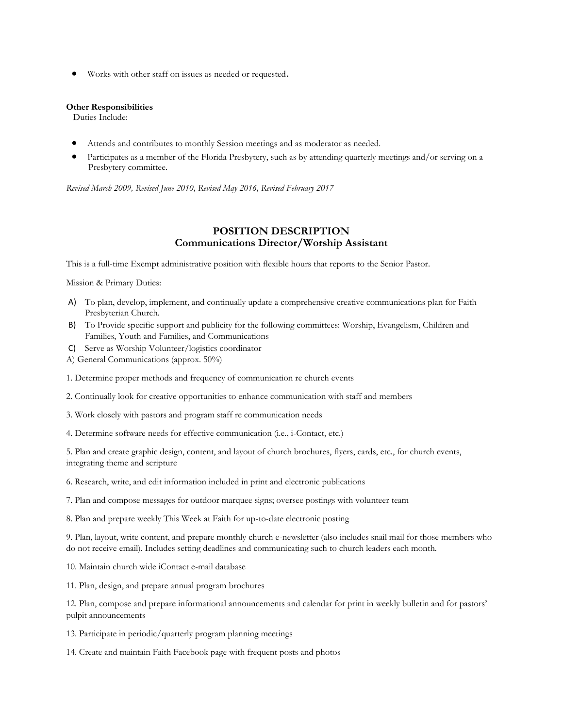- Works with other staff on issues as needed or requested.

**Other Responsibilities**

Duties Include:

- Attends and contributes to monthly Session meetings and as moderator as needed.
- Participates as a member of the Florida Presbytery, such as by attending quarterly meetings and/or serving on a Presbytery committee.

*Revised March 2009, Revised June 2010, Revised May 2016, Revised February 2017*

## POSITION DESCRIPTION
## Communications Director/Worship Assistant

This is a full-time Exempt administrative position with flexible hours that reports to the Senior Pastor.

Mission & Primary Duties:

A) To plan, develop, implement, and continually update a comprehensive creative communications plan for Faith Presbyterian Church.

B) To Provide specific support and publicity for the following committees: Worship, Evangelism, Children and Families, Youth and Families, and Communications

C) Serve as Worship Volunteer/logistics coordinator

A) General Communications (approx. 50%)

1. Determine proper methods and frequency of communication re church events

2. Continually look for creative opportunities to enhance communication with staff and members

3. Work closely with pastors and program staff re communication needs

4. Determine software needs for effective communication (i.e., i-Contact, etc.)

5. Plan and create graphic design, content, and layout of church brochures, flyers, cards, etc., for church events, integrating theme and scripture

6. Research, write, and edit information included in print and electronic publications

7. Plan and compose messages for outdoor marquee signs; oversee postings with volunteer team

8. Plan and prepare weekly This Week at Faith for up-to-date electronic posting

9. Plan, layout, write content, and prepare monthly church e-newsletter (also includes snail mail for those members who do not receive email). Includes setting deadlines and communicating such to church leaders each month.

10. Maintain church wide iContact e-mail database

11. Plan, design, and prepare annual program brochures

12. Plan, compose and prepare informational announcements and calendar for print in weekly bulletin and for pastors' pulpit announcements

13. Participate in periodic/quarterly program planning meetings

14. Create and maintain Faith Facebook page with frequent posts and photos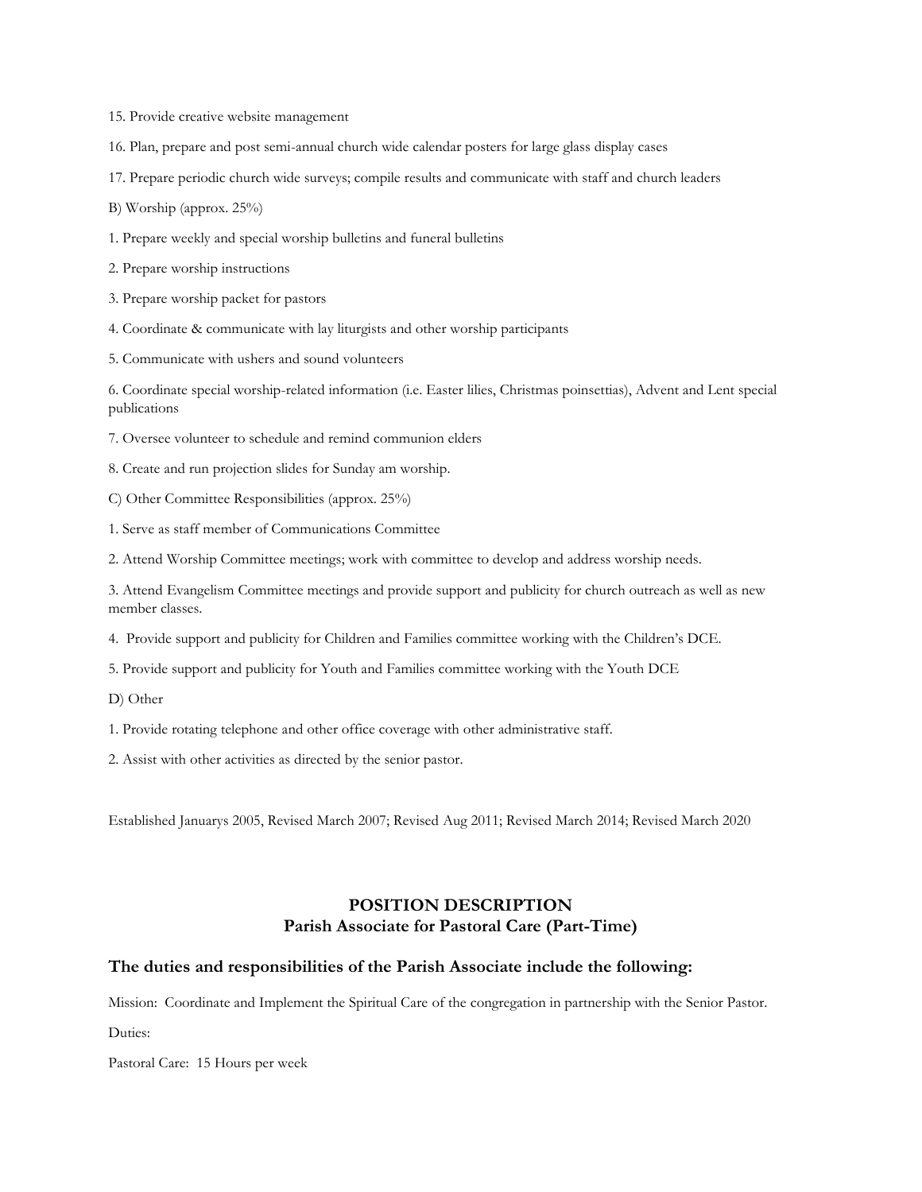15. Provide creative website management

16. Plan, prepare and post semi-annual church wide calendar posters for large glass display cases

17. Prepare periodic church wide surveys; compile results and communicate with staff and church leaders

B) Worship (approx. 25%)

1. Prepare weekly and special worship bulletins and funeral bulletins

2. Prepare worship instructions

3. Prepare worship packet for pastors

4. Coordinate & communicate with lay liturgists and other worship participants

5. Communicate with ushers and sound volunteers

6. Coordinate special worship-related information (i.e. Easter lilies, Christmas poinsettias), Advent and Lent special publications

7. Oversee volunteer to schedule and remind communion elders

8. Create and run projection slides for Sunday am worship.

C) Other Committee Responsibilities (approx. 25%)

1. Serve as staff member of Communications Committee

2. Attend Worship Committee meetings; work with committee to develop and address worship needs.

3. Attend Evangelism Committee meetings and provide support and publicity for church outreach as well as new member classes.

4. Provide support and publicity for Children and Families committee working with the Children's DCE.

5. Provide support and publicity for Youth and Families committee working with the Youth DCE

D) Other

1. Provide rotating telephone and other office coverage with other administrative staff.

2. Assist with other activities as directed by the senior pastor.

Established Januarys 2005, Revised March 2007; Revised Aug 2011; Revised March 2014; Revised March 2020

## POSITION DESCRIPTION
## Parish Associate for Pastoral Care (Part-Time)

### The duties and responsibilities of the Parish Associate include the following:

Mission: Coordinate and Implement the Spiritual Care of the congregation in partnership with the Senior Pastor.

Duties:

Pastoral Care: 15 Hours per week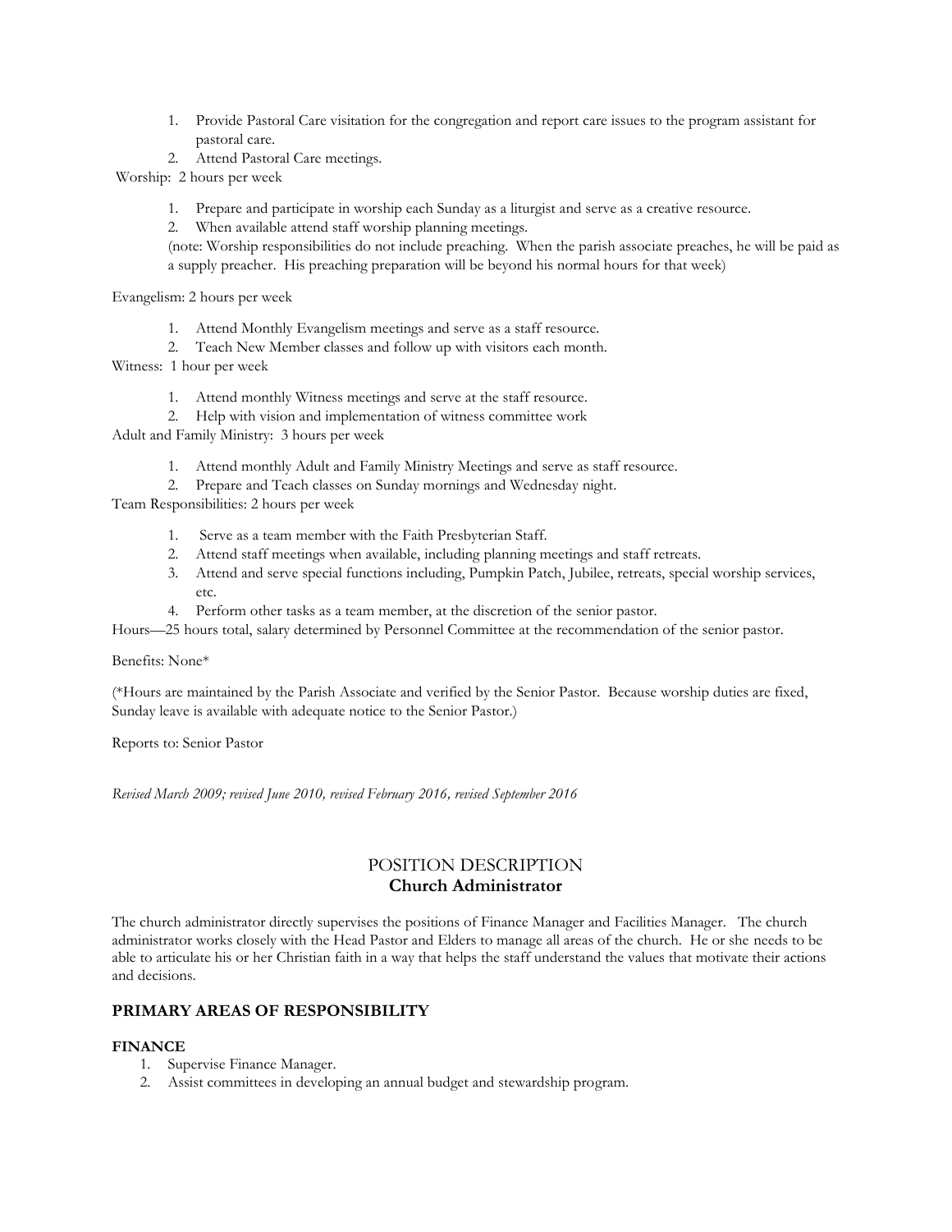1. Provide Pastoral Care visitation for the congregation and report care issues to the program assistant for pastoral care.
2. Attend Pastoral Care meetings.

Worship: 2 hours per week

1. Prepare and participate in worship each Sunday as a liturgist and serve as a creative resource.
2. When available attend staff worship planning meetings.

(note: Worship responsibilities do not include preaching. When the parish associate preaches, he will be paid as a supply preacher. His preaching preparation will be beyond his normal hours for that week)

Evangelism: 2 hours per week

1. Attend Monthly Evangelism meetings and serve as a staff resource.
2. Teach New Member classes and follow up with visitors each month.

Witness: 1 hour per week

1. Attend monthly Witness meetings and serve at the staff resource.
2. Help with vision and implementation of witness committee work

Adult and Family Ministry: 3 hours per week

1. Attend monthly Adult and Family Ministry Meetings and serve as staff resource.
2. Prepare and Teach classes on Sunday mornings and Wednesday night.

Team Responsibilities: 2 hours per week

1. Serve as a team member with the Faith Presbyterian Staff.
2. Attend staff meetings when available, including planning meetings and staff retreats.
3. Attend and serve special functions including, Pumpkin Patch, Jubilee, retreats, special worship services, etc.
4. Perform other tasks as a team member, at the discretion of the senior pastor.

Hours—25 hours total, salary determined by Personnel Committee at the recommendation of the senior pastor.

Benefits: None*

(*Hours are maintained by the Parish Associate and verified by the Senior Pastor. Because worship duties are fixed, Sunday leave is available with adequate notice to the Senior Pastor.)

Reports to: Senior Pastor

*Revised March 2009; revised June 2010, revised February 2016, revised September 2016*

## POSITION DESCRIPTION
## **Church Administrator**

The church administrator directly supervises the positions of Finance Manager and Facilities Manager. The church administrator works closely with the Head Pastor and Elders to manage all areas of the church. He or she needs to be able to articulate his or her Christian faith in a way that helps the staff understand the values that motivate their actions and decisions.

### **PRIMARY AREAS OF RESPONSIBILITY**

#### **FINANCE**

1. Supervise Finance Manager.
2. Assist committees in developing an annual budget and stewardship program.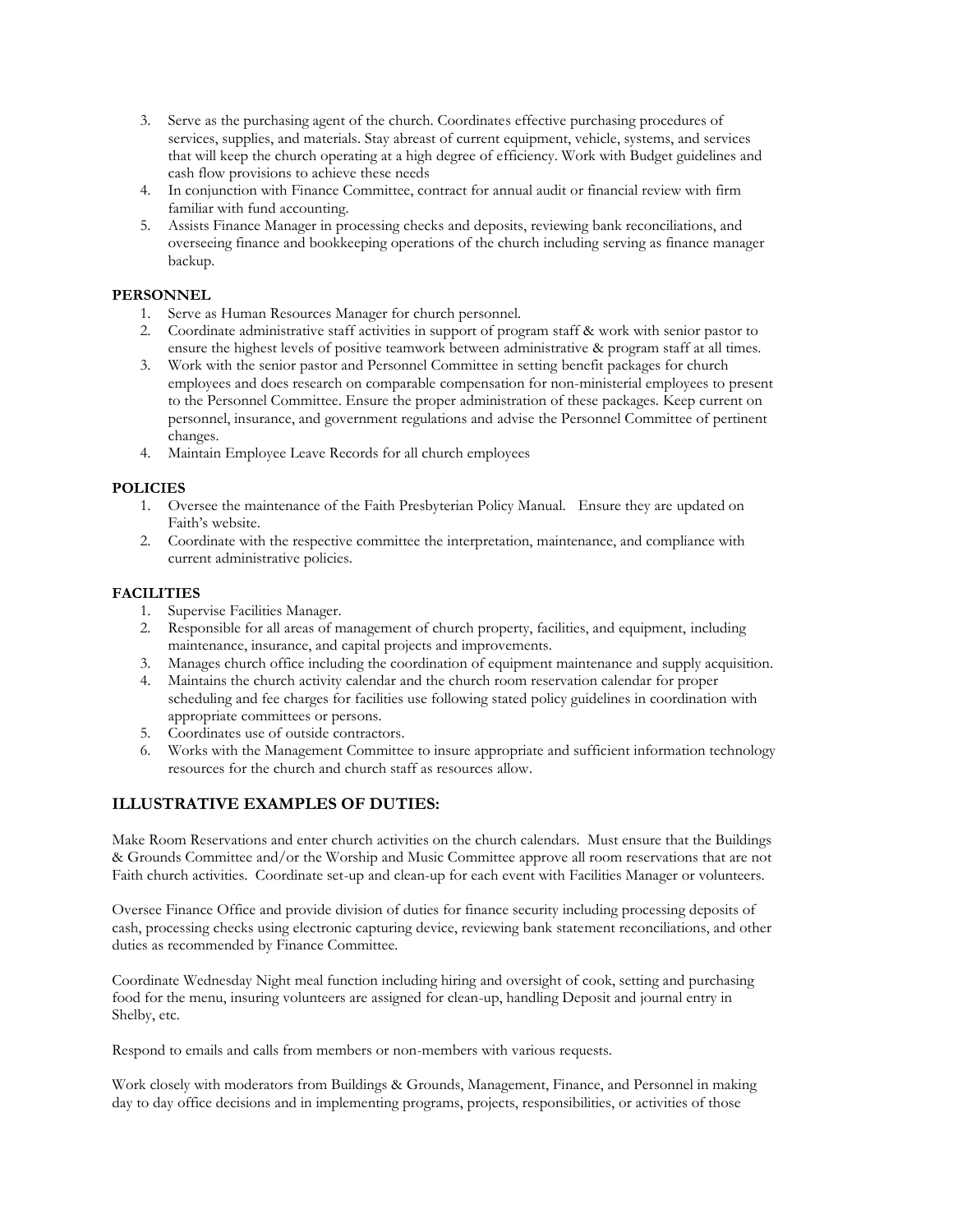3. Serve as the purchasing agent of the church. Coordinates effective purchasing procedures of services, supplies, and materials. Stay abreast of current equipment, vehicle, systems, and services that will keep the church operating at a high degree of efficiency. Work with Budget guidelines and cash flow provisions to achieve these needs
4. In conjunction with Finance Committee, contract for annual audit or financial review with firm familiar with fund accounting.
5. Assists Finance Manager in processing checks and deposits, reviewing bank reconciliations, and overseeing finance and bookkeeping operations of the church including serving as finance manager backup.

**PERSONNEL**

1. Serve as Human Resources Manager for church personnel.
2. Coordinate administrative staff activities in support of program staff & work with senior pastor to ensure the highest levels of positive teamwork between administrative & program staff at all times.
3. Work with the senior pastor and Personnel Committee in setting benefit packages for church employees and does research on comparable compensation for non-ministerial employees to present to the Personnel Committee. Ensure the proper administration of these packages. Keep current on personnel, insurance, and government regulations and advise the Personnel Committee of pertinent changes.
4. Maintain Employee Leave Records for all church employees

**POLICIES**

1. Oversee the maintenance of the Faith Presbyterian Policy Manual. Ensure they are updated on Faith's website.
2. Coordinate with the respective committee the interpretation, maintenance, and compliance with current administrative policies.

**FACILITIES**

1. Supervise Facilities Manager.
2. Responsible for all areas of management of church property, facilities, and equipment, including maintenance, insurance, and capital projects and improvements.
3. Manages church office including the coordination of equipment maintenance and supply acquisition.
4. Maintains the church activity calendar and the church room reservation calendar for proper scheduling and fee charges for facilities use following stated policy guidelines in coordination with appropriate committees or persons.
5. Coordinates use of outside contractors.
6. Works with the Management Committee to insure appropriate and sufficient information technology resources for the church and church staff as resources allow.

## ILLUSTRATIVE EXAMPLES OF DUTIES:

Make Room Reservations and enter church activities on the church calendars. Must ensure that the Buildings & Grounds Committee and/or the Worship and Music Committee approve all room reservations that are not Faith church activities. Coordinate set-up and clean-up for each event with Facilities Manager or volunteers.

Oversee Finance Office and provide division of duties for finance security including processing deposits of cash, processing checks using electronic capturing device, reviewing bank statement reconciliations, and other duties as recommended by Finance Committee.

Coordinate Wednesday Night meal function including hiring and oversight of cook, setting and purchasing food for the menu, insuring volunteers are assigned for clean-up, handling Deposit and journal entry in Shelby, etc.

Respond to emails and calls from members or non-members with various requests.

Work closely with moderators from Buildings & Grounds, Management, Finance, and Personnel in making day to day office decisions and in implementing programs, projects, responsibilities, or activities of those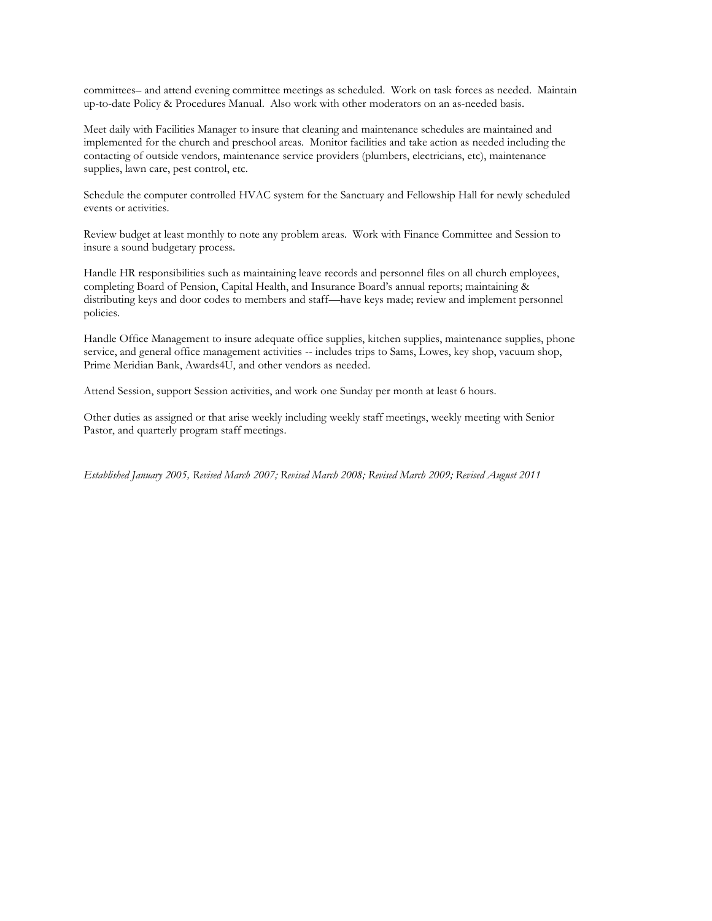committees– and attend evening committee meetings as scheduled. Work on task forces as needed. Maintain up-to-date Policy & Procedures Manual. Also work with other moderators on an as-needed basis.

Meet daily with Facilities Manager to insure that cleaning and maintenance schedules are maintained and implemented for the church and preschool areas. Monitor facilities and take action as needed including the contacting of outside vendors, maintenance service providers (plumbers, electricians, etc), maintenance supplies, lawn care, pest control, etc.

Schedule the computer controlled HVAC system for the Sanctuary and Fellowship Hall for newly scheduled events or activities.

Review budget at least monthly to note any problem areas. Work with Finance Committee and Session to insure a sound budgetary process.

Handle HR responsibilities such as maintaining leave records and personnel files on all church employees, completing Board of Pension, Capital Health, and Insurance Board's annual reports; maintaining & distributing keys and door codes to members and staff—have keys made; review and implement personnel policies.

Handle Office Management to insure adequate office supplies, kitchen supplies, maintenance supplies, phone service, and general office management activities -- includes trips to Sams, Lowes, key shop, vacuum shop, Prime Meridian Bank, Awards4U, and other vendors as needed.

Attend Session, support Session activities, and work one Sunday per month at least 6 hours.

Other duties as assigned or that arise weekly including weekly staff meetings, weekly meeting with Senior Pastor, and quarterly program staff meetings.

*Established January 2005, Revised March 2007; Revised March 2008; Revised March 2009; Revised August 2011*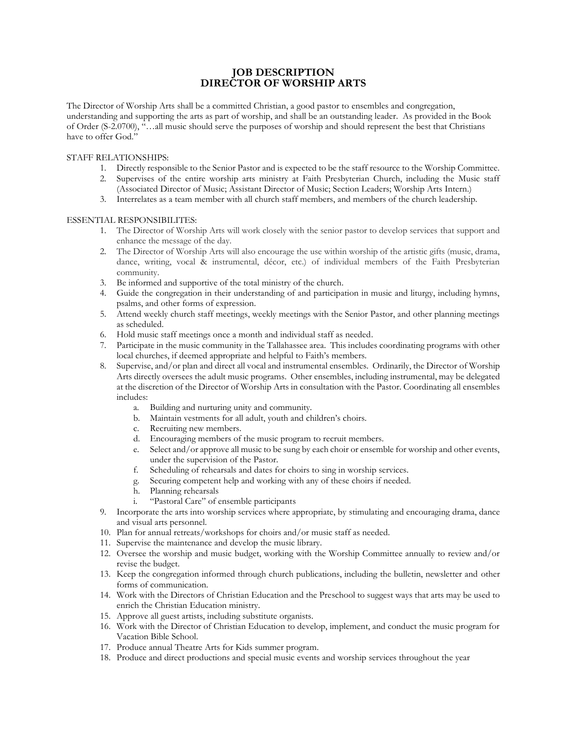# JOB DESCRIPTION
# DIRECTOR OF WORSHIP ARTS

The Director of Worship Arts shall be a committed Christian, a good pastor to ensembles and congregation, understanding and supporting the arts as part of worship, and shall be an outstanding leader. As provided in the Book of Order (S-2.0700), "…all music should serve the purposes of worship and should represent the best that Christians have to offer God."

STAFF RELATIONSHIPS:

1. Directly responsible to the Senior Pastor and is expected to be the staff resource to the Worship Committee.
2. Supervises of the entire worship arts ministry at Faith Presbyterian Church, including the Music staff (Associated Director of Music; Assistant Director of Music; Section Leaders; Worship Arts Intern.)
3. Interrelates as a team member with all church staff members, and members of the church leadership.

ESSENTIAL RESPONSIBILITES:

1. The Director of Worship Arts will work closely with the senior pastor to develop services that support and enhance the message of the day.
2. The Director of Worship Arts will also encourage the use within worship of the artistic gifts (music, drama, dance, writing, vocal & instrumental, décor, etc.) of individual members of the Faith Presbyterian community.
3. Be informed and supportive of the total ministry of the church.
4. Guide the congregation in their understanding of and participation in music and liturgy, including hymns, psalms, and other forms of expression.
5. Attend weekly church staff meetings, weekly meetings with the Senior Pastor, and other planning meetings as scheduled.
6. Hold music staff meetings once a month and individual staff as needed.
7. Participate in the music community in the Tallahassee area. This includes coordinating programs with other local churches, if deemed appropriate and helpful to Faith's members.
8. Supervise, and/or plan and direct all vocal and instrumental ensembles. Ordinarily, the Director of Worship Arts directly oversees the adult music programs. Other ensembles, including instrumental, may be delegated at the discretion of the Director of Worship Arts in consultation with the Pastor. Coordinating all ensembles includes:
   a. Building and nurturing unity and community.
   b. Maintain vestments for all adult, youth and children's choirs.
   c. Recruiting new members.
   d. Encouraging members of the music program to recruit members.
   e. Select and/or approve all music to be sung by each choir or ensemble for worship and other events, under the supervision of the Pastor.
   f. Scheduling of rehearsals and dates for choirs to sing in worship services.
   g. Securing competent help and working with any of these choirs if needed.
   h. Planning rehearsals
   i. "Pastoral Care" of ensemble participants
9. Incorporate the arts into worship services where appropriate, by stimulating and encouraging drama, dance and visual arts personnel.
10. Plan for annual retreats/workshops for choirs and/or music staff as needed.
11. Supervise the maintenance and develop the music library.
12. Oversee the worship and music budget, working with the Worship Committee annually to review and/or revise the budget.
13. Keep the congregation informed through church publications, including the bulletin, newsletter and other forms of communication.
14. Work with the Directors of Christian Education and the Preschool to suggest ways that arts may be used to enrich the Christian Education ministry.
15. Approve all guest artists, including substitute organists.
16. Work with the Director of Christian Education to develop, implement, and conduct the music program for Vacation Bible School.
17. Produce annual Theatre Arts for Kids summer program.
18. Produce and direct productions and special music events and worship services throughout the year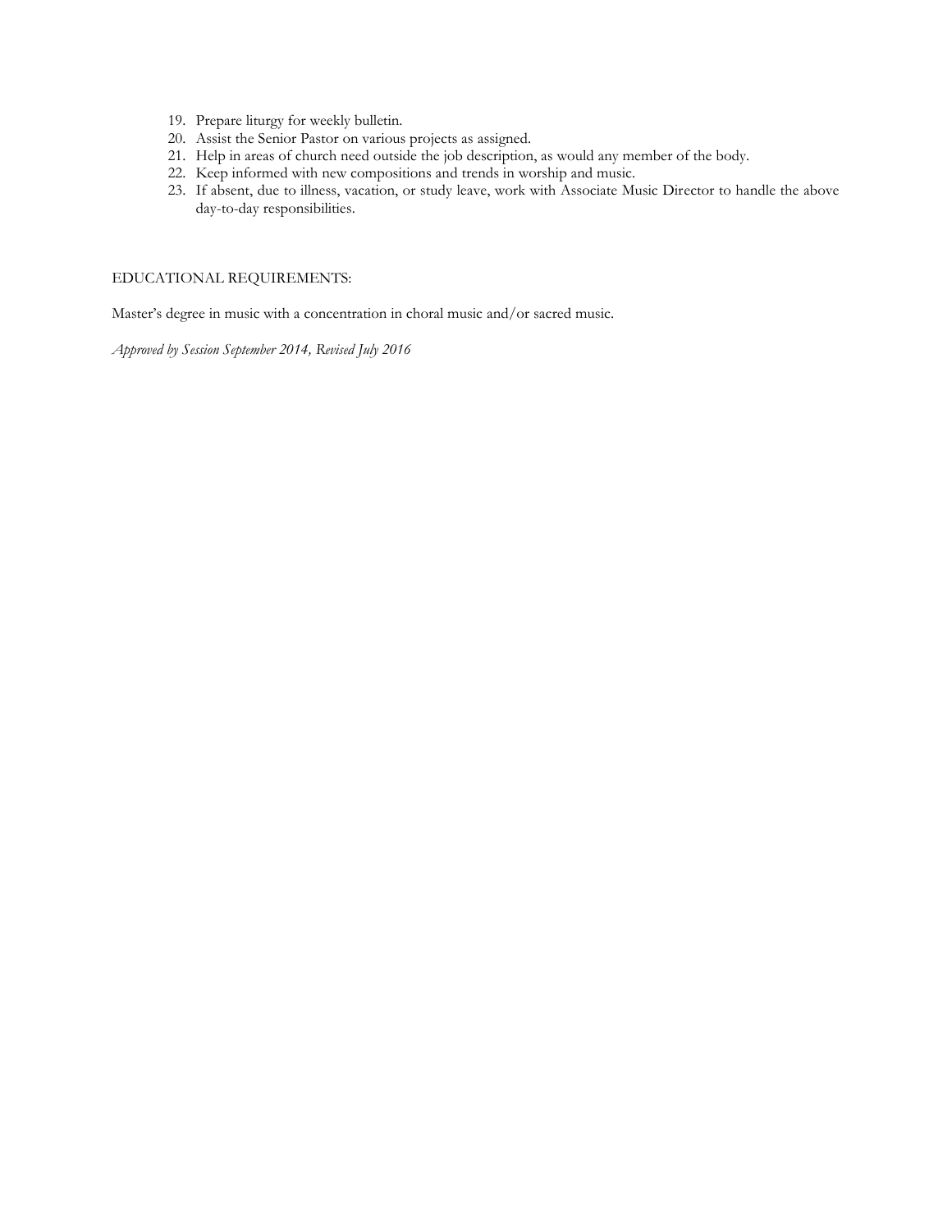19. Prepare liturgy for weekly bulletin.
20. Assist the Senior Pastor on various projects as assigned.
21. Help in areas of church need outside the job description, as would any member of the body.
22. Keep informed with new compositions and trends in worship and music.
23. If absent, due to illness, vacation, or study leave, work with Associate Music Director to handle the above day-to-day responsibilities.

EDUCATIONAL REQUIREMENTS:

Master's degree in music with a concentration in choral music and/or sacred music.

*Approved by Session September 2014, Revised July 2016*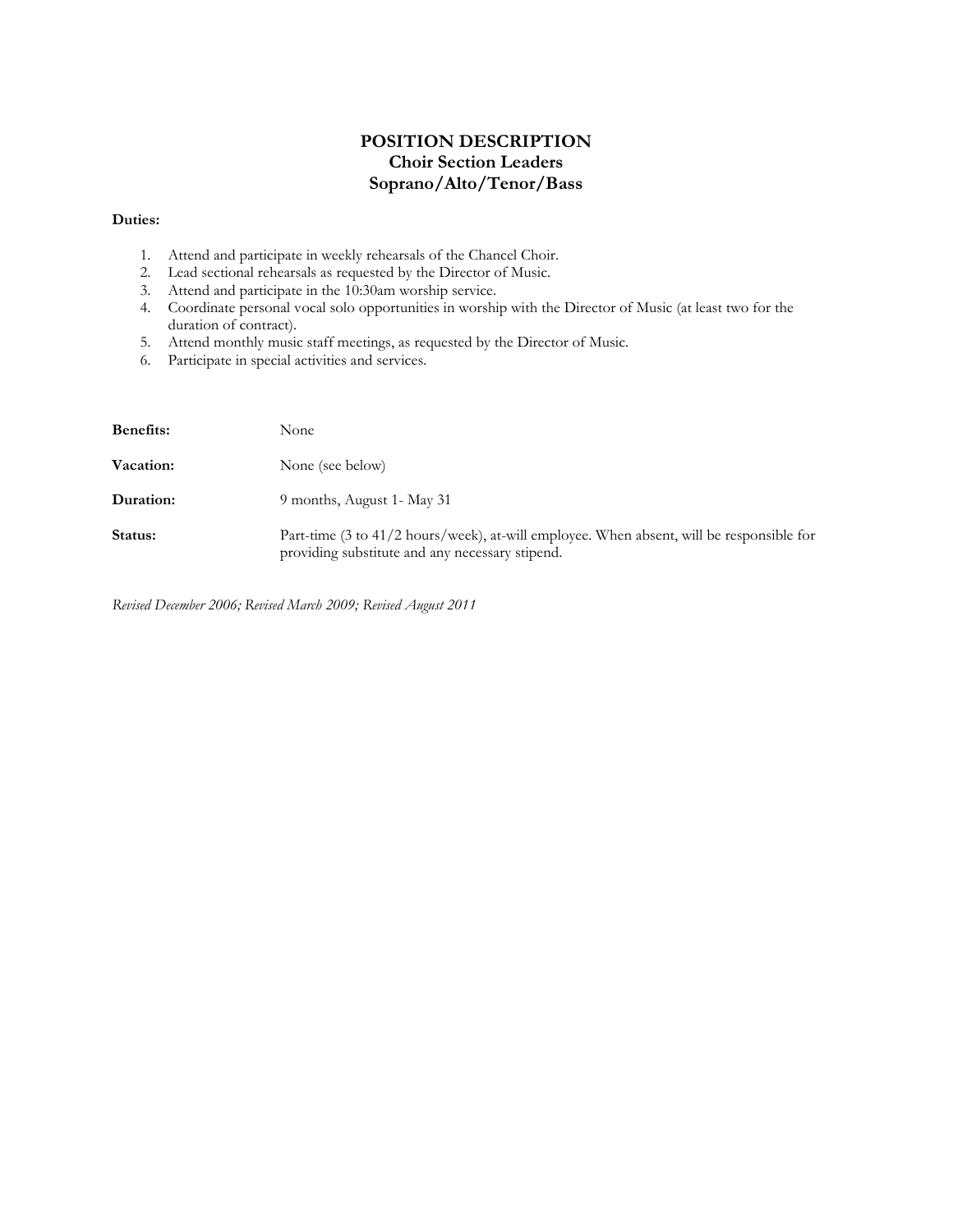# POSITION DESCRIPTION
## Choir Section Leaders
## Soprano/Alto/Tenor/Bass

**Duties:**

1. Attend and participate in weekly rehearsals of the Chancel Choir.
2. Lead sectional rehearsals as requested by the Director of Music.
3. Attend and participate in the 10:30am worship service.
4. Coordinate personal vocal solo opportunities in worship with the Director of Music (at least two for the duration of contract).
5. Attend monthly music staff meetings, as requested by the Director of Music.
6. Participate in special activities and services.

**Benefits:** None

**Vacation:** None (see below)

**Duration:** 9 months, August 1- May 31

**Status:** Part-time (3 to 41/2 hours/week), at-will employee. When absent, will be responsible for providing substitute and any necessary stipend.

*Revised December 2006; Revised March 2009; Revised August 2011*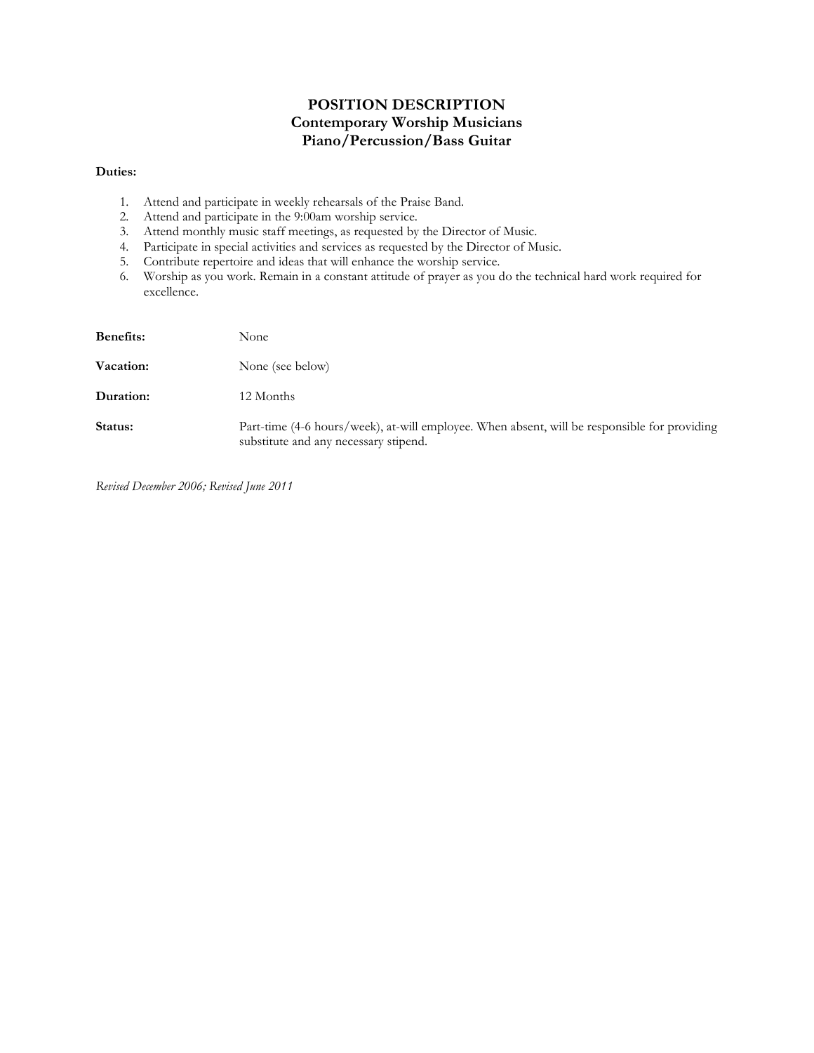# POSITION DESCRIPTION
## Contemporary Worship Musicians
## Piano/Percussion/Bass Guitar

**Duties:**

1. Attend and participate in weekly rehearsals of the Praise Band.
2. Attend and participate in the 9:00am worship service.
3. Attend monthly music staff meetings, as requested by the Director of Music.
4. Participate in special activities and services as requested by the Director of Music.
5. Contribute repertoire and ideas that will enhance the worship service.
6. Worship as you work. Remain in a constant attitude of prayer as you do the technical hard work required for excellence.

**Benefits:** None

**Vacation:** None (see below)

**Duration:** 12 Months

**Status:** Part-time (4-6 hours/week), at-will employee. When absent, will be responsible for providing substitute and any necessary stipend.

*Revised December 2006; Revised June 2011*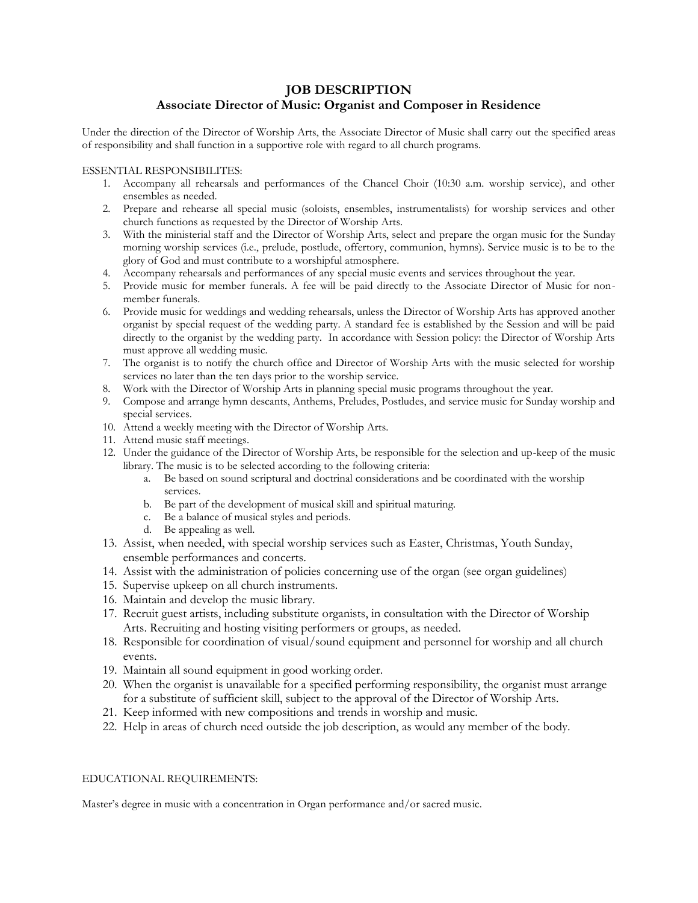# JOB DESCRIPTION

## Associate Director of Music: Organist and Composer in Residence

Under the direction of the Director of Worship Arts, the Associate Director of Music shall carry out the specified areas of responsibility and shall function in a supportive role with regard to all church programs.

ESSENTIAL RESPONSIBILITES:

1. Accompany all rehearsals and performances of the Chancel Choir (10:30 a.m. worship service), and other ensembles as needed.
2. Prepare and rehearse all special music (soloists, ensembles, instrumentalists) for worship services and other church functions as requested by the Director of Worship Arts.
3. With the ministerial staff and the Director of Worship Arts, select and prepare the organ music for the Sunday morning worship services (i.e., prelude, postlude, offertory, communion, hymns). Service music is to be to the glory of God and must contribute to a worshipful atmosphere.
4. Accompany rehearsals and performances of any special music events and services throughout the year.
5. Provide music for member funerals. A fee will be paid directly to the Associate Director of Music for non-member funerals.
6. Provide music for weddings and wedding rehearsals, unless the Director of Worship Arts has approved another organist by special request of the wedding party. A standard fee is established by the Session and will be paid directly to the organist by the wedding party. In accordance with Session policy: the Director of Worship Arts must approve all wedding music.
7. The organist is to notify the church office and Director of Worship Arts with the music selected for worship services no later than the ten days prior to the worship service.
8. Work with the Director of Worship Arts in planning special music programs throughout the year.
9. Compose and arrange hymn descants, Anthems, Preludes, Postludes, and service music for Sunday worship and special services.
10. Attend a weekly meeting with the Director of Worship Arts.
11. Attend music staff meetings.
12. Under the guidance of the Director of Worship Arts, be responsible for the selection and up-keep of the music library. The music is to be selected according to the following criteria:
    a. Be based on sound scriptural and doctrinal considerations and be coordinated with the worship services.
    b. Be part of the development of musical skill and spiritual maturing.
    c. Be a balance of musical styles and periods.
    d. Be appealing as well.
13. Assist, when needed, with special worship services such as Easter, Christmas, Youth Sunday, ensemble performances and concerts.
14. Assist with the administration of policies concerning use of the organ (see organ guidelines)
15. Supervise upkeep on all church instruments.
16. Maintain and develop the music library.
17. Recruit guest artists, including substitute organists, in consultation with the Director of Worship Arts. Recruiting and hosting visiting performers or groups, as needed.
18. Responsible for coordination of visual/sound equipment and personnel for worship and all church events.
19. Maintain all sound equipment in good working order.
20. When the organist is unavailable for a specified performing responsibility, the organist must arrange for a substitute of sufficient skill, subject to the approval of the Director of Worship Arts.
21. Keep informed with new compositions and trends in worship and music.
22. Help in areas of church need outside the job description, as would any member of the body.

EDUCATIONAL REQUIREMENTS:

Master's degree in music with a concentration in Organ performance and/or sacred music.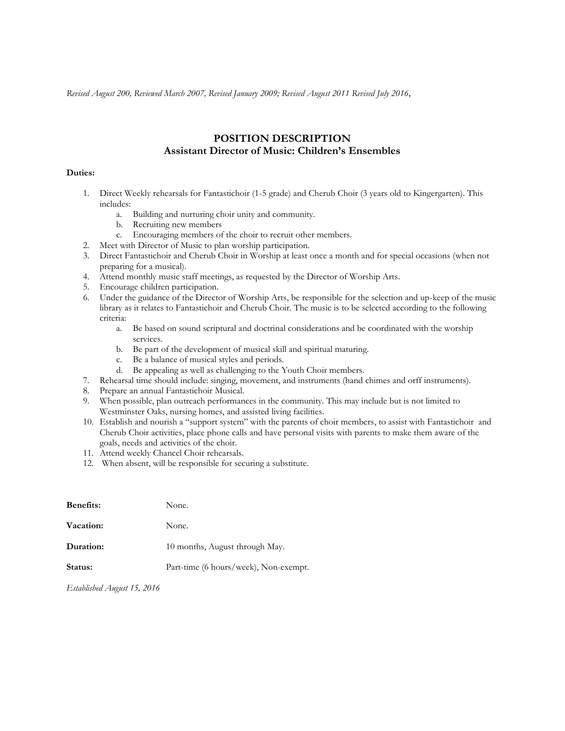*Revised August 200, Reviewed March 2007, Revised January 2009; Revised August 2011 Revised July 2016,*

## POSITION DESCRIPTION
## Assistant Director of Music: Children's Ensembles

**Duties:**

1. Direct Weekly rehearsals for Fantastichoir (1-5 grade) and Cherub Choir (3 years old to Kingergarten). This includes:
   a. Building and nurturing choir unity and community.
   b. Recruiting new members
   c. Encouraging members of the choir to recruit other members.
2. Meet with Director of Music to plan worship participation.
3. Direct Fantastichoir and Cherub Choir in Worship at least once a month and for special occasions (when not preparing for a musical).
4. Attend monthly music staff meetings, as requested by the Director of Worship Arts.
5. Encourage children participation.
6. Under the guidance of the Director of Worship Arts, be responsible for the selection and up-keep of the music library as it relates to Fantastichoir and Cherub Choir. The music is to be selected according to the following criteria:
   a. Be based on sound scriptural and doctrinal considerations and be coordinated with the worship services.
   b. Be part of the development of musical skill and spiritual maturing.
   c. Be a balance of musical styles and periods.
   d. Be appealing as well as challenging to the Youth Choir members.
7. Rehearsal time should include: singing, movement, and instruments (hand chimes and orff instruments).
8. Prepare an annual Fantastichoir Musical.
9. When possible, plan outreach performances in the community. This may include but is not limited to Westminster Oaks, nursing homes, and assisted living facilities.
10. Establish and nourish a "support system" with the parents of choir members, to assist with Fantastichoir and Cherub Choir activities, place phone calls and have personal visits with parents to make them aware of the goals, needs and activities of the choir.
11. Attend weekly Chancel Choir rehearsals.
12. When absent, will be responsible for securing a substitute.

**Benefits:** None.

**Vacation:** None.

**Duration:** 10 months, August through May.

**Status:** Part-time (6 hours/week), Non-exempt.

*Established August 15, 2016*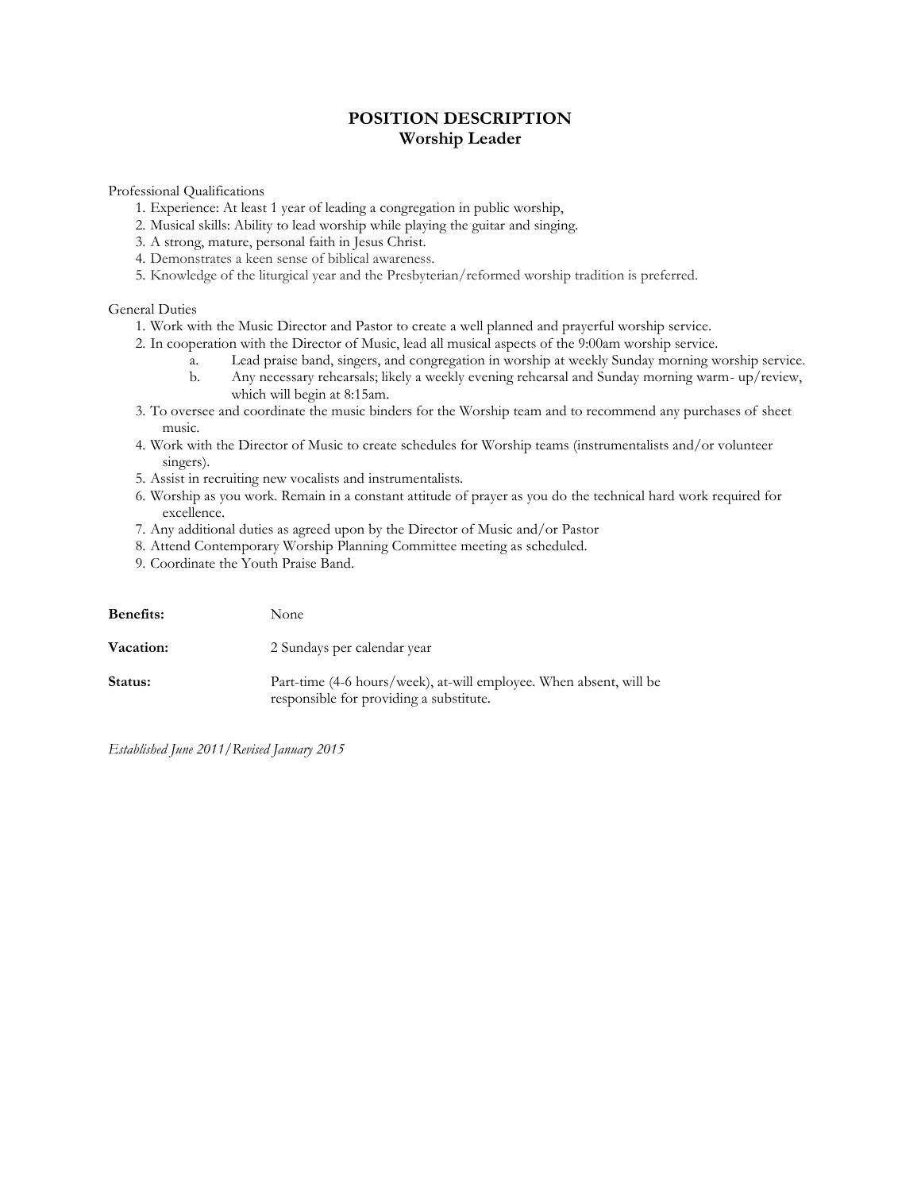# POSITION DESCRIPTION
## Worship Leader

Professional Qualifications

1. Experience: At least 1 year of leading a congregation in public worship,
2. Musical skills: Ability to lead worship while playing the guitar and singing.
3. A strong, mature, personal faith in Jesus Christ.
4. Demonstrates a keen sense of biblical awareness.
5. Knowledge of the liturgical year and the Presbyterian/reformed worship tradition is preferred.

General Duties

1. Work with the Music Director and Pastor to create a well planned and prayerful worship service.
2. In cooperation with the Director of Music, lead all musical aspects of the 9:00am worship service.
   a. Lead praise band, singers, and congregation in worship at weekly Sunday morning worship service.
   b. Any necessary rehearsals; likely a weekly evening rehearsal and Sunday morning warm- up/review, which will begin at 8:15am.
3. To oversee and coordinate the music binders for the Worship team and to recommend any purchases of sheet music.
4. Work with the Director of Music to create schedules for Worship teams (instrumentalists and/or volunteer singers).
5. Assist in recruiting new vocalists and instrumentalists.
6. Worship as you work. Remain in a constant attitude of prayer as you do the technical hard work required for excellence.
7. Any additional duties as agreed upon by the Director of Music and/or Pastor
8. Attend Contemporary Worship Planning Committee meeting as scheduled.
9. Coordinate the Youth Praise Band.

**Benefits:** None

**Vacation:** 2 Sundays per calendar year

**Status:** Part-time (4-6 hours/week), at-will employee. When absent, will be responsible for providing a substitute.

*Established June 2011/Revised January 2015*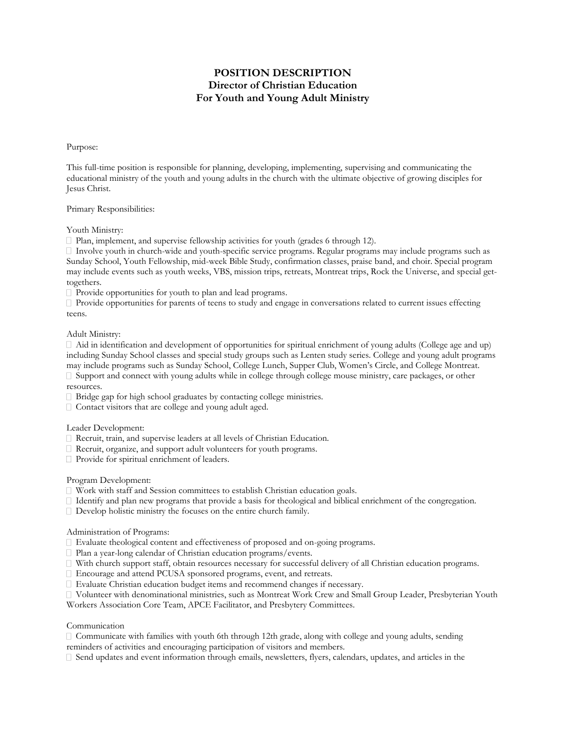# POSITION DESCRIPTION
## Director of Christian Education
## For Youth and Young Adult Ministry

Purpose:

This full-time position is responsible for planning, developing, implementing, supervising and communicating the educational ministry of the youth and young adults in the church with the ultimate objective of growing disciples for Jesus Christ.

Primary Responsibilities:

Youth Ministry:

- Plan, implement, and supervise fellowship activities for youth (grades 6 through 12).
- Involve youth in church-wide and youth-specific service programs. Regular programs may include programs such as Sunday School, Youth Fellowship, mid-week Bible Study, confirmation classes, praise band, and choir. Special program may include events such as youth weeks, VBS, mission trips, retreats, Montreat trips, Rock the Universe, and special get-togethers.
- Provide opportunities for youth to plan and lead programs.
- Provide opportunities for parents of teens to study and engage in conversations related to current issues effecting teens.

Adult Ministry:

- Aid in identification and development of opportunities for spiritual enrichment of young adults (College age and up) including Sunday School classes and special study groups such as Lenten study series. College and young adult programs may include programs such as Sunday School, College Lunch, Supper Club, Women's Circle, and College Montreat.
- Support and connect with young adults while in college through college mouse ministry, care packages, or other resources.
- Bridge gap for high school graduates by contacting college ministries.
- Contact visitors that are college and young adult aged.

Leader Development:

- Recruit, train, and supervise leaders at all levels of Christian Education.
- Recruit, organize, and support adult volunteers for youth programs.
- Provide for spiritual enrichment of leaders.

Program Development:

- Work with staff and Session committees to establish Christian education goals.
- Identify and plan new programs that provide a basis for theological and biblical enrichment of the congregation.
- Develop holistic ministry the focuses on the entire church family.

Administration of Programs:

- Evaluate theological content and effectiveness of proposed and on-going programs.
- Plan a year-long calendar of Christian education programs/events.
- With church support staff, obtain resources necessary for successful delivery of all Christian education programs.
- Encourage and attend PCUSA sponsored programs, event, and retreats.
- Evaluate Christian education budget items and recommend changes if necessary.
- Volunteer with denominational ministries, such as Montreat Work Crew and Small Group Leader, Presbyterian Youth Workers Association Core Team, APCE Facilitator, and Presbytery Committees.

Communication

- Communicate with families with youth 6th through 12th grade, along with college and young adults, sending reminders of activities and encouraging participation of visitors and members.
- Send updates and event information through emails, newsletters, flyers, calendars, updates, and articles in the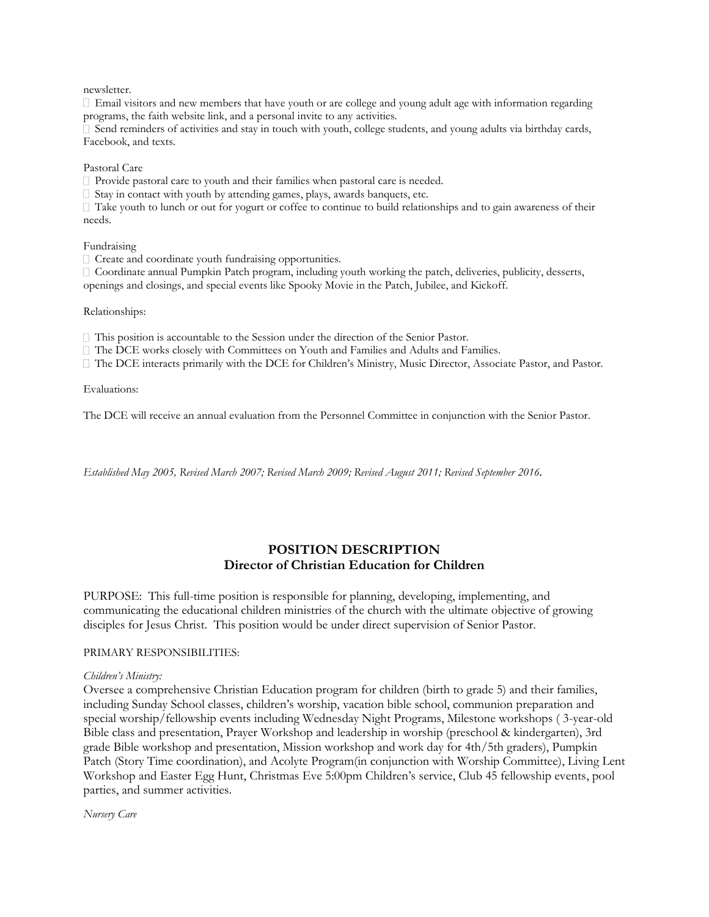newsletter.

- Email visitors and new members that have youth or are college and young adult age with information regarding programs, the faith website link, and a personal invite to any activities.
- Send reminders of activities and stay in touch with youth, college students, and young adults via birthday cards, Facebook, and texts.

Pastoral Care

- Provide pastoral care to youth and their families when pastoral care is needed.
- Stay in contact with youth by attending games, plays, awards banquets, etc.
- Take youth to lunch or out for yogurt or coffee to continue to build relationships and to gain awareness of their needs.

Fundraising

- Create and coordinate youth fundraising opportunities.
- Coordinate annual Pumpkin Patch program, including youth working the patch, deliveries, publicity, desserts, openings and closings, and special events like Spooky Movie in the Patch, Jubilee, and Kickoff.

Relationships:

- This position is accountable to the Session under the direction of the Senior Pastor.
- The DCE works closely with Committees on Youth and Families and Adults and Families.
- The DCE interacts primarily with the DCE for Children's Ministry, Music Director, Associate Pastor, and Pastor.

Evaluations:

The DCE will receive an annual evaluation from the Personnel Committee in conjunction with the Senior Pastor.

*Established May 2005, Revised March 2007; Revised March 2009; Revised August 2011; Revised September 2016.*

## POSITION DESCRIPTION
## Director of Christian Education for Children

PURPOSE: This full-time position is responsible for planning, developing, implementing, and communicating the educational children ministries of the church with the ultimate objective of growing disciples for Jesus Christ. This position would be under direct supervision of Senior Pastor.

PRIMARY RESPONSIBILITIES:

*Children's Ministry:*

Oversee a comprehensive Christian Education program for children (birth to grade 5) and their families, including Sunday School classes, children's worship, vacation bible school, communion preparation and special worship/fellowship events including Wednesday Night Programs, Milestone workshops ( 3-year-old Bible class and presentation, Prayer Workshop and leadership in worship (preschool & kindergarten), 3rd grade Bible workshop and presentation, Mission workshop and work day for 4th/5th graders), Pumpkin Patch (Story Time coordination), and Acolyte Program(in conjunction with Worship Committee), Living Lent Workshop and Easter Egg Hunt, Christmas Eve 5:00pm Children's service, Club 45 fellowship events, pool parties, and summer activities.

*Nursery Care*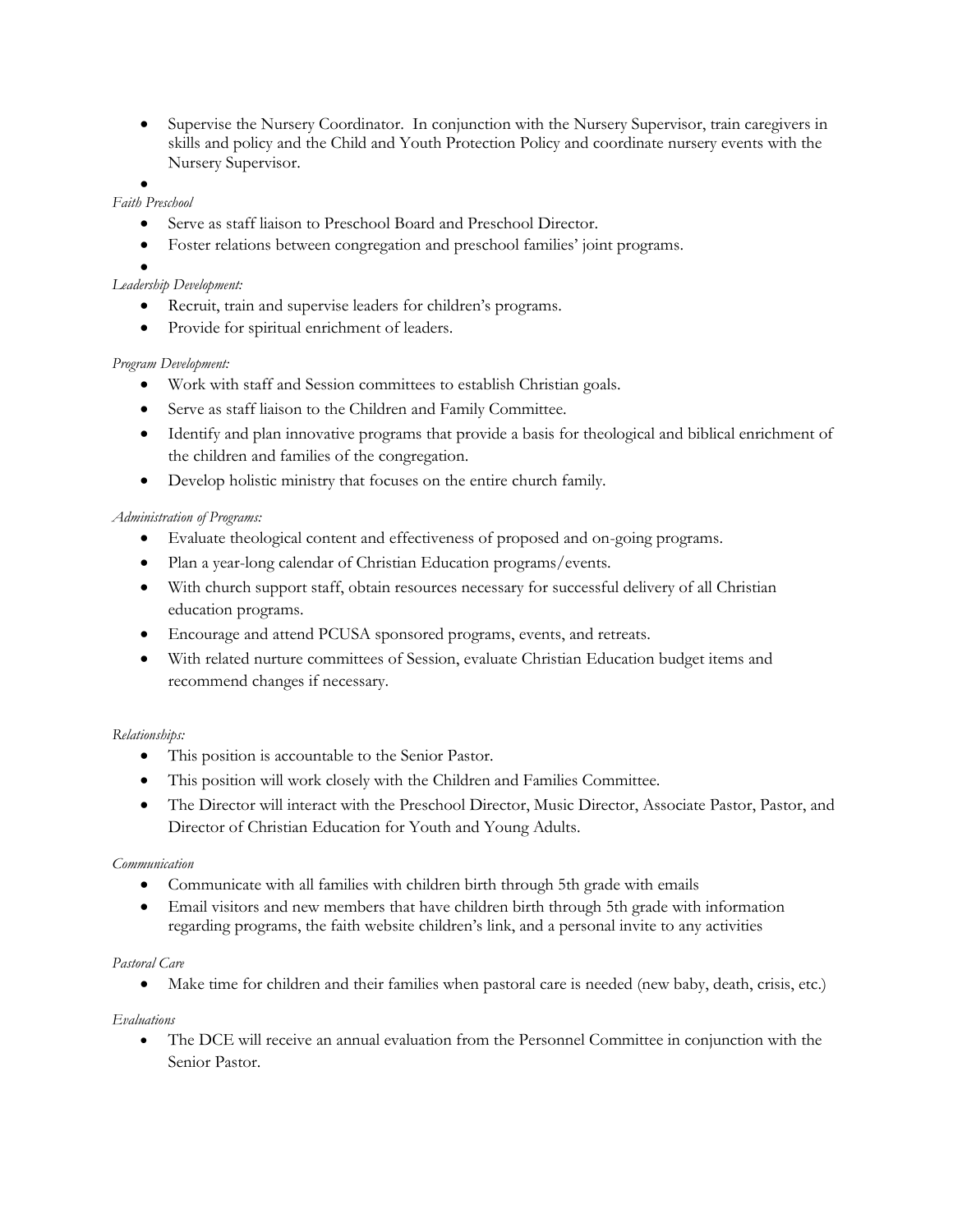- Supervise the Nursery Coordinator. In conjunction with the Nursery Supervisor, train caregivers in skills and policy and the Child and Youth Protection Policy and coordinate nursery events with the Nursery Supervisor.
- 

*Faith Preschool*

- Serve as staff liaison to Preschool Board and Preschool Director.
- Foster relations between congregation and preschool families' joint programs.
- 

*Leadership Development:*

- Recruit, train and supervise leaders for children's programs.
- Provide for spiritual enrichment of leaders.

*Program Development:*

- Work with staff and Session committees to establish Christian goals.
- Serve as staff liaison to the Children and Family Committee.
- Identify and plan innovative programs that provide a basis for theological and biblical enrichment of the children and families of the congregation.
- Develop holistic ministry that focuses on the entire church family.

*Administration of Programs:*

- Evaluate theological content and effectiveness of proposed and on-going programs.
- Plan a year-long calendar of Christian Education programs/events.
- With church support staff, obtain resources necessary for successful delivery of all Christian education programs.
- Encourage and attend PCUSA sponsored programs, events, and retreats.
- With related nurture committees of Session, evaluate Christian Education budget items and recommend changes if necessary.

*Relationships:*

- This position is accountable to the Senior Pastor.
- This position will work closely with the Children and Families Committee.
- The Director will interact with the Preschool Director, Music Director, Associate Pastor, Pastor, and Director of Christian Education for Youth and Young Adults.

*Communication*

- Communicate with all families with children birth through 5th grade with emails
- Email visitors and new members that have children birth through 5th grade with information regarding programs, the faith website children's link, and a personal invite to any activities

*Pastoral Care*

- Make time for children and their families when pastoral care is needed (new baby, death, crisis, etc.)

*Evaluations*

- The DCE will receive an annual evaluation from the Personnel Committee in conjunction with the Senior Pastor.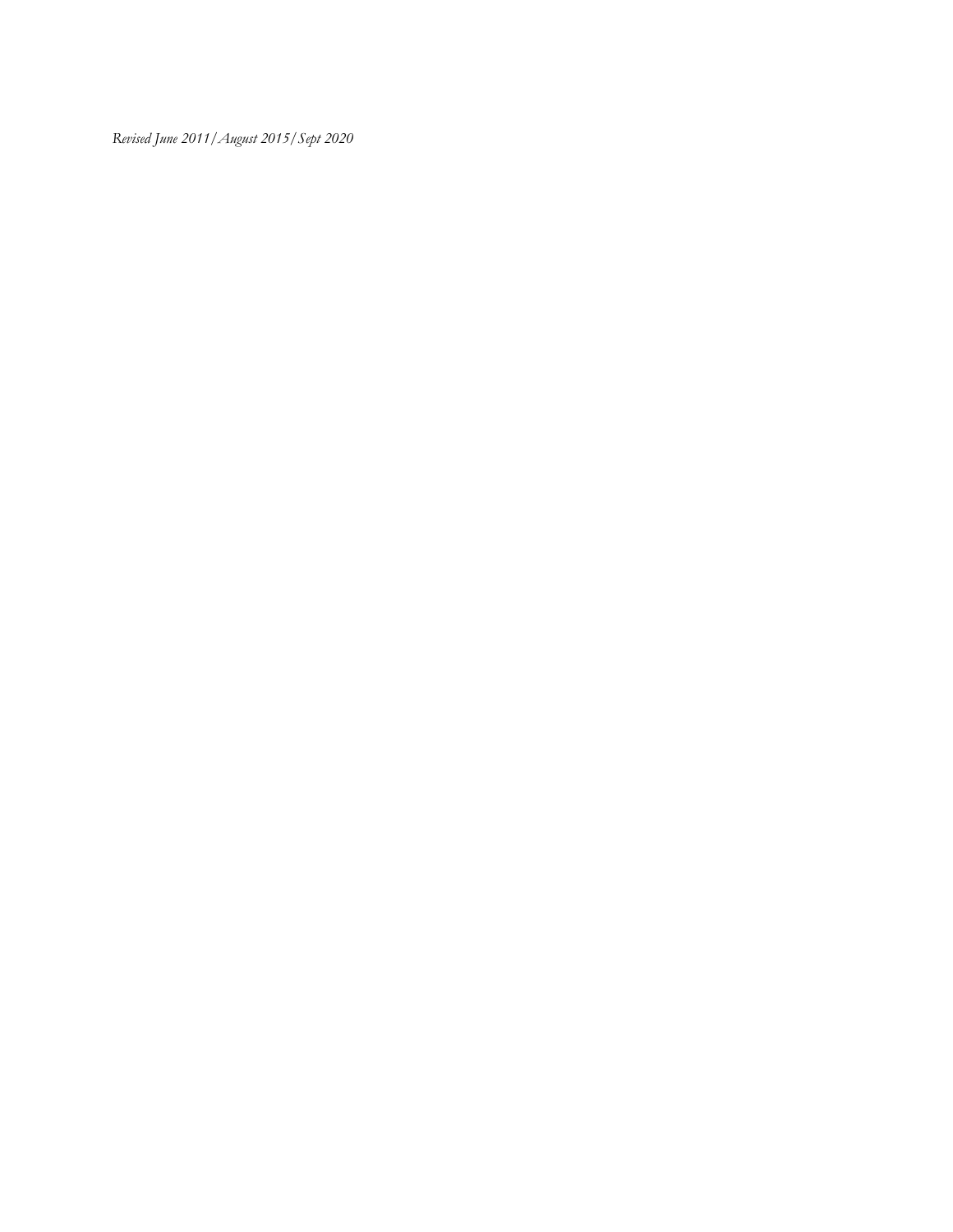*Revised June 2011/August 2015/Sept 2020*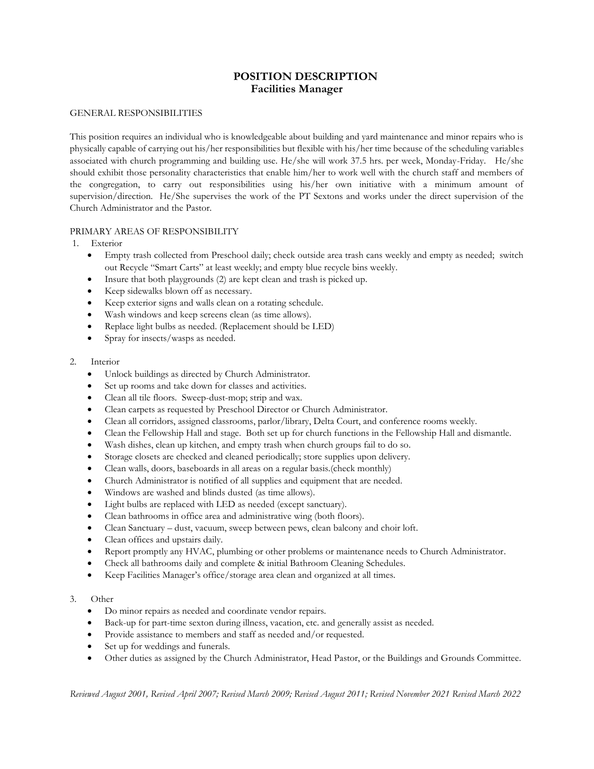# POSITION DESCRIPTION
## Facilities Manager

GENERAL RESPONSIBILITIES

This position requires an individual who is knowledgeable about building and yard maintenance and minor repairs who is physically capable of carrying out his/her responsibilities but flexible with his/her time because of the scheduling variables associated with church programming and building use. He/she will work 37.5 hrs. per week, Monday-Friday. He/she should exhibit those personality characteristics that enable him/her to work well with the church staff and members of the congregation, to carry out responsibilities using his/her own initiative with a minimum amount of supervision/direction. He/She supervises the work of the PT Sextons and works under the direct supervision of the Church Administrator and the Pastor.

PRIMARY AREAS OF RESPONSIBILITY

1. Exterior
   - Empty trash collected from Preschool daily; check outside area trash cans weekly and empty as needed; switch out Recycle "Smart Carts" at least weekly; and empty blue recycle bins weekly.
   - Insure that both playgrounds (2) are kept clean and trash is picked up.
   - Keep sidewalks blown off as necessary.
   - Keep exterior signs and walls clean on a rotating schedule.
   - Wash windows and keep screens clean (as time allows).
   - Replace light bulbs as needed. (Replacement should be LED)
   - Spray for insects/wasps as needed.

2. Interior
   - Unlock buildings as directed by Church Administrator.
   - Set up rooms and take down for classes and activities.
   - Clean all tile floors. Sweep-dust-mop; strip and wax.
   - Clean carpets as requested by Preschool Director or Church Administrator.
   - Clean all corridors, assigned classrooms, parlor/library, Delta Court, and conference rooms weekly.
   - Clean the Fellowship Hall and stage. Both set up for church functions in the Fellowship Hall and dismantle.
   - Wash dishes, clean up kitchen, and empty trash when church groups fail to do so.
   - Storage closets are checked and cleaned periodically; store supplies upon delivery.
   - Clean walls, doors, baseboards in all areas on a regular basis.(check monthly)
   - Church Administrator is notified of all supplies and equipment that are needed.
   - Windows are washed and blinds dusted (as time allows).
   - Light bulbs are replaced with LED as needed (except sanctuary).
   - Clean bathrooms in office area and administrative wing (both floors).
   - Clean Sanctuary – dust, vacuum, sweep between pews, clean balcony and choir loft.
   - Clean offices and upstairs daily.
   - Report promptly any HVAC, plumbing or other problems or maintenance needs to Church Administrator.
   - Check all bathrooms daily and complete & initial Bathroom Cleaning Schedules.
   - Keep Facilities Manager's office/storage area clean and organized at all times.

3. Other
   - Do minor repairs as needed and coordinate vendor repairs.
   - Back-up for part-time sexton during illness, vacation, etc. and generally assist as needed.
   - Provide assistance to members and staff as needed and/or requested.
   - Set up for weddings and funerals.
   - Other duties as assigned by the Church Administrator, Head Pastor, or the Buildings and Grounds Committee.

*Reviewed August 2001, Revised April 2007; Revised March 2009; Revised August 2011; Revised November 2021 Revised March 2022*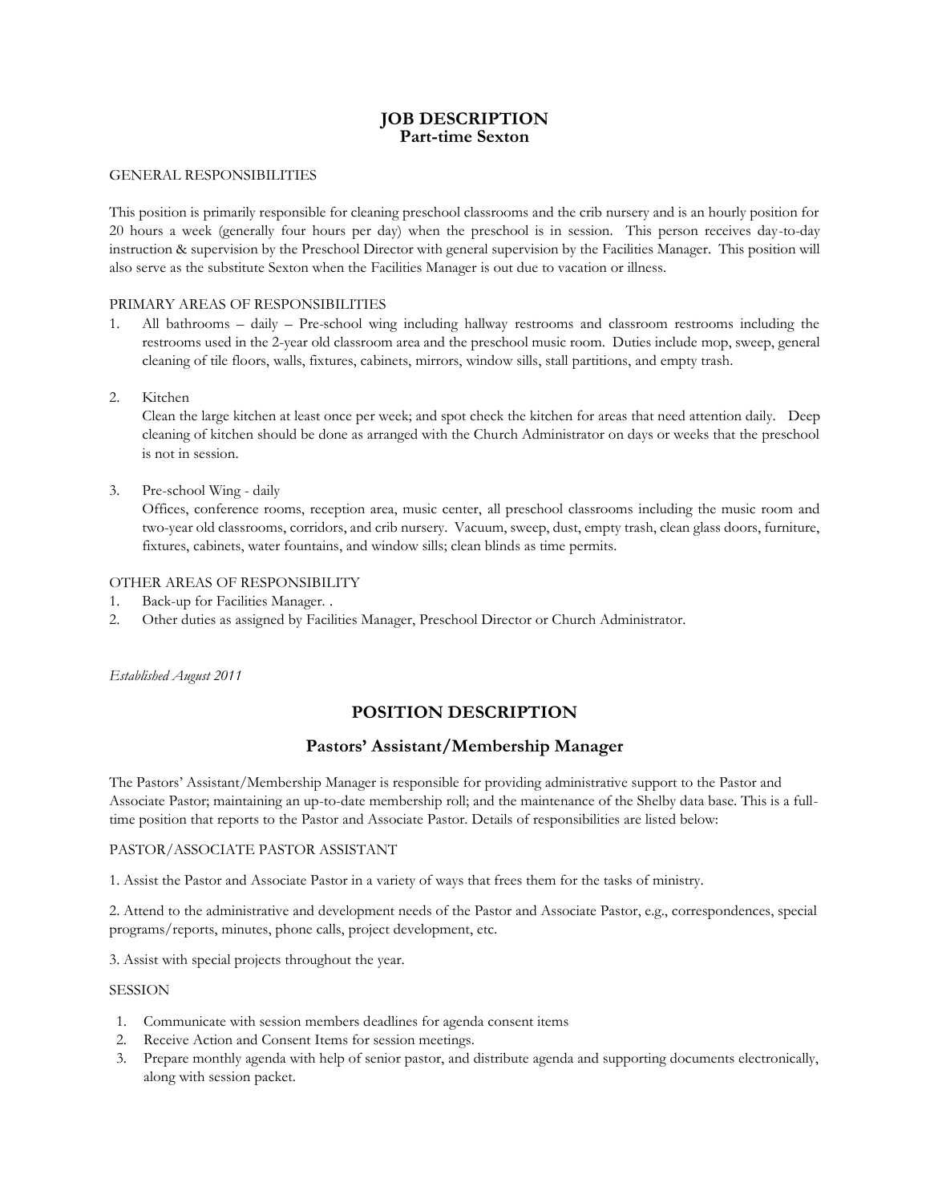# JOB DESCRIPTION
## Part-time Sexton

GENERAL RESPONSIBILITIES

This position is primarily responsible for cleaning preschool classrooms and the crib nursery and is an hourly position for 20 hours a week (generally four hours per day) when the preschool is in session. This person receives day-to-day instruction & supervision by the Preschool Director with general supervision by the Facilities Manager. This position will also serve as the substitute Sexton when the Facilities Manager is out due to vacation or illness.

PRIMARY AREAS OF RESPONSIBILITIES

1. All bathrooms – daily – Pre-school wing including hallway restrooms and classroom restrooms including the restrooms used in the 2-year old classroom area and the preschool music room. Duties include mop, sweep, general cleaning of tile floors, walls, fixtures, cabinets, mirrors, window sills, stall partitions, and empty trash.

2. Kitchen
   Clean the large kitchen at least once per week; and spot check the kitchen for areas that need attention daily. Deep cleaning of kitchen should be done as arranged with the Church Administrator on days or weeks that the preschool is not in session.

3. Pre-school Wing - daily
   Offices, conference rooms, reception area, music center, all preschool classrooms including the music room and two-year old classrooms, corridors, and crib nursery. Vacuum, sweep, dust, empty trash, clean glass doors, furniture, fixtures, cabinets, water fountains, and window sills; clean blinds as time permits.

OTHER AREAS OF RESPONSIBILITY

1. Back-up for Facilities Manager. .
2. Other duties as assigned by Facilities Manager, Preschool Director or Church Administrator.

*Established August 2011*

# POSITION DESCRIPTION

## Pastors' Assistant/Membership Manager

The Pastors' Assistant/Membership Manager is responsible for providing administrative support to the Pastor and Associate Pastor; maintaining an up-to-date membership roll; and the maintenance of the Shelby data base. This is a full-time position that reports to the Pastor and Associate Pastor. Details of responsibilities are listed below:

PASTOR/ASSOCIATE PASTOR ASSISTANT

1. Assist the Pastor and Associate Pastor in a variety of ways that frees them for the tasks of ministry.

2. Attend to the administrative and development needs of the Pastor and Associate Pastor, e.g., correspondences, special programs/reports, minutes, phone calls, project development, etc.

3. Assist with special projects throughout the year.

SESSION

1. Communicate with session members deadlines for agenda consent items
2. Receive Action and Consent Items for session meetings.
3. Prepare monthly agenda with help of senior pastor, and distribute agenda and supporting documents electronically, along with session packet.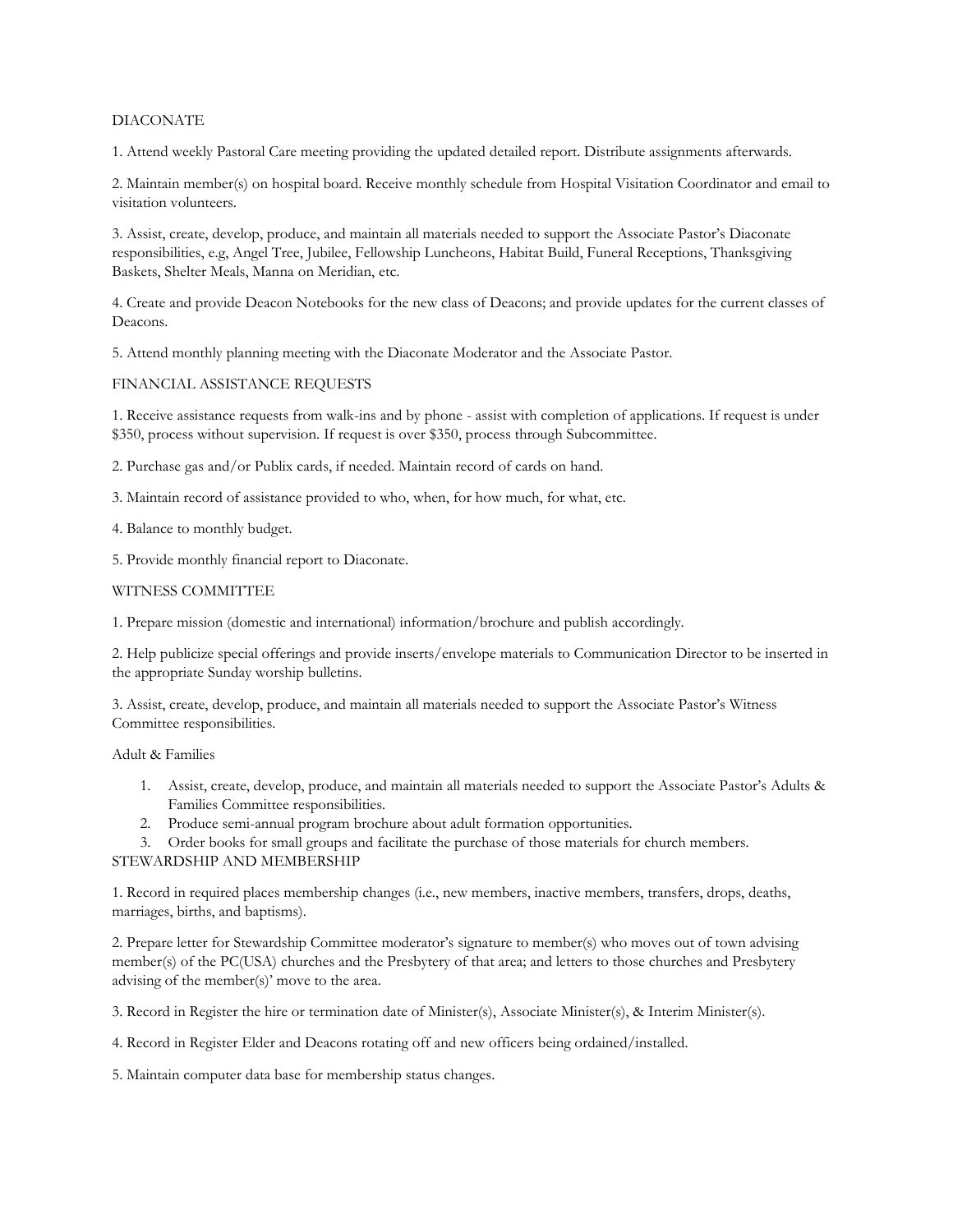DIACONATE

1. Attend weekly Pastoral Care meeting providing the updated detailed report. Distribute assignments afterwards.

2. Maintain member(s) on hospital board. Receive monthly schedule from Hospital Visitation Coordinator and email to visitation volunteers.

3. Assist, create, develop, produce, and maintain all materials needed to support the Associate Pastor's Diaconate responsibilities, e.g, Angel Tree, Jubilee, Fellowship Luncheons, Habitat Build, Funeral Receptions, Thanksgiving Baskets, Shelter Meals, Manna on Meridian, etc.

4. Create and provide Deacon Notebooks for the new class of Deacons; and provide updates for the current classes of Deacons.

5. Attend monthly planning meeting with the Diaconate Moderator and the Associate Pastor.

FINANCIAL ASSISTANCE REQUESTS

1. Receive assistance requests from walk-ins and by phone - assist with completion of applications. If request is under $350, process without supervision. If request is over $350, process through Subcommittee.

2. Purchase gas and/or Publix cards, if needed. Maintain record of cards on hand.

3. Maintain record of assistance provided to who, when, for how much, for what, etc.

4. Balance to monthly budget.

5. Provide monthly financial report to Diaconate.

WITNESS COMMITTEE

1. Prepare mission (domestic and international) information/brochure and publish accordingly.

2. Help publicize special offerings and provide inserts/envelope materials to Communication Director to be inserted in the appropriate Sunday worship bulletins.

3. Assist, create, develop, produce, and maintain all materials needed to support the Associate Pastor's Witness Committee responsibilities.

Adult & Families

1. Assist, create, develop, produce, and maintain all materials needed to support the Associate Pastor's Adults & Families Committee responsibilities.
2. Produce semi-annual program brochure about adult formation opportunities.
3. Order books for small groups and facilitate the purchase of those materials for church members.

STEWARDSHIP AND MEMBERSHIP

1. Record in required places membership changes (i.e., new members, inactive members, transfers, drops, deaths, marriages, births, and baptisms).

2. Prepare letter for Stewardship Committee moderator's signature to member(s) who moves out of town advising member(s) of the PC(USA) churches and the Presbytery of that area; and letters to those churches and Presbytery advising of the member(s)' move to the area.

3. Record in Register the hire or termination date of Minister(s), Associate Minister(s), & Interim Minister(s).

4. Record in Register Elder and Deacons rotating off and new officers being ordained/installed.

5. Maintain computer data base for membership status changes.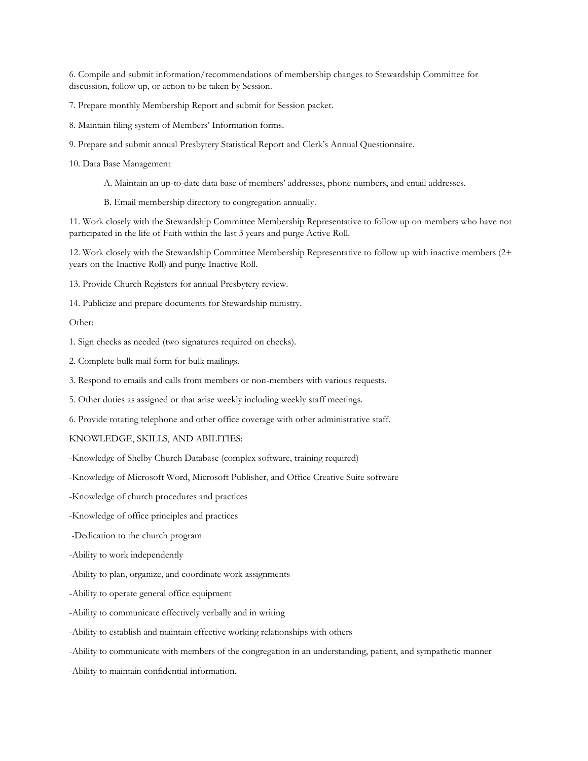6. Compile and submit information/recommendations of membership changes to Stewardship Committee for discussion, follow up, or action to be taken by Session.

7. Prepare monthly Membership Report and submit for Session packet.

8. Maintain filing system of Members' Information forms.

9. Prepare and submit annual Presbytery Statistical Report and Clerk's Annual Questionnaire.

10. Data Base Management

    A. Maintain an up-to-date data base of members' addresses, phone numbers, and email addresses.

    B. Email membership directory to congregation annually.

11. Work closely with the Stewardship Committee Membership Representative to follow up on members who have not participated in the life of Faith within the last 3 years and purge Active Roll.

12. Work closely with the Stewardship Committee Membership Representative to follow up with inactive members (2+ years on the Inactive Roll) and purge Inactive Roll.

13. Provide Church Registers for annual Presbytery review.

14. Publicize and prepare documents for Stewardship ministry.

Other:

1. Sign checks as needed (two signatures required on checks).

2. Complete bulk mail form for bulk mailings.

3. Respond to emails and calls from members or non-members with various requests.

5. Other duties as assigned or that arise weekly including weekly staff meetings.

6. Provide rotating telephone and other office coverage with other administrative staff.

KNOWLEDGE, SKILLS, AND ABILITIES:

-Knowledge of Shelby Church Database (complex software, training required)

-Knowledge of Microsoft Word, Microsoft Publisher, and Office Creative Suite software

-Knowledge of church procedures and practices

-Knowledge of office principles and practices

-Dedication to the church program

-Ability to work independently

-Ability to plan, organize, and coordinate work assignments

-Ability to operate general office equipment

-Ability to communicate effectively verbally and in writing

-Ability to establish and maintain effective working relationships with others

-Ability to communicate with members of the congregation in an understanding, patient, and sympathetic manner

-Ability to maintain confidential information.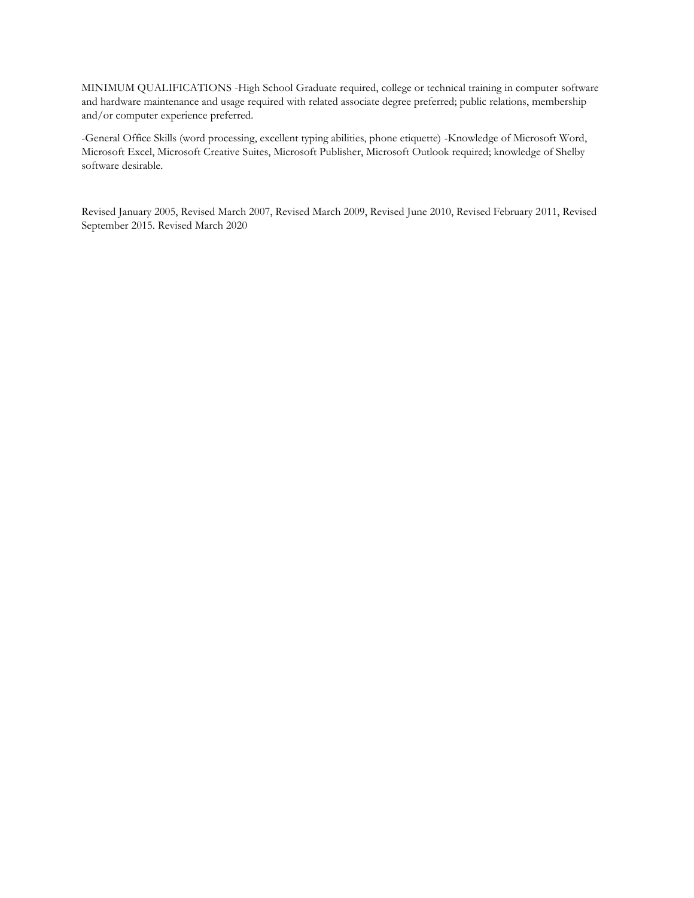MINIMUM QUALIFICATIONS -High School Graduate required, college or technical training in computer software and hardware maintenance and usage required with related associate degree preferred; public relations, membership and/or computer experience preferred.

-General Office Skills (word processing, excellent typing abilities, phone etiquette) -Knowledge of Microsoft Word, Microsoft Excel, Microsoft Creative Suites, Microsoft Publisher, Microsoft Outlook required; knowledge of Shelby software desirable.

Revised January 2005, Revised March 2007, Revised March 2009, Revised June 2010, Revised February 2011, Revised September 2015. Revised March 2020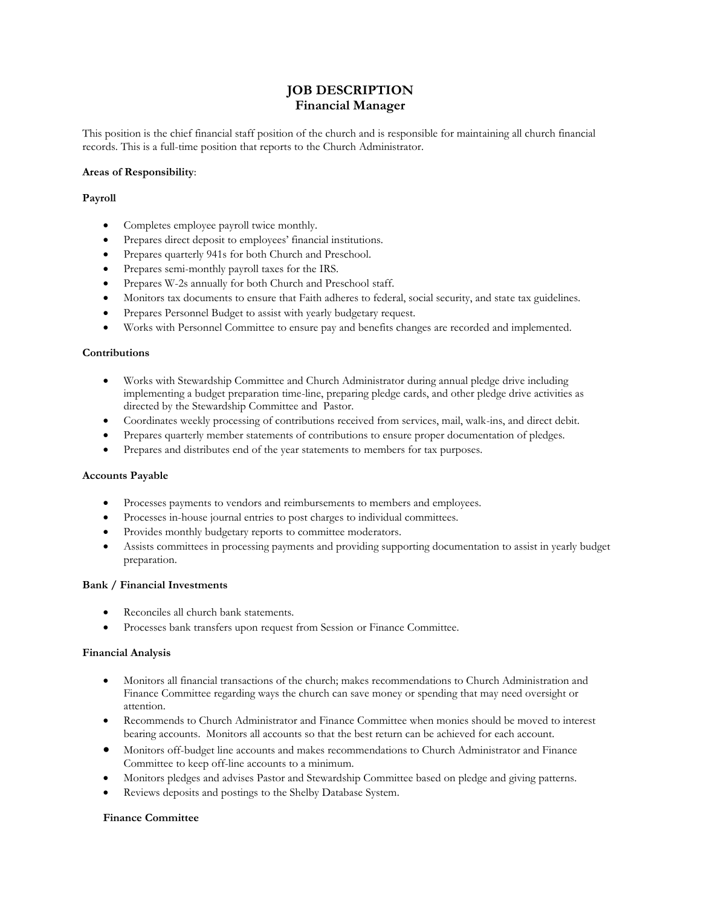# JOB DESCRIPTION
## Financial Manager

This position is the chief financial staff position of the church and is responsible for maintaining all church financial records. This is a full-time position that reports to the Church Administrator.

**Areas of Responsibility**:

**Payroll**

- Completes employee payroll twice monthly.
- Prepares direct deposit to employees' financial institutions.
- Prepares quarterly 941s for both Church and Preschool.
- Prepares semi-monthly payroll taxes for the IRS.
- Prepares W-2s annually for both Church and Preschool staff.
- Monitors tax documents to ensure that Faith adheres to federal, social security, and state tax guidelines.
- Prepares Personnel Budget to assist with yearly budgetary request.
- Works with Personnel Committee to ensure pay and benefits changes are recorded and implemented.

**Contributions**

- Works with Stewardship Committee and Church Administrator during annual pledge drive including implementing a budget preparation time-line, preparing pledge cards, and other pledge drive activities as directed by the Stewardship Committee and Pastor.
- Coordinates weekly processing of contributions received from services, mail, walk-ins, and direct debit.
- Prepares quarterly member statements of contributions to ensure proper documentation of pledges.
- Prepares and distributes end of the year statements to members for tax purposes.

**Accounts Payable**

- Processes payments to vendors and reimbursements to members and employees.
- Processes in-house journal entries to post charges to individual committees.
- Provides monthly budgetary reports to committee moderators.
- Assists committees in processing payments and providing supporting documentation to assist in yearly budget preparation.

**Bank / Financial Investments**

- Reconciles all church bank statements.
- Processes bank transfers upon request from Session or Finance Committee.

**Financial Analysis**

- Monitors all financial transactions of the church; makes recommendations to Church Administration and Finance Committee regarding ways the church can save money or spending that may need oversight or attention.
- Recommends to Church Administrator and Finance Committee when monies should be moved to interest bearing accounts. Monitors all accounts so that the best return can be achieved for each account.
- Monitors off-budget line accounts and makes recommendations to Church Administrator and Finance Committee to keep off-line accounts to a minimum.
- Monitors pledges and advises Pastor and Stewardship Committee based on pledge and giving patterns.
- Reviews deposits and postings to the Shelby Database System.

**Finance Committee**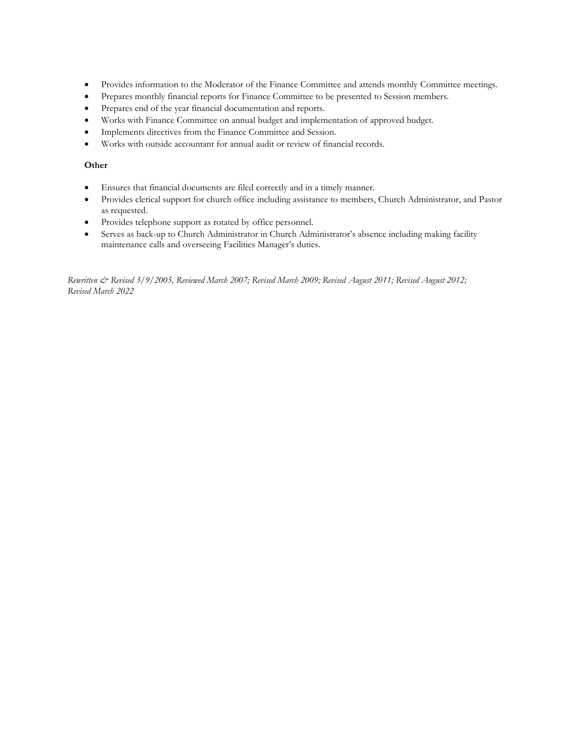- Provides information to the Moderator of the Finance Committee and attends monthly Committee meetings.
- Prepares monthly financial reports for Finance Committee to be presented to Session members.
- Prepares end of the year financial documentation and reports.
- Works with Finance Committee on annual budget and implementation of approved budget.
- Implements directives from the Finance Committee and Session.
- Works with outside accountant for annual audit or review of financial records.

**Other**

- Ensures that financial documents are filed correctly and in a timely manner.
- Provides clerical support for church office including assistance to members, Church Administrator, and Pastor as requested.
- Provides telephone support as rotated by office personnel.
- Serves as back-up to Church Administrator in Church Administrator's absence including making facility maintenance calls and overseeing Facilities Manager's duties.

*Rewritten & Revised 3/9/2005, Reviewed March 2007; Revised March 2009; Revised August 2011; Revised August 2012; Revised March 2022*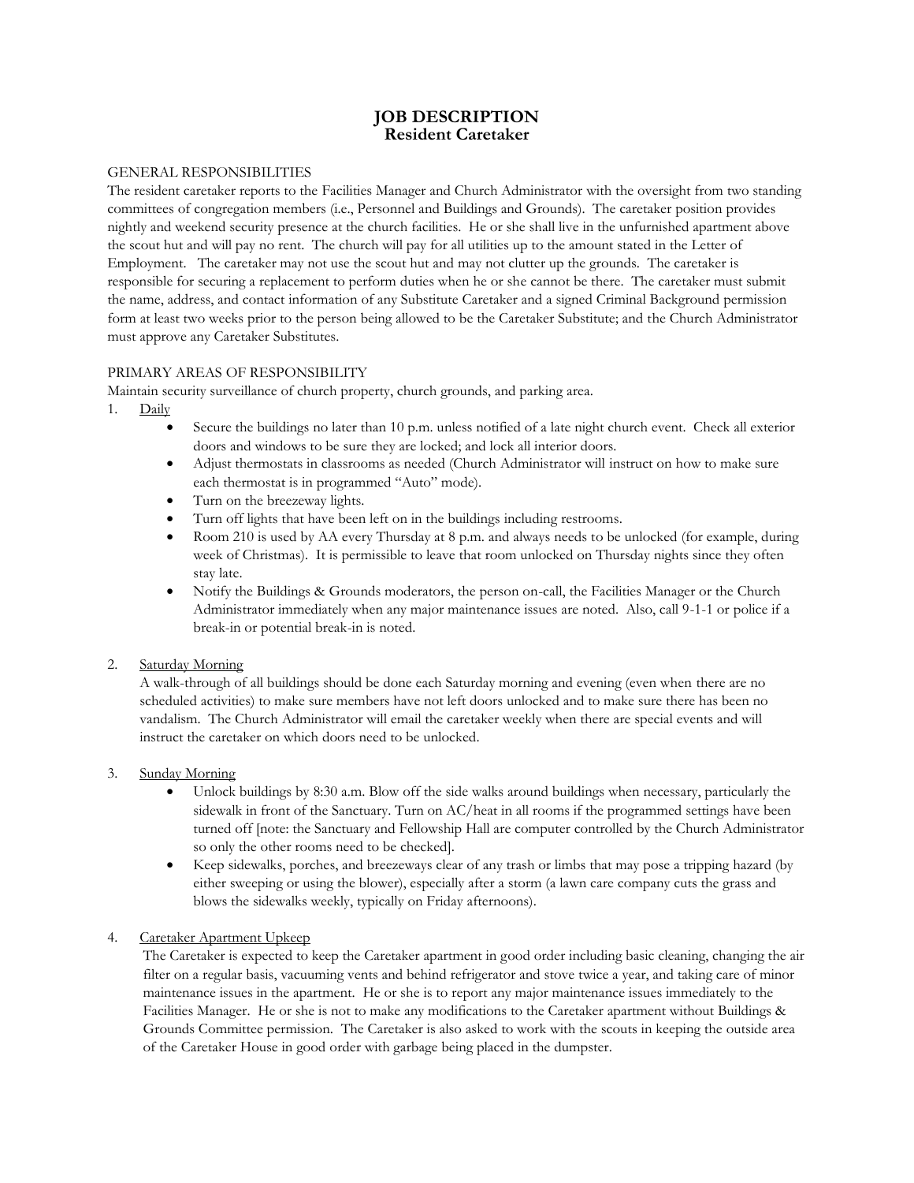# JOB DESCRIPTION
## Resident Caretaker

GENERAL RESPONSIBILITIES

The resident caretaker reports to the Facilities Manager and Church Administrator with the oversight from two standing committees of congregation members (i.e., Personnel and Buildings and Grounds). The caretaker position provides nightly and weekend security presence at the church facilities. He or she shall live in the unfurnished apartment above the scout hut and will pay no rent. The church will pay for all utilities up to the amount stated in the Letter of Employment. The caretaker may not use the scout hut and may not clutter up the grounds. The caretaker is responsible for securing a replacement to perform duties when he or she cannot be there. The caretaker must submit the name, address, and contact information of any Substitute Caretaker and a signed Criminal Background permission form at least two weeks prior to the person being allowed to be the Caretaker Substitute; and the Church Administrator must approve any Caretaker Substitutes.

PRIMARY AREAS OF RESPONSIBILITY

Maintain security surveillance of church property, church grounds, and parking area.

1. Daily
   - Secure the buildings no later than 10 p.m. unless notified of a late night church event. Check all exterior doors and windows to be sure they are locked; and lock all interior doors.
   - Adjust thermostats in classrooms as needed (Church Administrator will instruct on how to make sure each thermostat is in programmed "Auto" mode).
   - Turn on the breezeway lights.
   - Turn off lights that have been left on in the buildings including restrooms.
   - Room 210 is used by AA every Thursday at 8 p.m. and always needs to be unlocked (for example, during week of Christmas). It is permissible to leave that room unlocked on Thursday nights since they often stay late.
   - Notify the Buildings & Grounds moderators, the person on-call, the Facilities Manager or the Church Administrator immediately when any major maintenance issues are noted. Also, call 9-1-1 or police if a break-in or potential break-in is noted.

2. Saturday Morning

   A walk-through of all buildings should be done each Saturday morning and evening (even when there are no scheduled activities) to make sure members have not left doors unlocked and to make sure there has been no vandalism. The Church Administrator will email the caretaker weekly when there are special events and will instruct the caretaker on which doors need to be unlocked.

3. Sunday Morning
   - Unlock buildings by 8:30 a.m. Blow off the side walks around buildings when necessary, particularly the sidewalk in front of the Sanctuary. Turn on AC/heat in all rooms if the programmed settings have been turned off [note: the Sanctuary and Fellowship Hall are computer controlled by the Church Administrator so only the other rooms need to be checked].
   - Keep sidewalks, porches, and breezeways clear of any trash or limbs that may pose a tripping hazard (by either sweeping or using the blower), especially after a storm (a lawn care company cuts the grass and blows the sidewalks weekly, typically on Friday afternoons).

4. Caretaker Apartment Upkeep

   The Caretaker is expected to keep the Caretaker apartment in good order including basic cleaning, changing the air filter on a regular basis, vacuuming vents and behind refrigerator and stove twice a year, and taking care of minor maintenance issues in the apartment. He or she is to report any major maintenance issues immediately to the Facilities Manager. He or she is not to make any modifications to the Caretaker apartment without Buildings & Grounds Committee permission. The Caretaker is also asked to work with the scouts in keeping the outside area of the Caretaker House in good order with garbage being placed in the dumpster.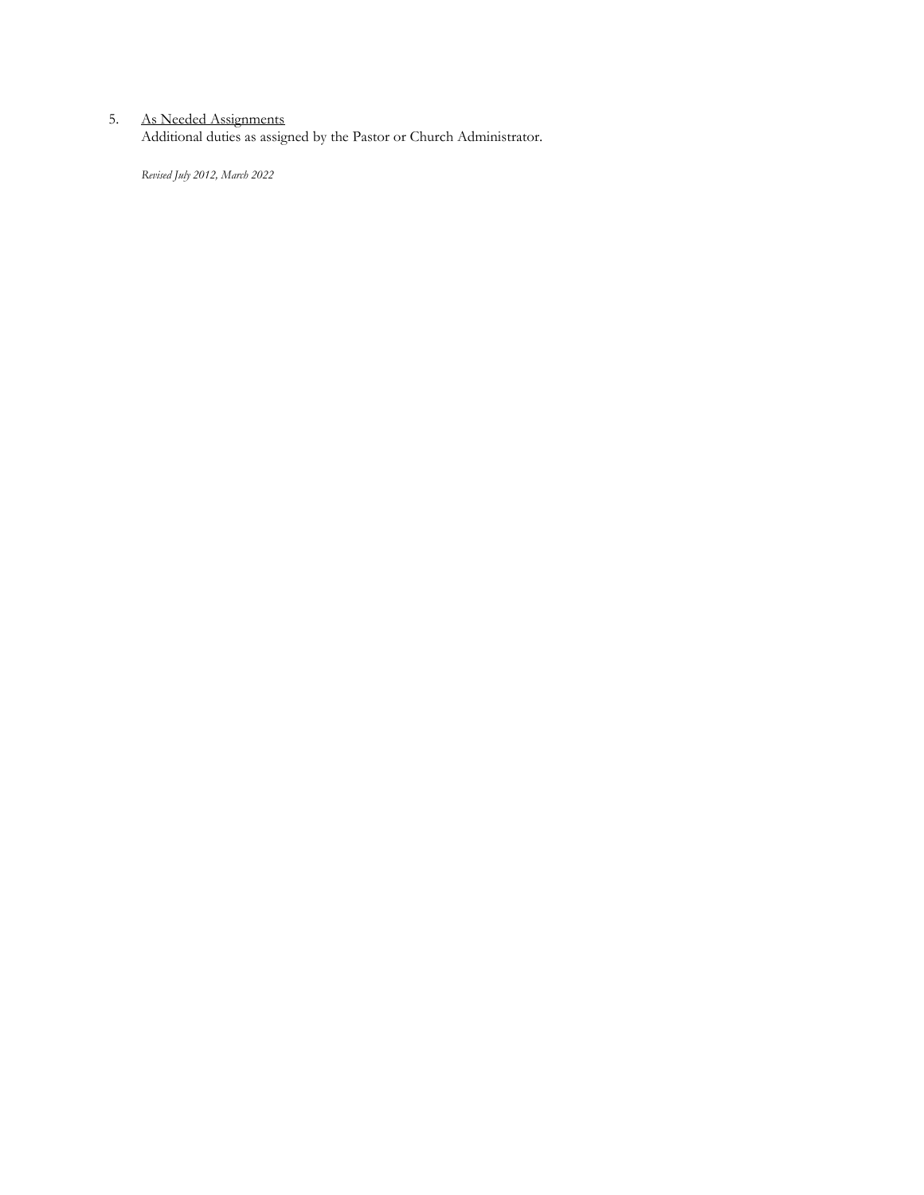5. <u>As Needed Assignments</u>
   Additional duties as assigned by the Pastor or Church Administrator.

   *Revised July 2012, March 2022*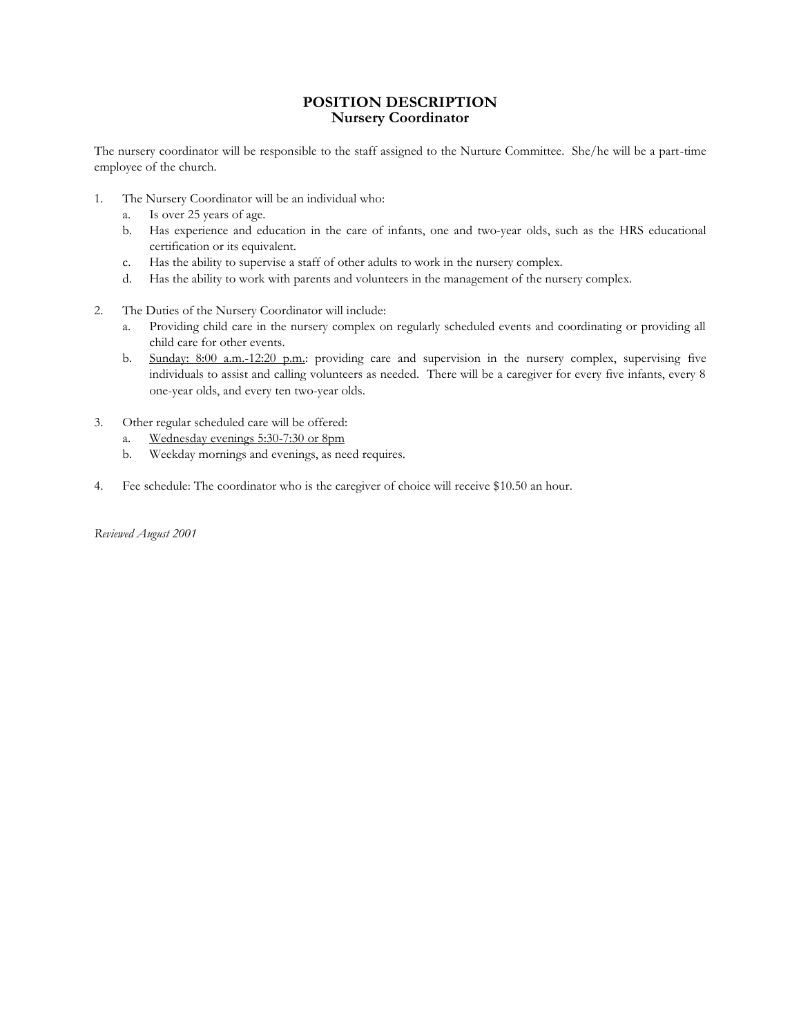# POSITION DESCRIPTION
## Nursery Coordinator

The nursery coordinator will be responsible to the staff assigned to the Nurture Committee. She/he will be a part-time employee of the church.

1. The Nursery Coordinator will be an individual who:
   a. Is over 25 years of age.
   b. Has experience and education in the care of infants, one and two-year olds, such as the HRS educational certification or its equivalent.
   c. Has the ability to supervise a staff of other adults to work in the nursery complex.
   d. Has the ability to work with parents and volunteers in the management of the nursery complex.

2. The Duties of the Nursery Coordinator will include:
   a. Providing child care in the nursery complex on regularly scheduled events and coordinating or providing all child care for other events.
   b. <u>Sunday: 8:00 a.m.-12:20 p.m.</u>: providing care and supervision in the nursery complex, supervising five individuals to assist and calling volunteers as needed. There will be a caregiver for every five infants, every 8 one-year olds, and every ten two-year olds.

3. Other regular scheduled care will be offered:
   a. <u>Wednesday evenings 5:30-7:30 or 8pm</u>
   b. Weekday mornings and evenings, as need requires.

4. Fee schedule: The coordinator who is the caregiver of choice will receive $10.50 an hour.

*Reviewed August 2001*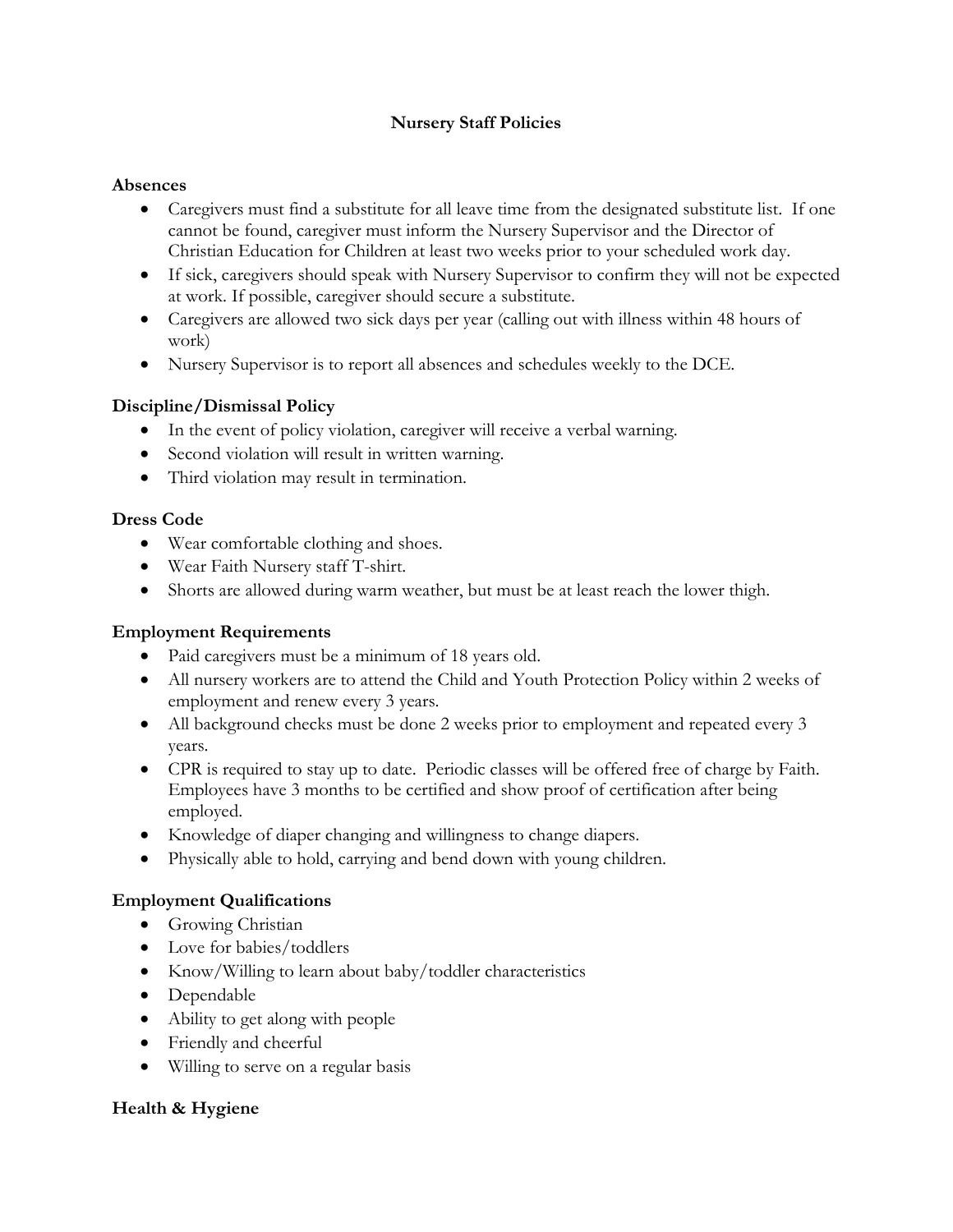# Nursery Staff Policies

### Absences

- Caregivers must find a substitute for all leave time from the designated substitute list. If one cannot be found, caregiver must inform the Nursery Supervisor and the Director of Christian Education for Children at least two weeks prior to your scheduled work day.
- If sick, caregivers should speak with Nursery Supervisor to confirm they will not be expected at work. If possible, caregiver should secure a substitute.
- Caregivers are allowed two sick days per year (calling out with illness within 48 hours of work)
- Nursery Supervisor is to report all absences and schedules weekly to the DCE.

### Discipline/Dismissal Policy

- In the event of policy violation, caregiver will receive a verbal warning.
- Second violation will result in written warning.
- Third violation may result in termination.

### Dress Code

- Wear comfortable clothing and shoes.
- Wear Faith Nursery staff T-shirt.
- Shorts are allowed during warm weather, but must be at least reach the lower thigh.

### Employment Requirements

- Paid caregivers must be a minimum of 18 years old.
- All nursery workers are to attend the Child and Youth Protection Policy within 2 weeks of employment and renew every 3 years.
- All background checks must be done 2 weeks prior to employment and repeated every 3 years.
- CPR is required to stay up to date. Periodic classes will be offered free of charge by Faith. Employees have 3 months to be certified and show proof of certification after being employed.
- Knowledge of diaper changing and willingness to change diapers.
- Physically able to hold, carrying and bend down with young children.

### Employment Qualifications

- Growing Christian
- Love for babies/toddlers
- Know/Willing to learn about baby/toddler characteristics
- Dependable
- Ability to get along with people
- Friendly and cheerful
- Willing to serve on a regular basis

### Health & Hygiene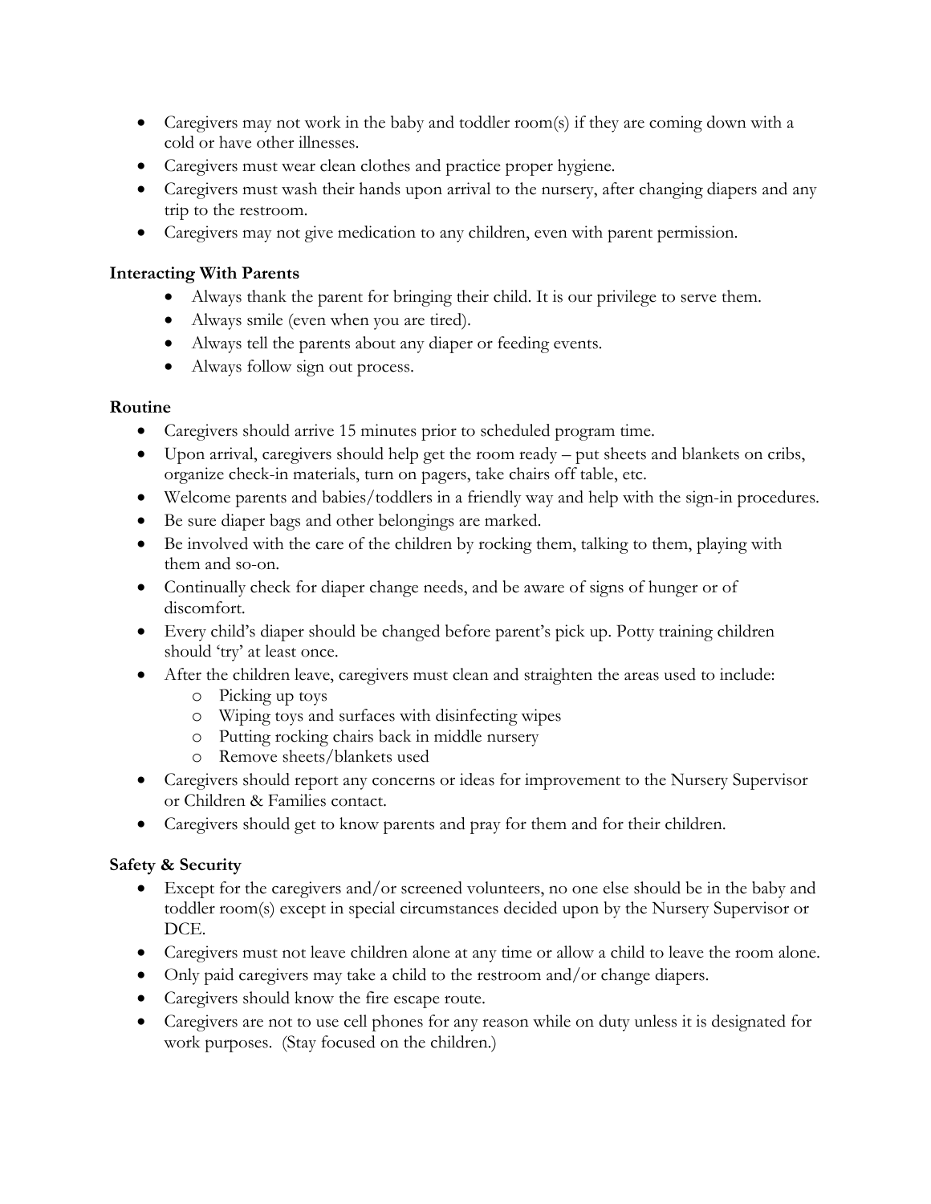- Caregivers may not work in the baby and toddler room(s) if they are coming down with a cold or have other illnesses.
- Caregivers must wear clean clothes and practice proper hygiene.
- Caregivers must wash their hands upon arrival to the nursery, after changing diapers and any trip to the restroom.
- Caregivers may not give medication to any children, even with parent permission.

**Interacting With Parents**

- Always thank the parent for bringing their child. It is our privilege to serve them.
- Always smile (even when you are tired).
- Always tell the parents about any diaper or feeding events.
- Always follow sign out process.

**Routine**

- Caregivers should arrive 15 minutes prior to scheduled program time.
- Upon arrival, caregivers should help get the room ready – put sheets and blankets on cribs, organize check-in materials, turn on pagers, take chairs off table, etc.
- Welcome parents and babies/toddlers in a friendly way and help with the sign-in procedures.
- Be sure diaper bags and other belongings are marked.
- Be involved with the care of the children by rocking them, talking to them, playing with them and so-on.
- Continually check for diaper change needs, and be aware of signs of hunger or of discomfort.
- Every child's diaper should be changed before parent's pick up. Potty training children should 'try' at least once.
- After the children leave, caregivers must clean and straighten the areas used to include:
  - Picking up toys
  - Wiping toys and surfaces with disinfecting wipes
  - Putting rocking chairs back in middle nursery
  - Remove sheets/blankets used
- Caregivers should report any concerns or ideas for improvement to the Nursery Supervisor or Children & Families contact.
- Caregivers should get to know parents and pray for them and for their children.

**Safety & Security**

- Except for the caregivers and/or screened volunteers, no one else should be in the baby and toddler room(s) except in special circumstances decided upon by the Nursery Supervisor or DCE.
- Caregivers must not leave children alone at any time or allow a child to leave the room alone.
- Only paid caregivers may take a child to the restroom and/or change diapers.
- Caregivers should know the fire escape route.
- Caregivers are not to use cell phones for any reason while on duty unless it is designated for work purposes. (Stay focused on the children.)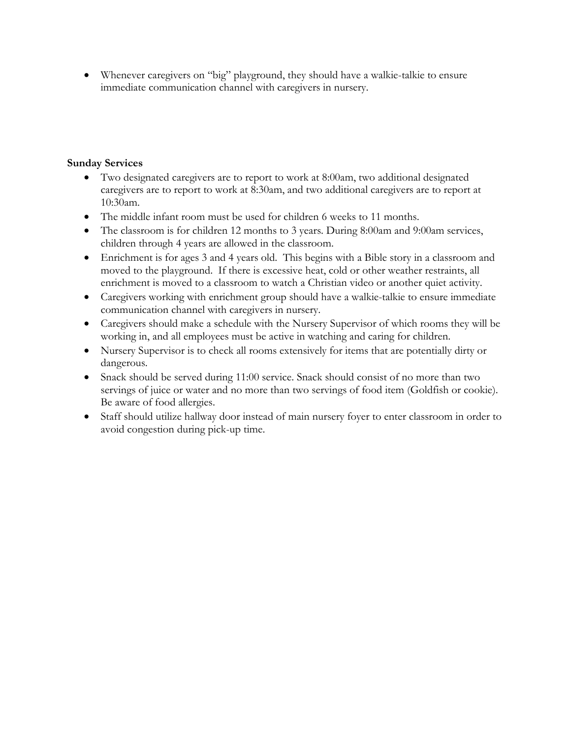- Whenever caregivers on "big" playground, they should have a walkie-talkie to ensure immediate communication channel with caregivers in nursery.

**Sunday Services**

- Two designated caregivers are to report to work at 8:00am, two additional designated caregivers are to report to work at 8:30am, and two additional caregivers are to report at 10:30am.
- The middle infant room must be used for children 6 weeks to 11 months.
- The classroom is for children 12 months to 3 years. During 8:00am and 9:00am services, children through 4 years are allowed in the classroom.
- Enrichment is for ages 3 and 4 years old. This begins with a Bible story in a classroom and moved to the playground. If there is excessive heat, cold or other weather restraints, all enrichment is moved to a classroom to watch a Christian video or another quiet activity.
- Caregivers working with enrichment group should have a walkie-talkie to ensure immediate communication channel with caregivers in nursery.
- Caregivers should make a schedule with the Nursery Supervisor of which rooms they will be working in, and all employees must be active in watching and caring for children.
- Nursery Supervisor is to check all rooms extensively for items that are potentially dirty or dangerous.
- Snack should be served during 11:00 service. Snack should consist of no more than two servings of juice or water and no more than two servings of food item (Goldfish or cookie). Be aware of food allergies.
- Staff should utilize hallway door instead of main nursery foyer to enter classroom in order to avoid congestion during pick-up time.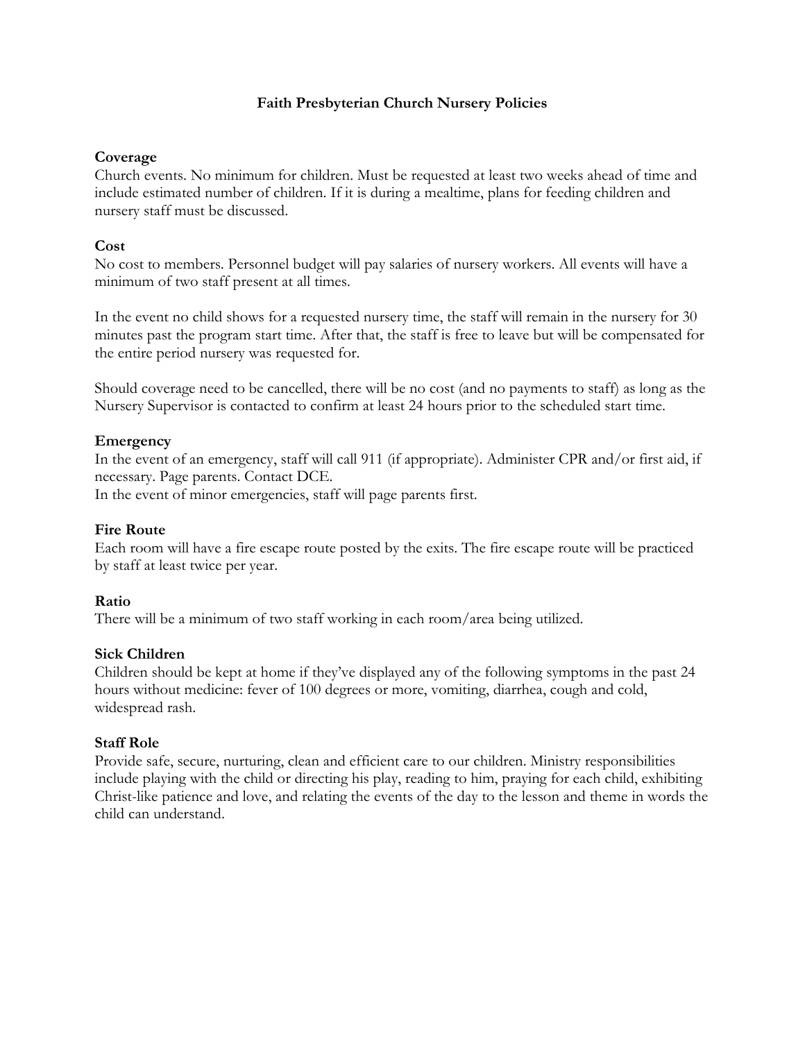# Faith Presbyterian Church Nursery Policies

**Coverage**
Church events. No minimum for children. Must be requested at least two weeks ahead of time and include estimated number of children. If it is during a mealtime, plans for feeding children and nursery staff must be discussed.

**Cost**
No cost to members. Personnel budget will pay salaries of nursery workers. All events will have a minimum of two staff present at all times.

In the event no child shows for a requested nursery time, the staff will remain in the nursery for 30 minutes past the program start time. After that, the staff is free to leave but will be compensated for the entire period nursery was requested for.

Should coverage need to be cancelled, there will be no cost (and no payments to staff) as long as the Nursery Supervisor is contacted to confirm at least 24 hours prior to the scheduled start time.

**Emergency**
In the event of an emergency, staff will call 911 (if appropriate). Administer CPR and/or first aid, if necessary. Page parents. Contact DCE.
In the event of minor emergencies, staff will page parents first.

**Fire Route**
Each room will have a fire escape route posted by the exits. The fire escape route will be practiced by staff at least twice per year.

**Ratio**
There will be a minimum of two staff working in each room/area being utilized.

**Sick Children**
Children should be kept at home if they've displayed any of the following symptoms in the past 24 hours without medicine: fever of 100 degrees or more, vomiting, diarrhea, cough and cold, widespread rash.

**Staff Role**
Provide safe, secure, nurturing, clean and efficient care to our children. Ministry responsibilities include playing with the child or directing his play, reading to him, praying for each child, exhibiting Christ-like patience and love, and relating the events of the day to the lesson and theme in words the child can understand.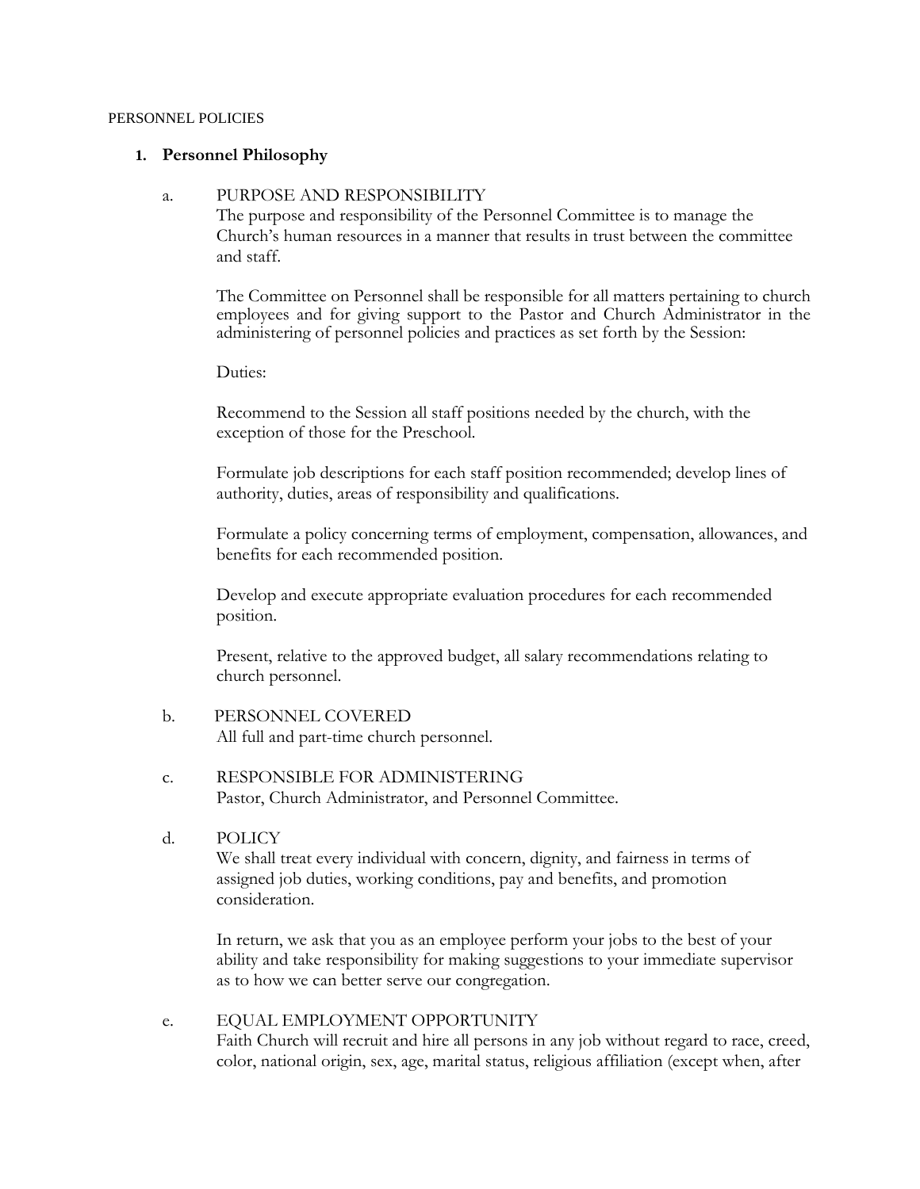PERSONNEL POLICIES

## 1. Personnel Philosophy

a. PURPOSE AND RESPONSIBILITY

The purpose and responsibility of the Personnel Committee is to manage the Church's human resources in a manner that results in trust between the committee and staff.

The Committee on Personnel shall be responsible for all matters pertaining to church employees and for giving support to the Pastor and Church Administrator in the administering of personnel policies and practices as set forth by the Session:

Duties:

Recommend to the Session all staff positions needed by the church, with the exception of those for the Preschool.

Formulate job descriptions for each staff position recommended; develop lines of authority, duties, areas of responsibility and qualifications.

Formulate a policy concerning terms of employment, compensation, allowances, and benefits for each recommended position.

Develop and execute appropriate evaluation procedures for each recommended position.

Present, relative to the approved budget, all salary recommendations relating to church personnel.

b. PERSONNEL COVERED

All full and part-time church personnel.

c. RESPONSIBLE FOR ADMINISTERING

Pastor, Church Administrator, and Personnel Committee.

d. POLICY

We shall treat every individual with concern, dignity, and fairness in terms of assigned job duties, working conditions, pay and benefits, and promotion consideration.

In return, we ask that you as an employee perform your jobs to the best of your ability and take responsibility for making suggestions to your immediate supervisor as to how we can better serve our congregation.

e. EQUAL EMPLOYMENT OPPORTUNITY

Faith Church will recruit and hire all persons in any job without regard to race, creed, color, national origin, sex, age, marital status, religious affiliation (except when, after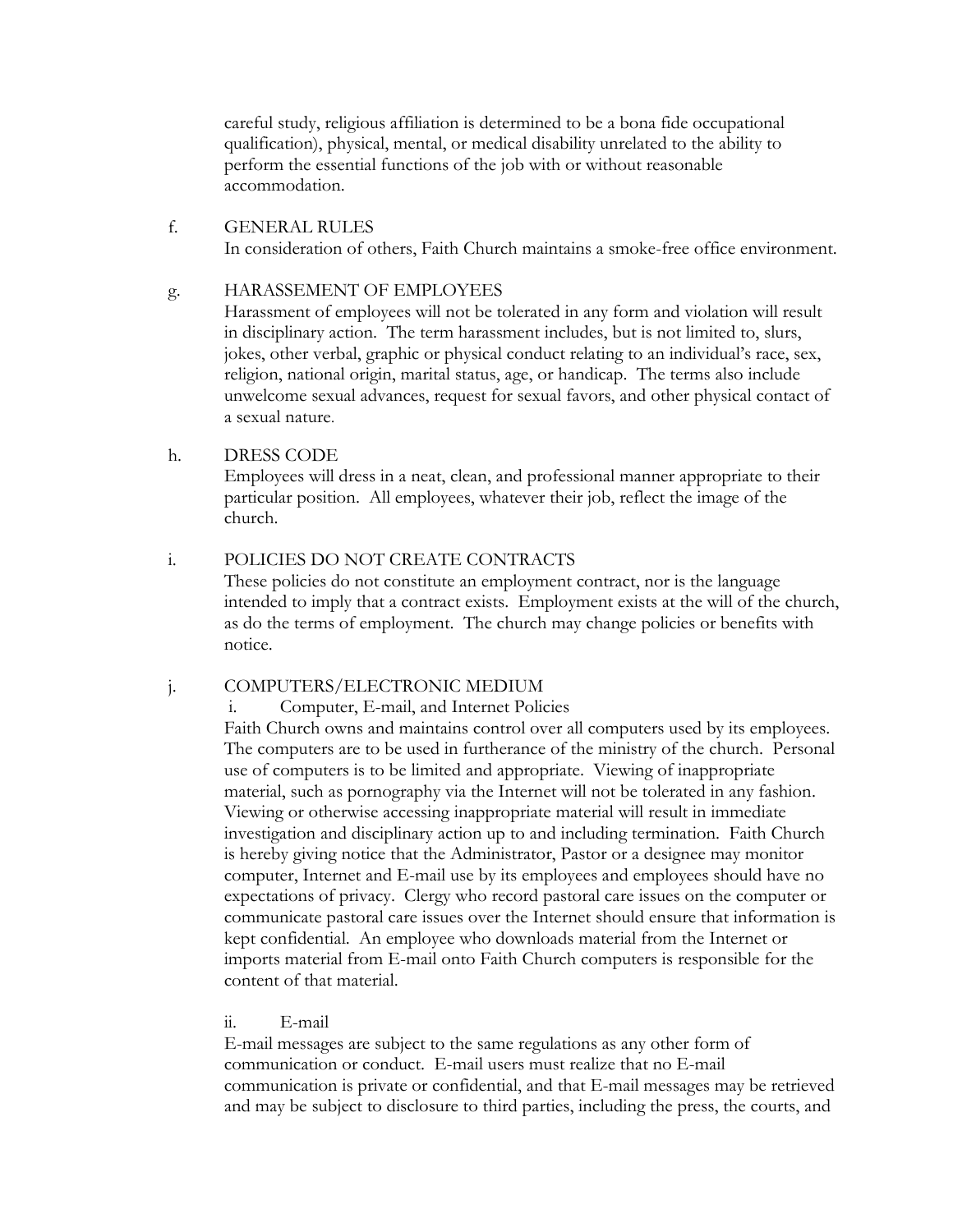careful study, religious affiliation is determined to be a bona fide occupational qualification), physical, mental, or medical disability unrelated to the ability to perform the essential functions of the job with or without reasonable accommodation.

f. GENERAL RULES

In consideration of others, Faith Church maintains a smoke-free office environment.

g. HARASSEMENT OF EMPLOYEES

Harassment of employees will not be tolerated in any form and violation will result in disciplinary action. The term harassment includes, but is not limited to, slurs, jokes, other verbal, graphic or physical conduct relating to an individual's race, sex, religion, national origin, marital status, age, or handicap. The terms also include unwelcome sexual advances, request for sexual favors, and other physical contact of a sexual nature.

h. DRESS CODE

Employees will dress in a neat, clean, and professional manner appropriate to their particular position. All employees, whatever their job, reflect the image of the church.

i. POLICIES DO NOT CREATE CONTRACTS

These policies do not constitute an employment contract, nor is the language intended to imply that a contract exists. Employment exists at the will of the church, as do the terms of employment. The church may change policies or benefits with notice.

j. COMPUTERS/ELECTRONIC MEDIUM

i. Computer, E-mail, and Internet Policies

Faith Church owns and maintains control over all computers used by its employees. The computers are to be used in furtherance of the ministry of the church. Personal use of computers is to be limited and appropriate. Viewing of inappropriate material, such as pornography via the Internet will not be tolerated in any fashion. Viewing or otherwise accessing inappropriate material will result in immediate investigation and disciplinary action up to and including termination. Faith Church is hereby giving notice that the Administrator, Pastor or a designee may monitor computer, Internet and E-mail use by its employees and employees should have no expectations of privacy. Clergy who record pastoral care issues on the computer or communicate pastoral care issues over the Internet should ensure that information is kept confidential. An employee who downloads material from the Internet or imports material from E-mail onto Faith Church computers is responsible for the content of that material.

ii. E-mail

E-mail messages are subject to the same regulations as any other form of communication or conduct. E-mail users must realize that no E-mail communication is private or confidential, and that E-mail messages may be retrieved and may be subject to disclosure to third parties, including the press, the courts, and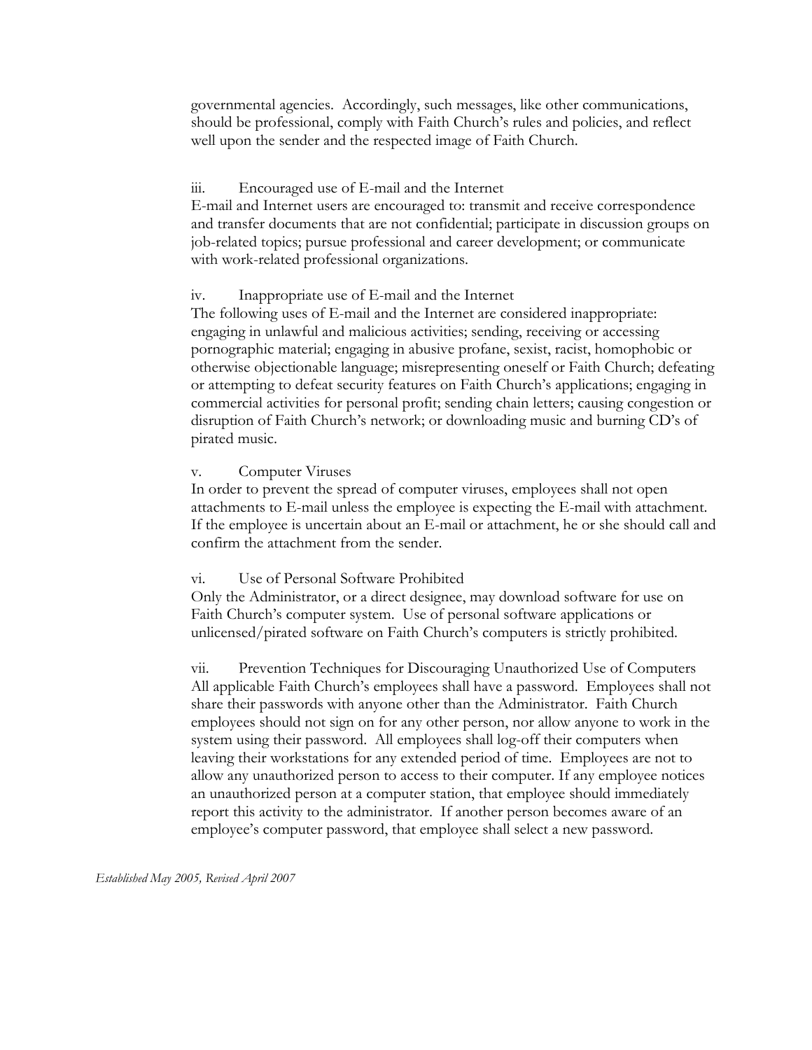governmental agencies. Accordingly, such messages, like other communications, should be professional, comply with Faith Church's rules and policies, and reflect well upon the sender and the respected image of Faith Church.

iii. Encouraged use of E-mail and the Internet

E-mail and Internet users are encouraged to: transmit and receive correspondence and transfer documents that are not confidential; participate in discussion groups on job-related topics; pursue professional and career development; or communicate with work-related professional organizations.

iv. Inappropriate use of E-mail and the Internet

The following uses of E-mail and the Internet are considered inappropriate: engaging in unlawful and malicious activities; sending, receiving or accessing pornographic material; engaging in abusive profane, sexist, racist, homophobic or otherwise objectionable language; misrepresenting oneself or Faith Church; defeating or attempting to defeat security features on Faith Church's applications; engaging in commercial activities for personal profit; sending chain letters; causing congestion or disruption of Faith Church's network; or downloading music and burning CD's of pirated music.

v. Computer Viruses

In order to prevent the spread of computer viruses, employees shall not open attachments to E-mail unless the employee is expecting the E-mail with attachment. If the employee is uncertain about an E-mail or attachment, he or she should call and confirm the attachment from the sender.

vi. Use of Personal Software Prohibited

Only the Administrator, or a direct designee, may download software for use on Faith Church's computer system. Use of personal software applications or unlicensed/pirated software on Faith Church's computers is strictly prohibited.

vii. Prevention Techniques for Discouraging Unauthorized Use of Computers

All applicable Faith Church's employees shall have a password. Employees shall not share their passwords with anyone other than the Administrator. Faith Church employees should not sign on for any other person, nor allow anyone to work in the system using their password. All employees shall log-off their computers when leaving their workstations for any extended period of time. Employees are not to allow any unauthorized person to access to their computer. If any employee notices an unauthorized person at a computer station, that employee should immediately report this activity to the administrator. If another person becomes aware of an employee's computer password, that employee shall select a new password.

*Established May 2005, Revised April 2007*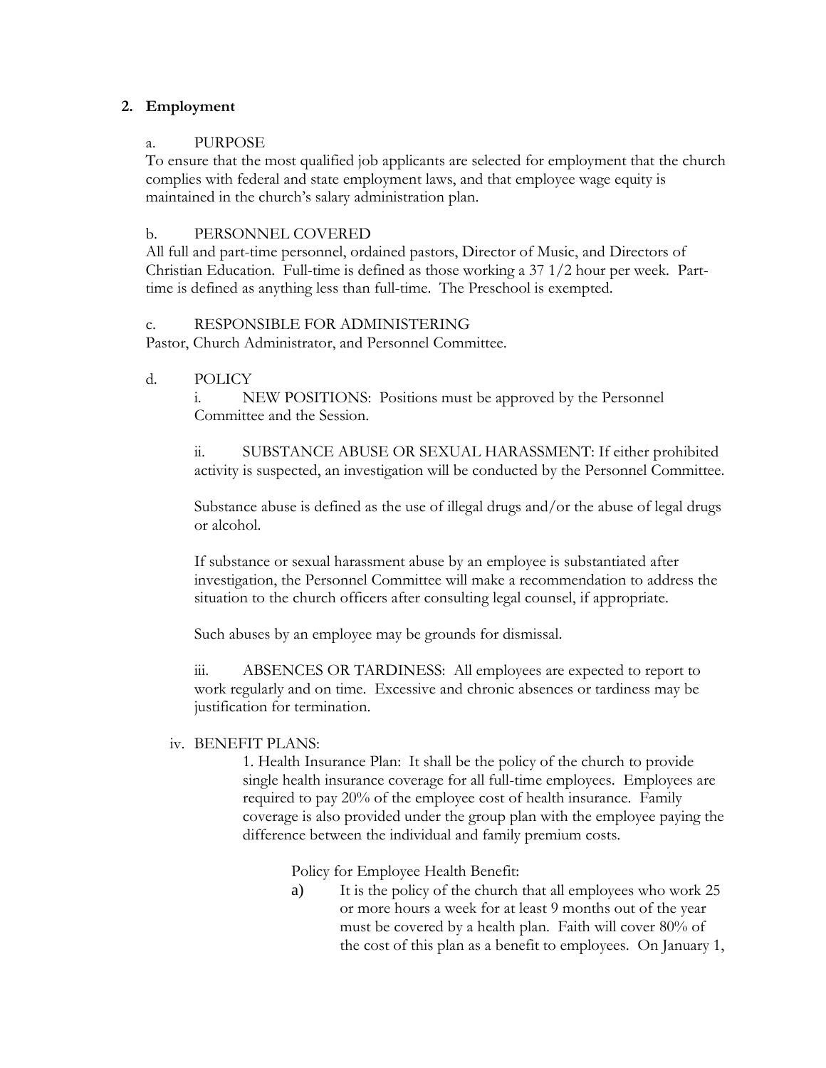## 2. Employment

a. PURPOSE

To ensure that the most qualified job applicants are selected for employment that the church complies with federal and state employment laws, and that employee wage equity is maintained in the church's salary administration plan.

b. PERSONNEL COVERED

All full and part-time personnel, ordained pastors, Director of Music, and Directors of Christian Education. Full-time is defined as those working a 37 1/2 hour per week. Part-time is defined as anything less than full-time. The Preschool is exempted.

c. RESPONSIBLE FOR ADMINISTERING

Pastor, Church Administrator, and Personnel Committee.

d. POLICY

i. NEW POSITIONS: Positions must be approved by the Personnel Committee and the Session.

ii. SUBSTANCE ABUSE OR SEXUAL HARASSMENT: If either prohibited activity is suspected, an investigation will be conducted by the Personnel Committee.

Substance abuse is defined as the use of illegal drugs and/or the abuse of legal drugs or alcohol.

If substance or sexual harassment abuse by an employee is substantiated after investigation, the Personnel Committee will make a recommendation to address the situation to the church officers after consulting legal counsel, if appropriate.

Such abuses by an employee may be grounds for dismissal.

iii. ABSENCES OR TARDINESS: All employees are expected to report to work regularly and on time. Excessive and chronic absences or tardiness may be justification for termination.

iv. BENEFIT PLANS:

1. Health Insurance Plan: It shall be the policy of the church to provide single health insurance coverage for all full-time employees. Employees are required to pay 20% of the employee cost of health insurance. Family coverage is also provided under the group plan with the employee paying the difference between the individual and family premium costs.

Policy for Employee Health Benefit:

a) It is the policy of the church that all employees who work 25 or more hours a week for at least 9 months out of the year must be covered by a health plan. Faith will cover 80% of the cost of this plan as a benefit to employees. On January 1,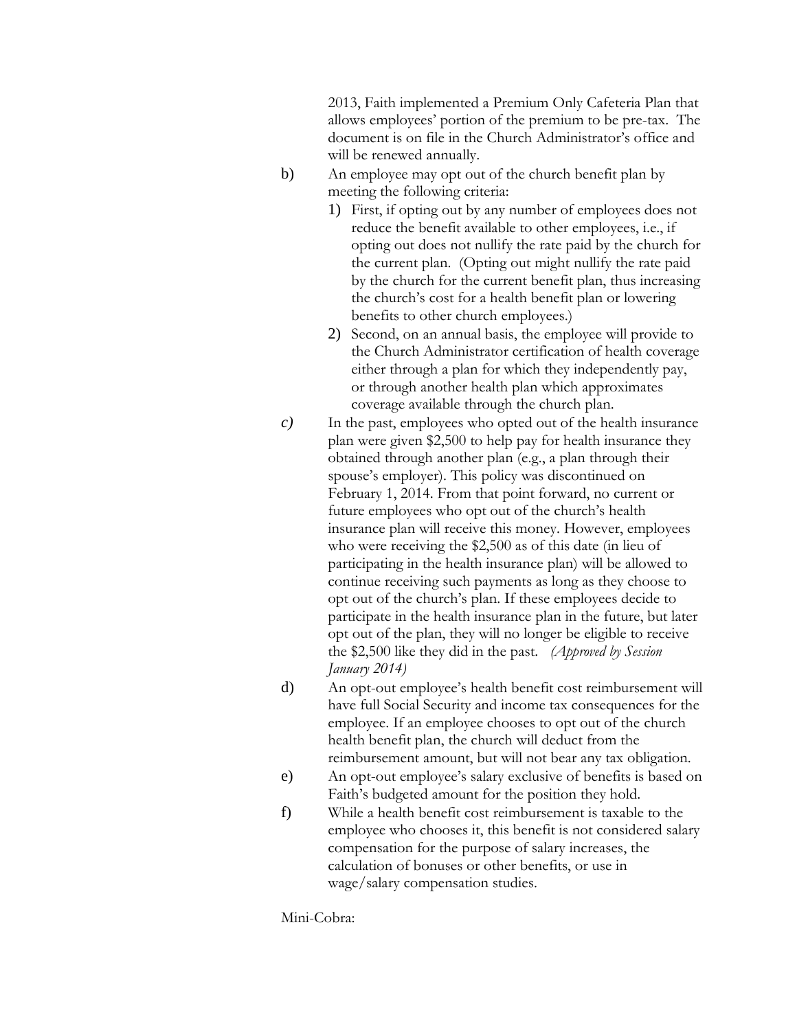2013, Faith implemented a Premium Only Cafeteria Plan that allows employees' portion of the premium to be pre-tax. The document is on file in the Church Administrator's office and will be renewed annually.

b) An employee may opt out of the church benefit plan by meeting the following criteria:

   1) First, if opting out by any number of employees does not reduce the benefit available to other employees, i.e., if opting out does not nullify the rate paid by the church for the current plan. (Opting out might nullify the rate paid by the church for the current benefit plan, thus increasing the church's cost for a health benefit plan or lowering benefits to other church employees.)
   2) Second, on an annual basis, the employee will provide to the Church Administrator certification of health coverage either through a plan for which they independently pay, or through another health plan which approximates coverage available through the church plan.

*c)* In the past, employees who opted out of the health insurance plan were given $2,500 to help pay for health insurance they obtained through another plan (e.g., a plan through their spouse's employer). This policy was discontinued on February 1, 2014. From that point forward, no current or future employees who opt out of the church's health insurance plan will receive this money. However, employees who were receiving the $2,500 as of this date (in lieu of participating in the health insurance plan) will be allowed to continue receiving such payments as long as they choose to opt out of the church's plan. If these employees decide to participate in the health insurance plan in the future, but later opt out of the plan, they will no longer be eligible to receive the $2,500 like they did in the past. *(Approved by Session January 2014)*

d) An opt-out employee's health benefit cost reimbursement will have full Social Security and income tax consequences for the employee. If an employee chooses to opt out of the church health benefit plan, the church will deduct from the reimbursement amount, but will not bear any tax obligation.

e) An opt-out employee's salary exclusive of benefits is based on Faith's budgeted amount for the position they hold.

f) While a health benefit cost reimbursement is taxable to the employee who chooses it, this benefit is not considered salary compensation for the purpose of salary increases, the calculation of bonuses or other benefits, or use in wage/salary compensation studies.

Mini-Cobra: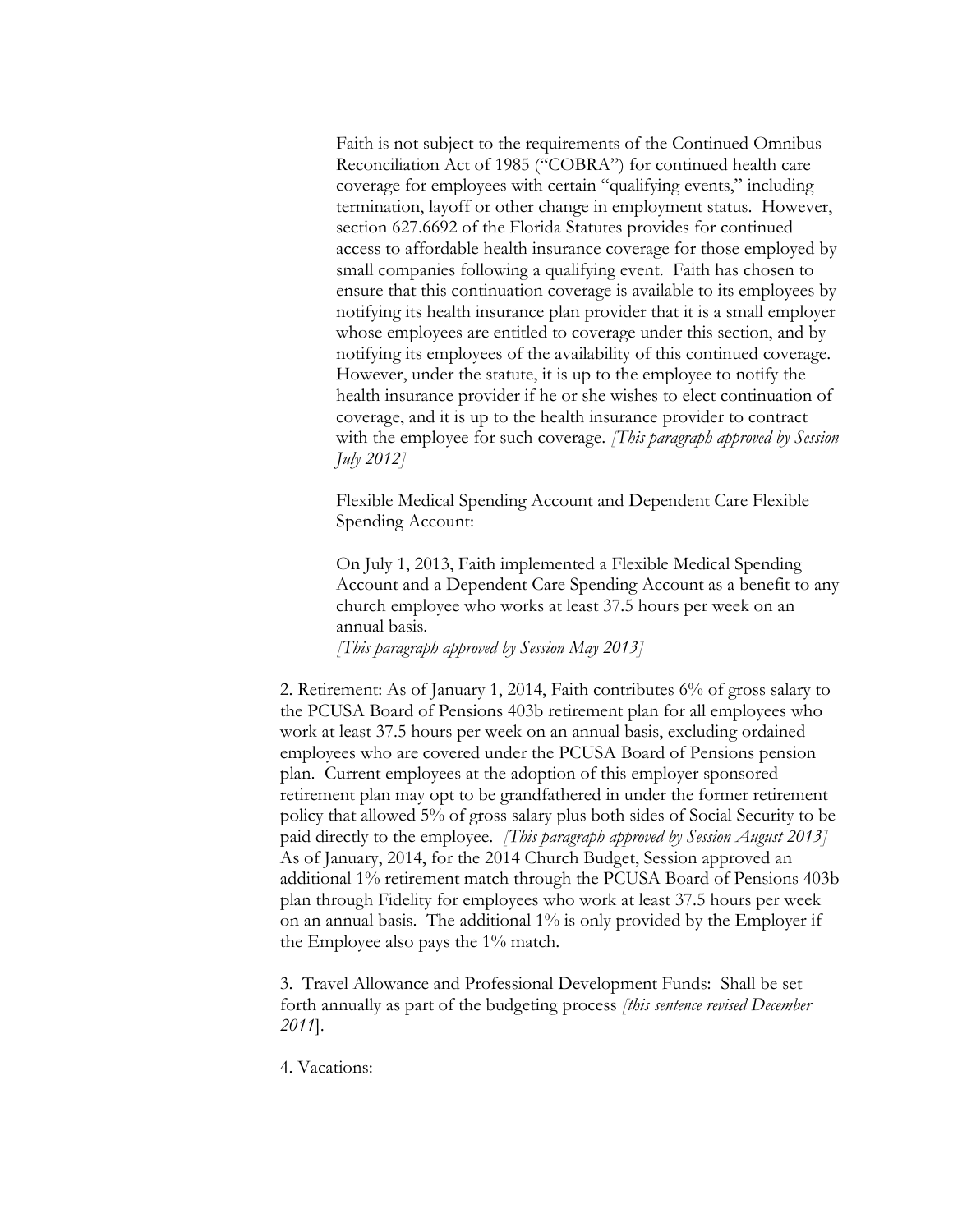Faith is not subject to the requirements of the Continued Omnibus Reconciliation Act of 1985 ("COBRA") for continued health care coverage for employees with certain "qualifying events," including termination, layoff or other change in employment status. However, section 627.6692 of the Florida Statutes provides for continued access to affordable health insurance coverage for those employed by small companies following a qualifying event. Faith has chosen to ensure that this continuation coverage is available to its employees by notifying its health insurance plan provider that it is a small employer whose employees are entitled to coverage under this section, and by notifying its employees of the availability of this continued coverage. However, under the statute, it is up to the employee to notify the health insurance provider if he or she wishes to elect continuation of coverage, and it is up to the health insurance provider to contract with the employee for such coverage. *[This paragraph approved by Session July 2012]*

Flexible Medical Spending Account and Dependent Care Flexible Spending Account:

On July 1, 2013, Faith implemented a Flexible Medical Spending Account and a Dependent Care Spending Account as a benefit to any church employee who works at least 37.5 hours per week on an annual basis.
*[This paragraph approved by Session May 2013]*

2. Retirement: As of January 1, 2014, Faith contributes 6% of gross salary to the PCUSA Board of Pensions 403b retirement plan for all employees who work at least 37.5 hours per week on an annual basis, excluding ordained employees who are covered under the PCUSA Board of Pensions pension plan. Current employees at the adoption of this employer sponsored retirement plan may opt to be grandfathered in under the former retirement policy that allowed 5% of gross salary plus both sides of Social Security to be paid directly to the employee. *[This paragraph approved by Session August 2013]* As of January, 2014, for the 2014 Church Budget, Session approved an additional 1% retirement match through the PCUSA Board of Pensions 403b plan through Fidelity for employees who work at least 37.5 hours per week on an annual basis. The additional 1% is only provided by the Employer if the Employee also pays the 1% match.

3. Travel Allowance and Professional Development Funds: Shall be set forth annually as part of the budgeting process *[this sentence revised December 2011]*.

4. Vacations: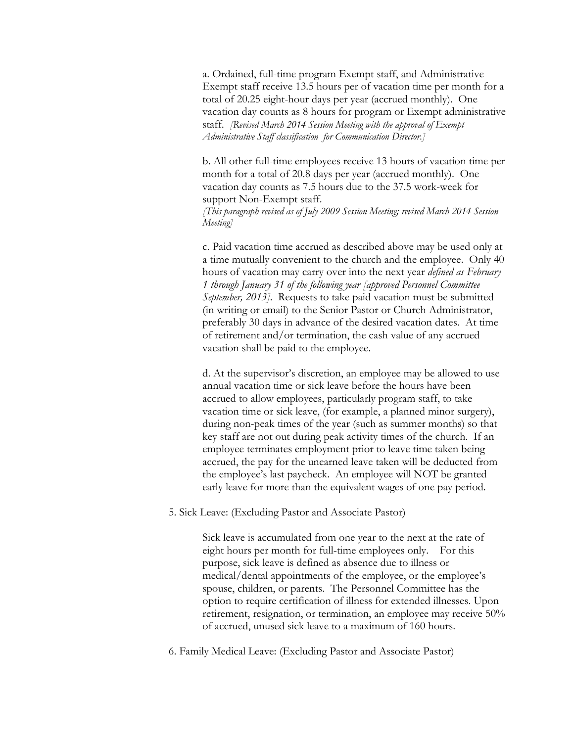a. Ordained, full-time program Exempt staff, and Administrative Exempt staff receive 13.5 hours per of vacation time per month for a total of 20.25 eight-hour days per year (accrued monthly). One vacation day counts as 8 hours for program or Exempt administrative staff. *[Revised March 2014 Session Meeting with the approval of Exempt Administrative Staff classification for Communication Director.]*

b. All other full-time employees receive 13 hours of vacation time per month for a total of 20.8 days per year (accrued monthly). One vacation day counts as 7.5 hours due to the 37.5 work-week for support Non-Exempt staff.
*[This paragraph revised as of July 2009 Session Meeting; revised March 2014 Session Meeting]*

c. Paid vacation time accrued as described above may be used only at a time mutually convenient to the church and the employee. Only 40 hours of vacation may carry over into the next year *defined as February 1 through January 31 of the following year [approved Personnel Committee September, 2013]*. Requests to take paid vacation must be submitted (in writing or email) to the Senior Pastor or Church Administrator, preferably 30 days in advance of the desired vacation dates. At time of retirement and/or termination, the cash value of any accrued vacation shall be paid to the employee.

d. At the supervisor's discretion, an employee may be allowed to use annual vacation time or sick leave before the hours have been accrued to allow employees, particularly program staff, to take vacation time or sick leave, (for example, a planned minor surgery), during non-peak times of the year (such as summer months) so that key staff are not out during peak activity times of the church. If an employee terminates employment prior to leave time taken being accrued, the pay for the unearned leave taken will be deducted from the employee's last paycheck. An employee will NOT be granted early leave for more than the equivalent wages of one pay period.

5. Sick Leave: (Excluding Pastor and Associate Pastor)

Sick leave is accumulated from one year to the next at the rate of eight hours per month for full-time employees only. For this purpose, sick leave is defined as absence due to illness or medical/dental appointments of the employee, or the employee's spouse, children, or parents. The Personnel Committee has the option to require certification of illness for extended illnesses. Upon retirement, resignation, or termination, an employee may receive 50% of accrued, unused sick leave to a maximum of 160 hours.

6. Family Medical Leave: (Excluding Pastor and Associate Pastor)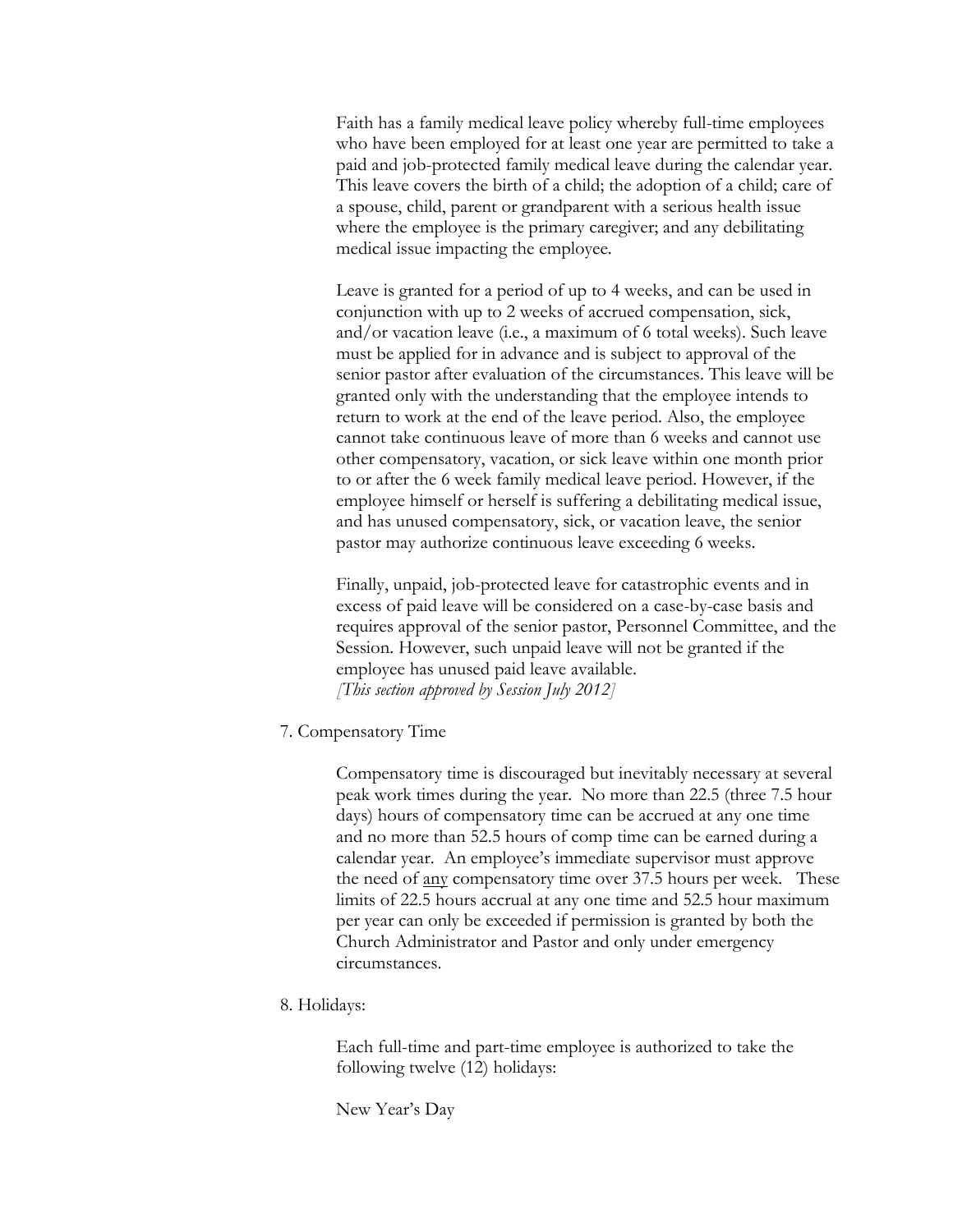Faith has a family medical leave policy whereby full-time employees who have been employed for at least one year are permitted to take a paid and job-protected family medical leave during the calendar year. This leave covers the birth of a child; the adoption of a child; care of a spouse, child, parent or grandparent with a serious health issue where the employee is the primary caregiver; and any debilitating medical issue impacting the employee.

Leave is granted for a period of up to 4 weeks, and can be used in conjunction with up to 2 weeks of accrued compensation, sick, and/or vacation leave (i.e., a maximum of 6 total weeks). Such leave must be applied for in advance and is subject to approval of the senior pastor after evaluation of the circumstances. This leave will be granted only with the understanding that the employee intends to return to work at the end of the leave period. Also, the employee cannot take continuous leave of more than 6 weeks and cannot use other compensatory, vacation, or sick leave within one month prior to or after the 6 week family medical leave period. However, if the employee himself or herself is suffering a debilitating medical issue, and has unused compensatory, sick, or vacation leave, the senior pastor may authorize continuous leave exceeding 6 weeks.

Finally, unpaid, job-protected leave for catastrophic events and in excess of paid leave will be considered on a case-by-case basis and requires approval of the senior pastor, Personnel Committee, and the Session. However, such unpaid leave will not be granted if the employee has unused paid leave available.
*[This section approved by Session July 2012]*

7. Compensatory Time

Compensatory time is discouraged but inevitably necessary at several peak work times during the year. No more than 22.5 (three 7.5 hour days) hours of compensatory time can be accrued at any one time and no more than 52.5 hours of comp time can be earned during a calendar year. An employee's immediate supervisor must approve the need of <u>any</u> compensatory time over 37.5 hours per week. These limits of 22.5 hours accrual at any one time and 52.5 hour maximum per year can only be exceeded if permission is granted by both the Church Administrator and Pastor and only under emergency circumstances.

8. Holidays:

Each full-time and part-time employee is authorized to take the following twelve (12) holidays:

New Year's Day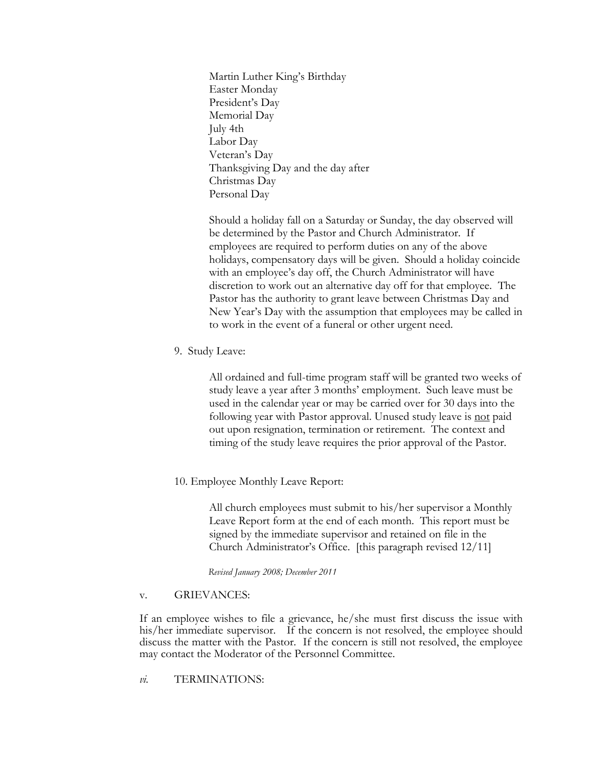Martin Luther King's Birthday
Easter Monday
President's Day
Memorial Day
July 4th
Labor Day
Veteran's Day
Thanksgiving Day and the day after
Christmas Day
Personal Day

Should a holiday fall on a Saturday or Sunday, the day observed will be determined by the Pastor and Church Administrator. If employees are required to perform duties on any of the above holidays, compensatory days will be given. Should a holiday coincide with an employee's day off, the Church Administrator will have discretion to work out an alternative day off for that employee. The Pastor has the authority to grant leave between Christmas Day and New Year's Day with the assumption that employees may be called in to work in the event of a funeral or other urgent need.

9. Study Leave:

All ordained and full-time program staff will be granted two weeks of study leave a year after 3 months' employment. Such leave must be used in the calendar year or may be carried over for 30 days into the following year with Pastor approval. Unused study leave is <u>not</u> paid out upon resignation, termination or retirement. The context and timing of the study leave requires the prior approval of the Pastor.

10. Employee Monthly Leave Report:

All church employees must submit to his/her supervisor a Monthly Leave Report form at the end of each month. This report must be signed by the immediate supervisor and retained on file in the Church Administrator's Office. [this paragraph revised 12/11]

*Revised January 2008; December 2011*

v. GRIEVANCES:

If an employee wishes to file a grievance, he/she must first discuss the issue with his/her immediate supervisor. If the concern is not resolved, the employee should discuss the matter with the Pastor. If the concern is still not resolved, the employee may contact the Moderator of the Personnel Committee.

*vi.* TERMINATIONS: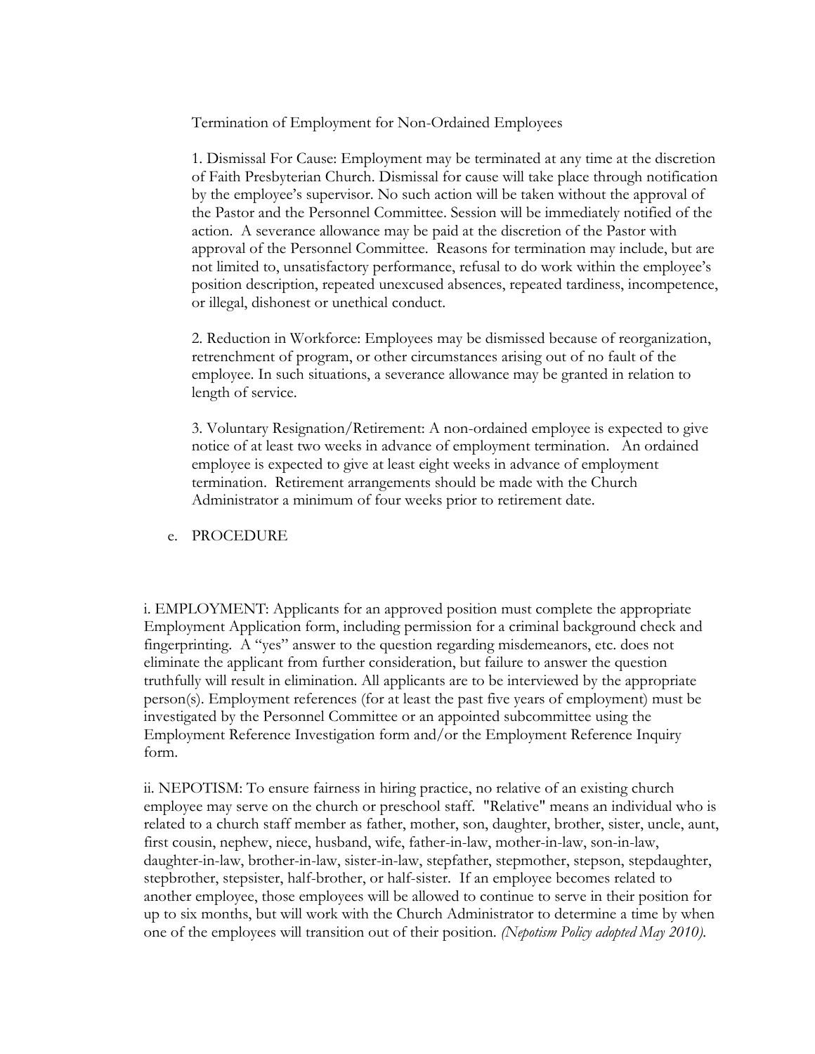Termination of Employment for Non-Ordained Employees

1. Dismissal For Cause: Employment may be terminated at any time at the discretion of Faith Presbyterian Church. Dismissal for cause will take place through notification by the employee's supervisor. No such action will be taken without the approval of the Pastor and the Personnel Committee. Session will be immediately notified of the action. A severance allowance may be paid at the discretion of the Pastor with approval of the Personnel Committee. Reasons for termination may include, but are not limited to, unsatisfactory performance, refusal to do work within the employee's position description, repeated unexcused absences, repeated tardiness, incompetence, or illegal, dishonest or unethical conduct.

2. Reduction in Workforce: Employees may be dismissed because of reorganization, retrenchment of program, or other circumstances arising out of no fault of the employee. In such situations, a severance allowance may be granted in relation to length of service.

3. Voluntary Resignation/Retirement: A non-ordained employee is expected to give notice of at least two weeks in advance of employment termination. An ordained employee is expected to give at least eight weeks in advance of employment termination. Retirement arrangements should be made with the Church Administrator a minimum of four weeks prior to retirement date.

e. PROCEDURE

i. EMPLOYMENT: Applicants for an approved position must complete the appropriate Employment Application form, including permission for a criminal background check and fingerprinting. A "yes" answer to the question regarding misdemeanors, etc. does not eliminate the applicant from further consideration, but failure to answer the question truthfully will result in elimination. All applicants are to be interviewed by the appropriate person(s). Employment references (for at least the past five years of employment) must be investigated by the Personnel Committee or an appointed subcommittee using the Employment Reference Investigation form and/or the Employment Reference Inquiry form.

ii. NEPOTISM: To ensure fairness in hiring practice, no relative of an existing church employee may serve on the church or preschool staff. "Relative" means an individual who is related to a church staff member as father, mother, son, daughter, brother, sister, uncle, aunt, first cousin, nephew, niece, husband, wife, father-in-law, mother-in-law, son-in-law, daughter-in-law, brother-in-law, sister-in-law, stepfather, stepmother, stepson, stepdaughter, stepbrother, stepsister, half-brother, or half-sister. If an employee becomes related to another employee, those employees will be allowed to continue to serve in their position for up to six months, but will work with the Church Administrator to determine a time by when one of the employees will transition out of their position. *(Nepotism Policy adopted May 2010).*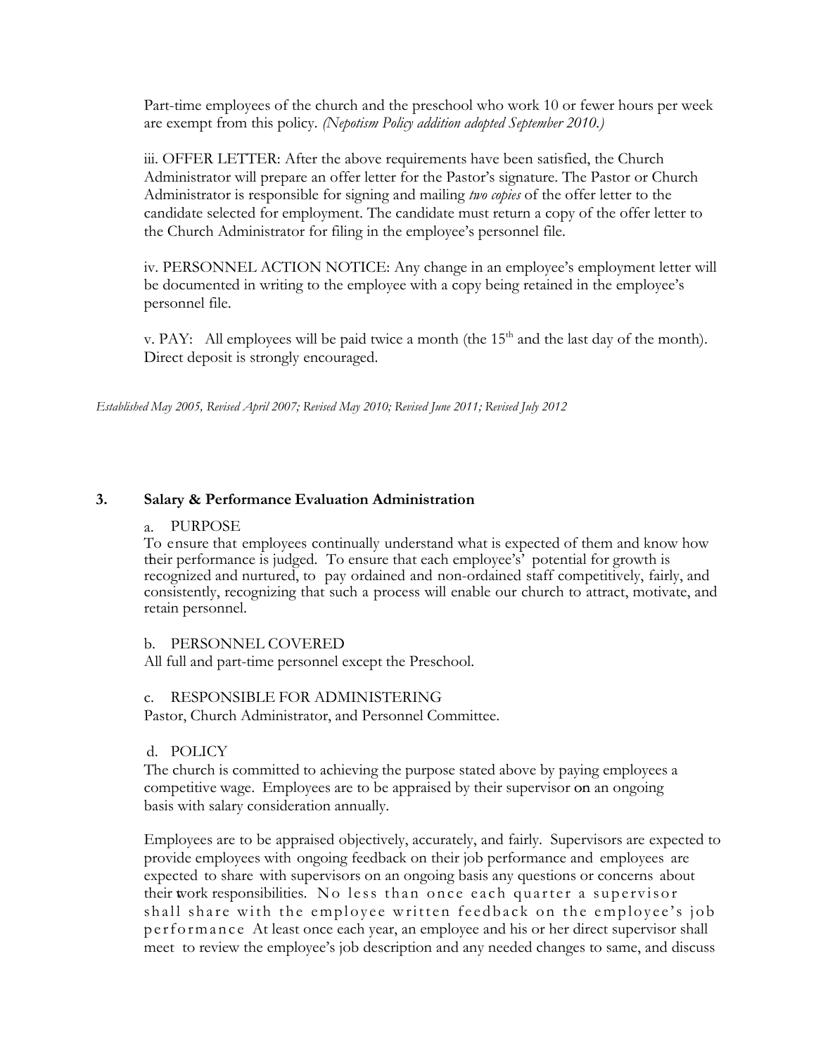Part-time employees of the church and the preschool who work 10 or fewer hours per week are exempt from this policy. *(Nepotism Policy addition adopted September 2010.)*

iii. OFFER LETTER: After the above requirements have been satisfied, the Church Administrator will prepare an offer letter for the Pastor's signature. The Pastor or Church Administrator is responsible for signing and mailing *two copies* of the offer letter to the candidate selected for employment. The candidate must return a copy of the offer letter to the Church Administrator for filing in the employee's personnel file.

iv. PERSONNEL ACTION NOTICE: Any change in an employee's employment letter will be documented in writing to the employee with a copy being retained in the employee's personnel file.

v. PAY: All employees will be paid twice a month (the 15th and the last day of the month). Direct deposit is strongly encouraged.

*Established May 2005, Revised April 2007; Revised May 2010; Revised June 2011; Revised July 2012*

## 3. Salary & Performance Evaluation Administration

a. PURPOSE

To ensure that employees continually understand what is expected of them and know how their performance is judged. To ensure that each employee's' potential for growth is recognized and nurtured, to pay ordained and non-ordained staff competitively, fairly, and consistently, recognizing that such a process will enable our church to attract, motivate, and retain personnel.

b. PERSONNEL COVERED

All full and part-time personnel except the Preschool.

c. RESPONSIBLE FOR ADMINISTERING

Pastor, Church Administrator, and Personnel Committee.

d. POLICY

The church is committed to achieving the purpose stated above by paying employees a competitive wage. Employees are to be appraised by their supervisor on an ongoing basis with salary consideration annually.

Employees are to be appraised objectively, accurately, and fairly. Supervisors are expected to provide employees with ongoing feedback on their job performance and employees are expected to share with supervisors on an ongoing basis any questions or concerns about their work responsibilities. No less than once each quarter a supervisor shall share with the employee written feedback on the employee's job performance At least once each year, an employee and his or her direct supervisor shall meet to review the employee's job description and any needed changes to same, and discuss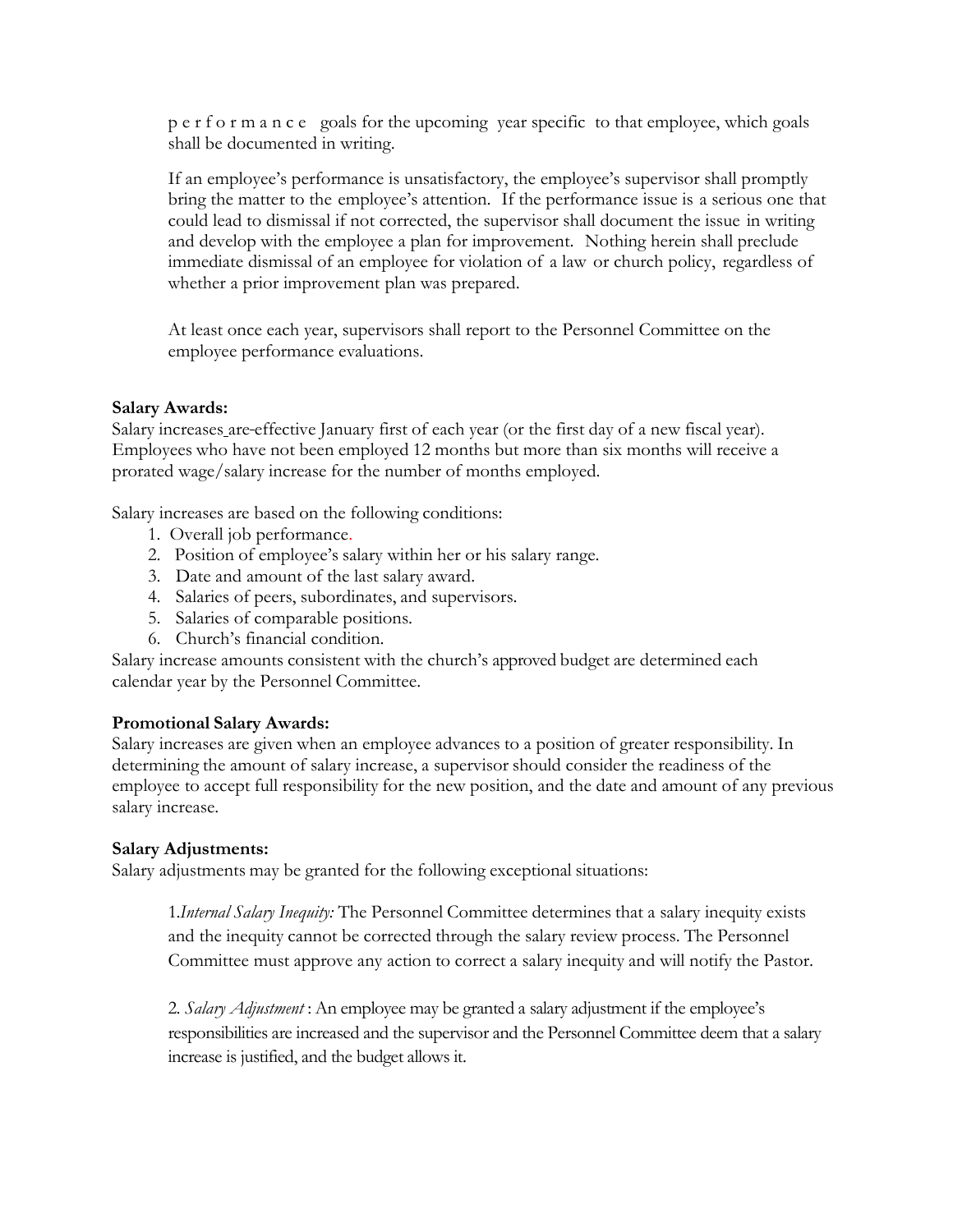performance goals for the upcoming year specific to that employee, which goals shall be documented in writing.

If an employee's performance is unsatisfactory, the employee's supervisor shall promptly bring the matter to the employee's attention. If the performance issue is a serious one that could lead to dismissal if not corrected, the supervisor shall document the issue in writing and develop with the employee a plan for improvement. Nothing herein shall preclude immediate dismissal of an employee for violation of a law or church policy, regardless of whether a prior improvement plan was prepared.

At least once each year, supervisors shall report to the Personnel Committee on the employee performance evaluations.

**Salary Awards:**
Salary increases are effective January first of each year (or the first day of a new fiscal year). Employees who have not been employed 12 months but more than six months will receive a prorated wage/salary increase for the number of months employed.

Salary increases are based on the following conditions:

1. Overall job performance.
2. Position of employee's salary within her or his salary range.
3. Date and amount of the last salary award.
4. Salaries of peers, subordinates, and supervisors.
5. Salaries of comparable positions.
6. Church's financial condition.

Salary increase amounts consistent with the church's approved budget are determined each calendar year by the Personnel Committee.

**Promotional Salary Awards:**
Salary increases are given when an employee advances to a position of greater responsibility. In determining the amount of salary increase, a supervisor should consider the readiness of the employee to accept full responsibility for the new position, and the date and amount of any previous salary increase.

**Salary Adjustments:**
Salary adjustments may be granted for the following exceptional situations:

1. *Internal Salary Inequity:* The Personnel Committee determines that a salary inequity exists and the inequity cannot be corrected through the salary review process. The Personnel Committee must approve any action to correct a salary inequity and will notify the Pastor.

2. *Salary Adjustment* : An employee may be granted a salary adjustment if the employee's responsibilities are increased and the supervisor and the Personnel Committee deem that a salary increase is justified, and the budget allows it.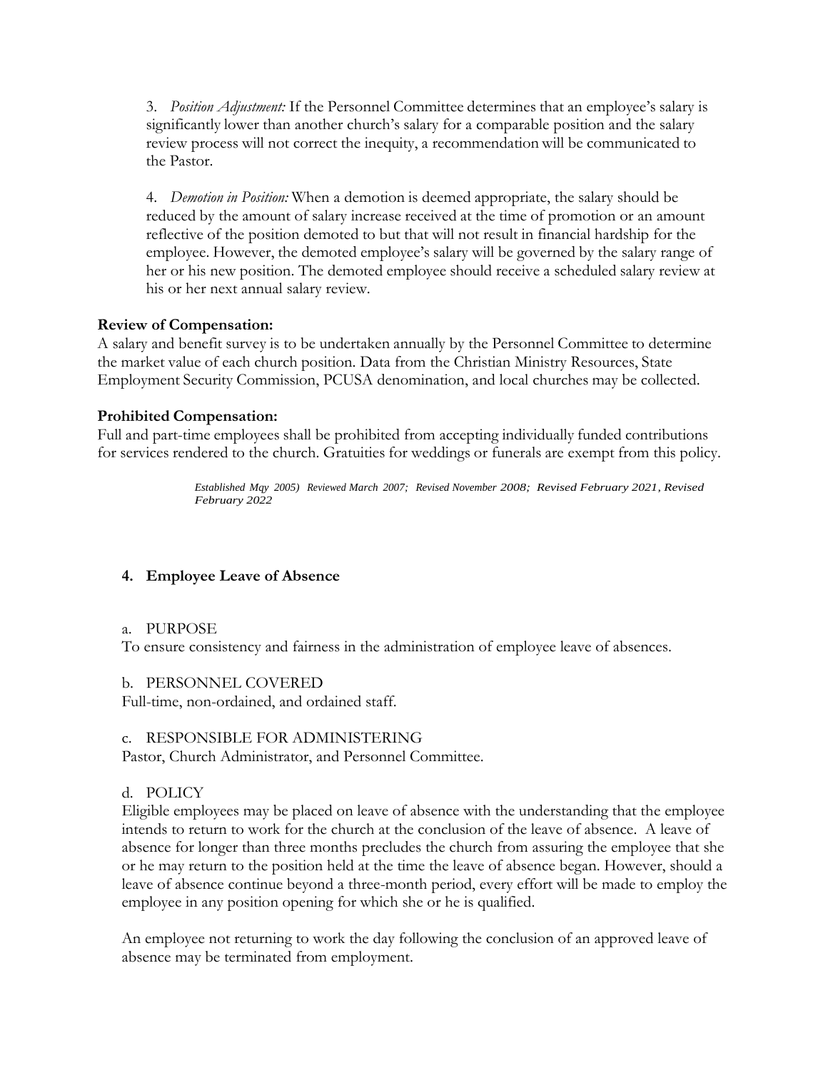3. *Position Adjustment:* If the Personnel Committee determines that an employee's salary is significantly lower than another church's salary for a comparable position and the salary review process will not correct the inequity, a recommendation will be communicated to the Pastor.

4. *Demotion in Position:* When a demotion is deemed appropriate, the salary should be reduced by the amount of salary increase received at the time of promotion or an amount reflective of the position demoted to but that will not result in financial hardship for the employee. However, the demoted employee's salary will be governed by the salary range of her or his new position. The demoted employee should receive a scheduled salary review at his or her next annual salary review.

**Review of Compensation:**
A salary and benefit survey is to be undertaken annually by the Personnel Committee to determine the market value of each church position. Data from the Christian Ministry Resources, State Employment Security Commission, PCUSA denomination, and local churches may be collected.

**Prohibited Compensation:**
Full and part-time employees shall be prohibited from accepting individually funded contributions for services rendered to the church. Gratuities for weddings or funerals are exempt from this policy.

*Established Mqy 2005) Reviewed March 2007; Revised November 2008; Revised February 2021, Revised February 2022*

## 4. Employee Leave of Absence

a. PURPOSE
To ensure consistency and fairness in the administration of employee leave of absences.

b. PERSONNEL COVERED
Full-time, non-ordained, and ordained staff.

c. RESPONSIBLE FOR ADMINISTERING
Pastor, Church Administrator, and Personnel Committee.

d. POLICY
Eligible employees may be placed on leave of absence with the understanding that the employee intends to return to work for the church at the conclusion of the leave of absence. A leave of absence for longer than three months precludes the church from assuring the employee that she or he may return to the position held at the time the leave of absence began. However, should a leave of absence continue beyond a three-month period, every effort will be made to employ the employee in any position opening for which she or he is qualified.

An employee not returning to work the day following the conclusion of an approved leave of absence may be terminated from employment.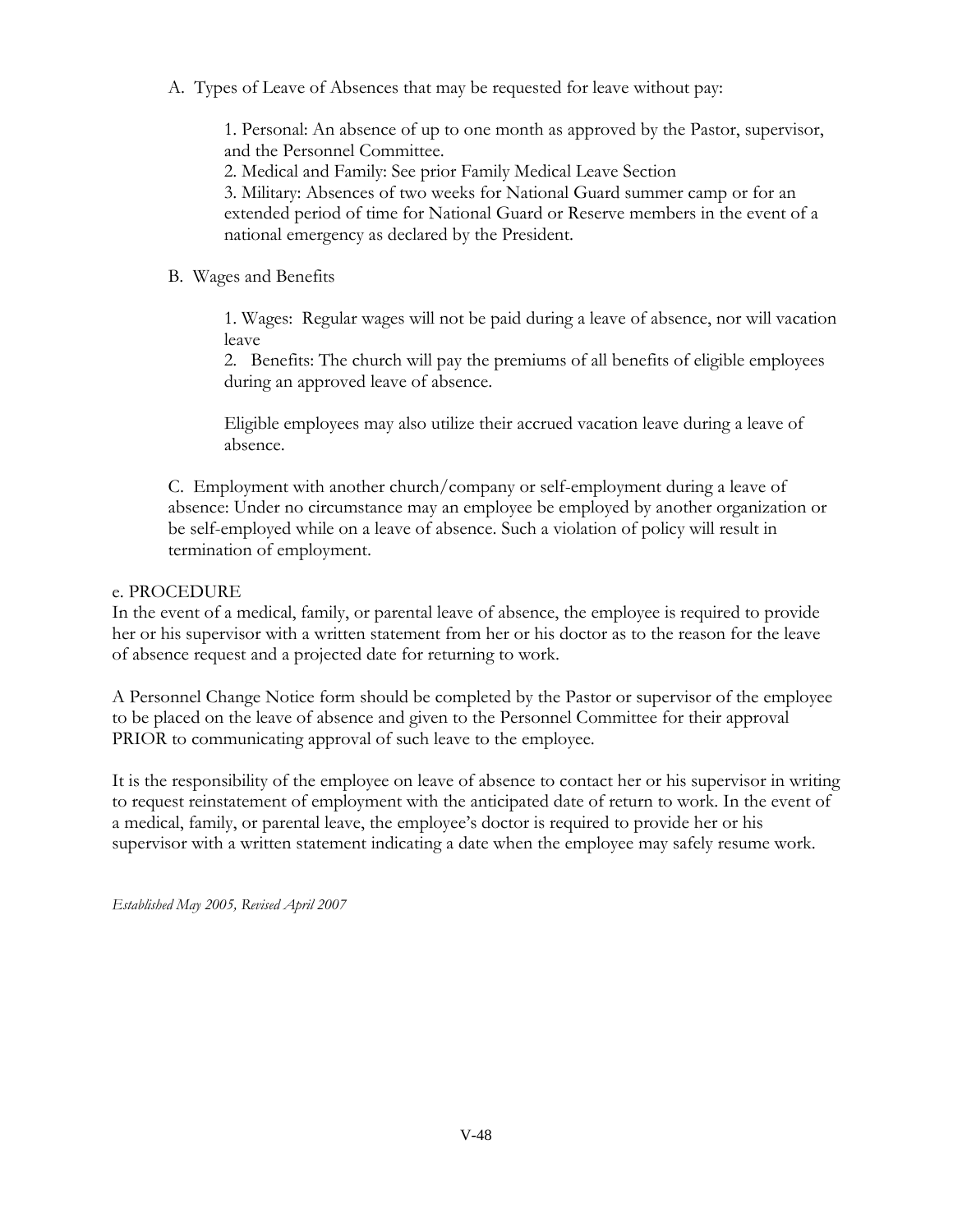A. Types of Leave of Absences that may be requested for leave without pay:

1. Personal: An absence of up to one month as approved by the Pastor, supervisor, and the Personnel Committee.
2. Medical and Family: See prior Family Medical Leave Section
3. Military: Absences of two weeks for National Guard summer camp or for an extended period of time for National Guard or Reserve members in the event of a national emergency as declared by the President.

B. Wages and Benefits

1. Wages: Regular wages will not be paid during a leave of absence, nor will vacation leave
2. Benefits: The church will pay the premiums of all benefits of eligible employees during an approved leave of absence.

Eligible employees may also utilize their accrued vacation leave during a leave of absence.

C. Employment with another church/company or self-employment during a leave of absence: Under no circumstance may an employee be employed by another organization or be self-employed while on a leave of absence. Such a violation of policy will result in termination of employment.

e. PROCEDURE

In the event of a medical, family, or parental leave of absence, the employee is required to provide her or his supervisor with a written statement from her or his doctor as to the reason for the leave of absence request and a projected date for returning to work.

A Personnel Change Notice form should be completed by the Pastor or supervisor of the employee to be placed on the leave of absence and given to the Personnel Committee for their approval PRIOR to communicating approval of such leave to the employee.

It is the responsibility of the employee on leave of absence to contact her or his supervisor in writing to request reinstatement of employment with the anticipated date of return to work. In the event of a medical, family, or parental leave, the employee's doctor is required to provide her or his supervisor with a written statement indicating a date when the employee may safely resume work.

*Established May 2005, Revised April 2007*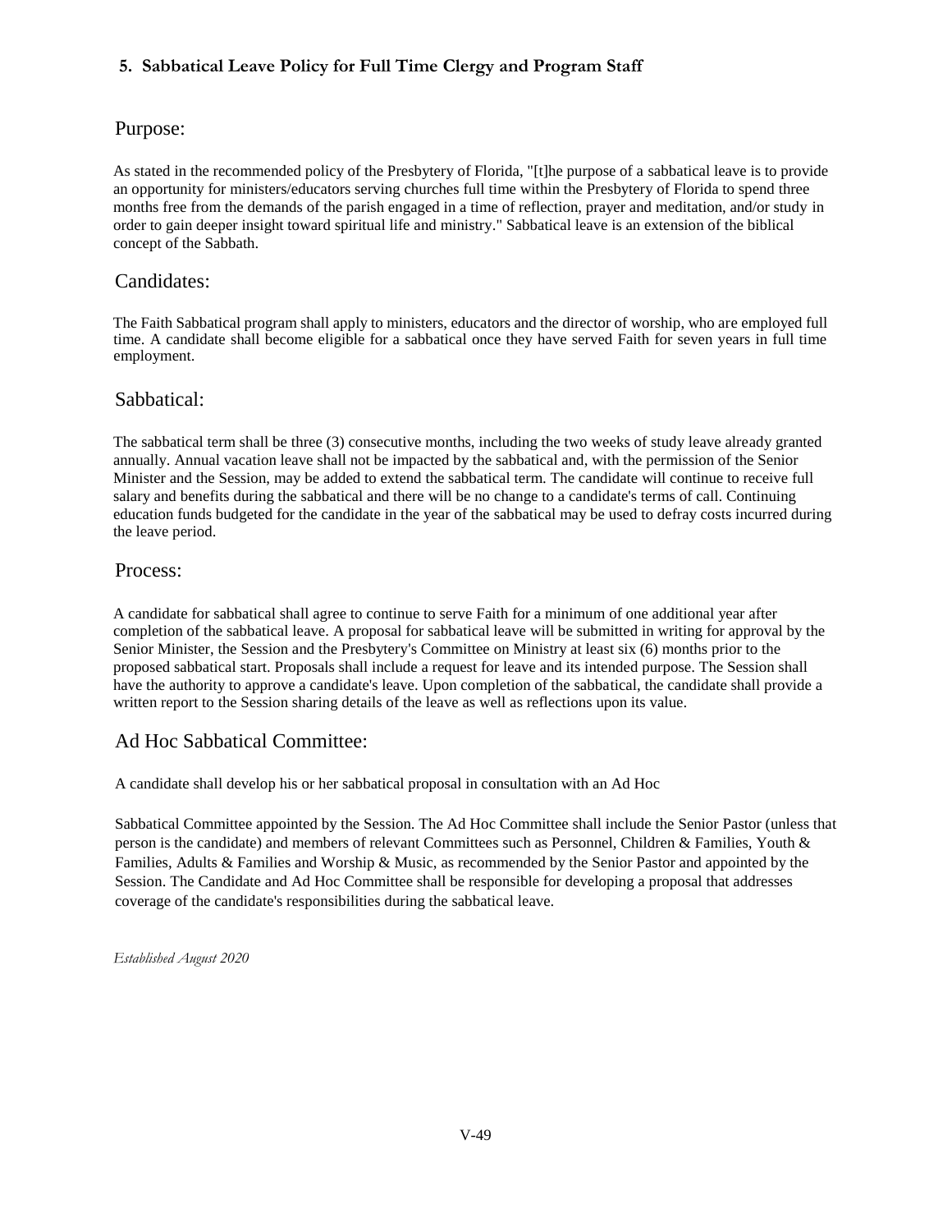## 5. Sabbatical Leave Policy for Full Time Clergy and Program Staff

### Purpose:

As stated in the recommended policy of the Presbytery of Florida, "[t]he purpose of a sabbatical leave is to provide an opportunity for ministers/educators serving churches full time within the Presbytery of Florida to spend three months free from the demands of the parish engaged in a time of reflection, prayer and meditation, and/or study in order to gain deeper insight toward spiritual life and ministry." Sabbatical leave is an extension of the biblical concept of the Sabbath.

### Candidates:

The Faith Sabbatical program shall apply to ministers, educators and the director of worship, who are employed full time. A candidate shall become eligible for a sabbatical once they have served Faith for seven years in full time employment.

### Sabbatical:

The sabbatical term shall be three (3) consecutive months, including the two weeks of study leave already granted annually. Annual vacation leave shall not be impacted by the sabbatical and, with the permission of the Senior Minister and the Session, may be added to extend the sabbatical term. The candidate will continue to receive full salary and benefits during the sabbatical and there will be no change to a candidate's terms of call. Continuing education funds budgeted for the candidate in the year of the sabbatical may be used to defray costs incurred during the leave period.

### Process:

A candidate for sabbatical shall agree to continue to serve Faith for a minimum of one additional year after completion of the sabbatical leave. A proposal for sabbatical leave will be submitted in writing for approval by the Senior Minister, the Session and the Presbytery's Committee on Ministry at least six (6) months prior to the proposed sabbatical start. Proposals shall include a request for leave and its intended purpose. The Session shall have the authority to approve a candidate's leave. Upon completion of the sabbatical, the candidate shall provide a written report to the Session sharing details of the leave as well as reflections upon its value.

### Ad Hoc Sabbatical Committee:

A candidate shall develop his or her sabbatical proposal in consultation with an Ad Hoc

Sabbatical Committee appointed by the Session. The Ad Hoc Committee shall include the Senior Pastor (unless that person is the candidate) and members of relevant Committees such as Personnel, Children & Families, Youth & Families, Adults & Families and Worship & Music, as recommended by the Senior Pastor and appointed by the Session. The Candidate and Ad Hoc Committee shall be responsible for developing a proposal that addresses coverage of the candidate's responsibilities during the sabbatical leave.

*Established August 2020*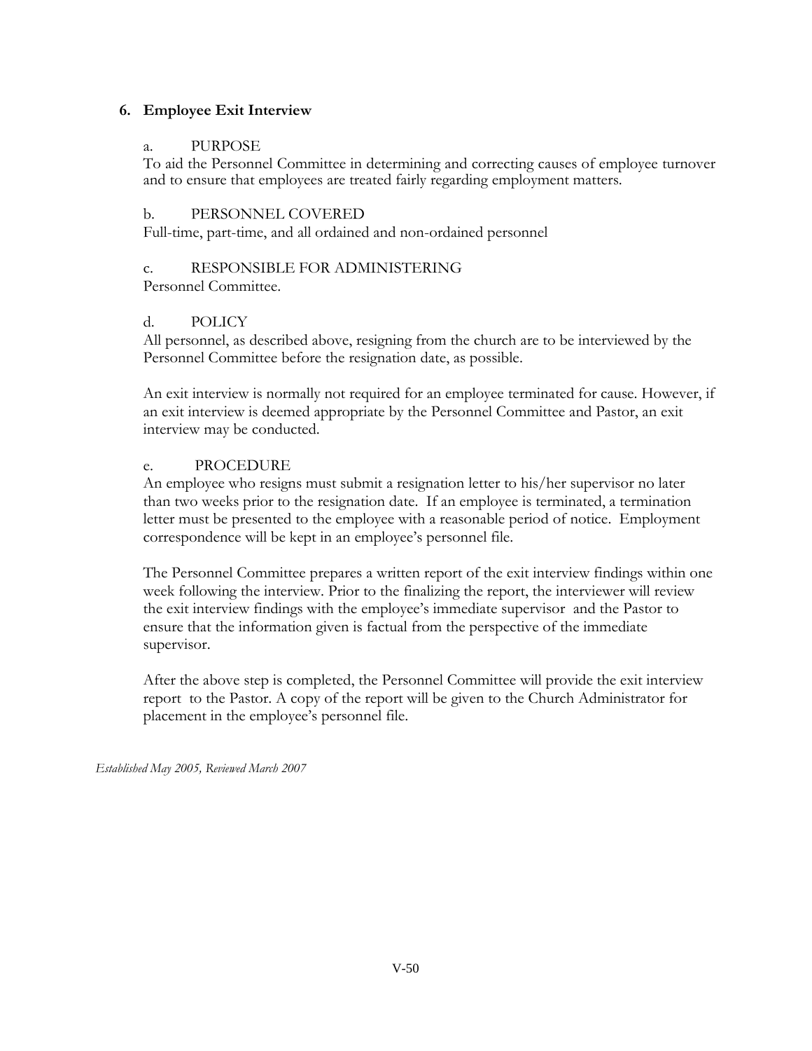### 6. Employee Exit Interview

a. PURPOSE

To aid the Personnel Committee in determining and correcting causes of employee turnover and to ensure that employees are treated fairly regarding employment matters.

b. PERSONNEL COVERED

Full-time, part-time, and all ordained and non-ordained personnel

c. RESPONSIBLE FOR ADMINISTERING

Personnel Committee.

d. POLICY

All personnel, as described above, resigning from the church are to be interviewed by the Personnel Committee before the resignation date, as possible.

An exit interview is normally not required for an employee terminated for cause. However, if an exit interview is deemed appropriate by the Personnel Committee and Pastor, an exit interview may be conducted.

e. PROCEDURE

An employee who resigns must submit a resignation letter to his/her supervisor no later than two weeks prior to the resignation date. If an employee is terminated, a termination letter must be presented to the employee with a reasonable period of notice. Employment correspondence will be kept in an employee's personnel file.

The Personnel Committee prepares a written report of the exit interview findings within one week following the interview. Prior to the finalizing the report, the interviewer will review the exit interview findings with the employee's immediate supervisor and the Pastor to ensure that the information given is factual from the perspective of the immediate supervisor.

After the above step is completed, the Personnel Committee will provide the exit interview report to the Pastor. A copy of the report will be given to the Church Administrator for placement in the employee's personnel file.

*Established May 2005, Reviewed March 2007*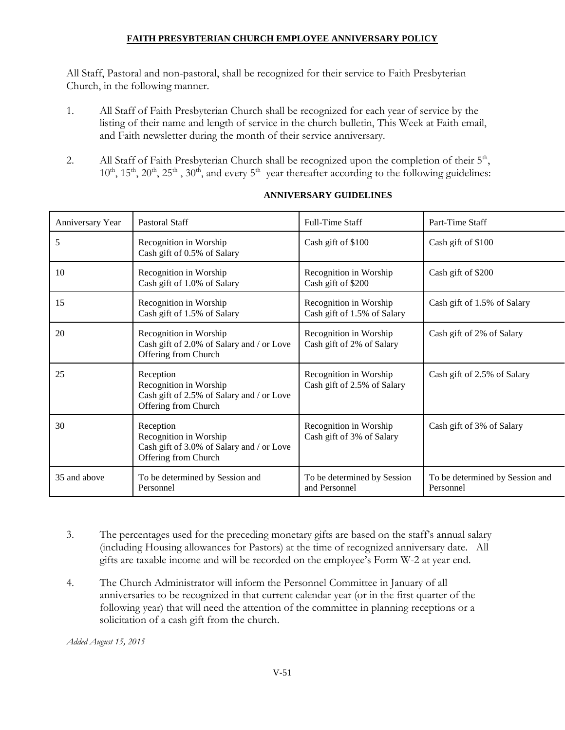# FAITH PRESYBTERIAN CHURCH EMPLOYEE ANNIVERSARY POLICY

All Staff, Pastoral and non-pastoral, shall be recognized for their service to Faith Presbyterian Church, in the following manner.

1. All Staff of Faith Presbyterian Church shall be recognized for each year of service by the listing of their name and length of service in the church bulletin, This Week at Faith email, and Faith newsletter during the month of their service anniversary.

2. All Staff of Faith Presbyterian Church shall be recognized upon the completion of their 5th, 10th, 15th, 20th, 25th , 30th, and every 5th year thereafter according to the following guidelines:

**ANNIVERSARY GUIDELINES**

| Anniversary Year | Pastoral Staff | Full-Time Staff | Part-Time Staff |
|---|---|---|---|
| 5 | Recognition in Worship<br>Cash gift of 0.5% of Salary | Cash gift of $100 | Cash gift of $100 |
| 10 | Recognition in Worship<br>Cash gift of 1.0% of Salary | Recognition in Worship<br>Cash gift of $200 | Cash gift of $200 |
| 15 | Recognition in Worship<br>Cash gift of 1.5% of Salary | Recognition in Worship<br>Cash gift of 1.5% of Salary | Cash gift of 1.5% of Salary |
| 20 | Recognition in Worship<br>Cash gift of 2.0% of Salary and / or Love Offering from Church | Recognition in Worship<br>Cash gift of 2% of Salary | Cash gift of 2% of Salary |
| 25 | Reception<br>Recognition in Worship<br>Cash gift of 2.5% of Salary and / or Love Offering from Church | Recognition in Worship<br>Cash gift of 2.5% of Salary | Cash gift of 2.5% of Salary |
| 30 | Reception<br>Recognition in Worship<br>Cash gift of 3.0% of Salary and / or Love Offering from Church | Recognition in Worship<br>Cash gift of 3% of Salary | Cash gift of 3% of Salary |
| 35 and above | To be determined by Session and Personnel | To be determined by Session and Personnel | To be determined by Session and Personnel |

3. The percentages used for the preceding monetary gifts are based on the staff's annual salary (including Housing allowances for Pastors) at the time of recognized anniversary date. All gifts are taxable income and will be recorded on the employee's Form W-2 at year end.

4. The Church Administrator will inform the Personnel Committee in January of all anniversaries to be recognized in that current calendar year (or in the first quarter of the following year) that will need the attention of the committee in planning receptions or a solicitation of a cash gift from the church.

*Added August 15, 2015*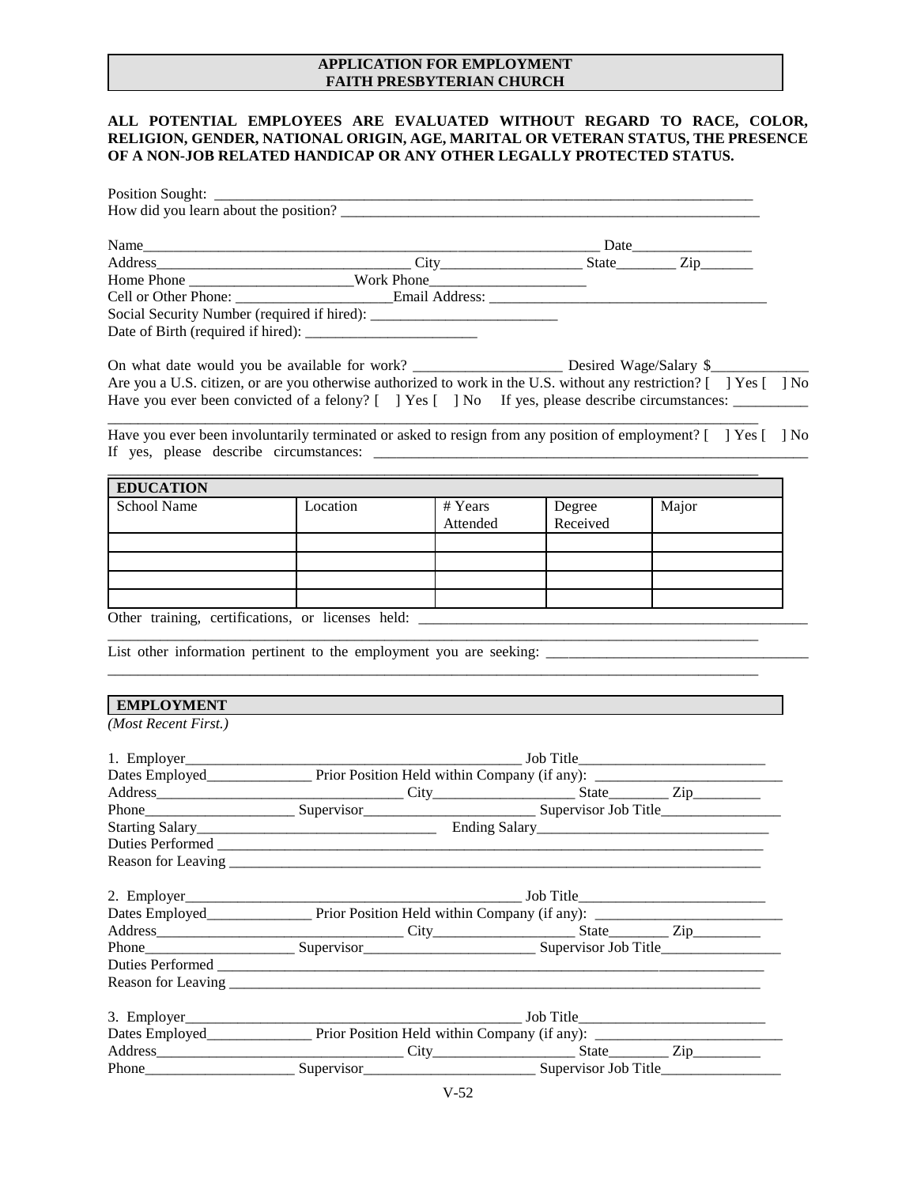**APPLICATION FOR EMPLOYMENT**
**FAITH PRESBYTERIAN CHURCH**

**ALL POTENTIAL EMPLOYEES ARE EVALUATED WITHOUT REGARD TO RACE, COLOR, RELIGION, GENDER, NATIONAL ORIGIN, AGE, MARITAL OR VETERAN STATUS, THE PRESENCE OF A NON-JOB RELATED HANDICAP OR ANY OTHER LEGALLY PROTECTED STATUS.**

Position Sought: ___________________________________________________________________________
How did you learn about the position? ___________________________________________________________

Name_________________________________________________________________ Date________________
Address__________________________________ City__________________ State________ Zip_______
Home Phone _____________________Work Phone_____________________
Cell or Other Phone: ____________________Email Address: _____________________________________
Social Security Number (required if hired): _________________________
Date of Birth (required if hired): _______________________

On what date would you be available for work? ____________________ Desired Wage/Salary $____________
Are you a U.S. citizen, or are you otherwise authorized to work in the U.S. without any restriction? [ ] Yes [ ] No
Have you ever been convicted of a felony? [ ] Yes [ ] No If yes, please describe circumstances: __________
_______________________________________________________________________________________

Have you ever been involuntarily terminated or asked to resign from any position of employment? [ ] Yes [ ] No
If yes, please describe circumstances: ___________________________________________________________
_______________________________________________________________________________________

**EDUCATION**

| School Name | Location | # Years Attended | Degree Received | Major |
|---|---|---|---|---|
| | | | | |
| | | | | |
| | | | | |
| | | | | |

Other training, certifications, or licenses held: ___________________________________________________
_______________________________________________________________________________________
List other information pertinent to the employment you are seeking: ___________________________________
_______________________________________________________________________________________

**EMPLOYMENT**

*(Most Recent First.)*

1. Employer_____________________________________________ Job Title_________________________
Dates Employed______________ Prior Position Held within Company (if any): _________________________
Address_________________________________ City__________________ State________ Zip_________
Phone___________________ Supervisor______________________ Supervisor Job Title________________
Starting Salary________________________________ Ending Salary_______________________________
Duties Performed ________________________________________________________________________
Reason for Leaving _______________________________________________________________________

2. Employer_____________________________________________ Job Title_________________________
Dates Employed______________ Prior Position Held within Company (if any): _________________________
Address_________________________________ City__________________ State________ Zip_________
Phone___________________ Supervisor______________________ Supervisor Job Title________________
Duties Performed ________________________________________________________________________
Reason for Leaving _______________________________________________________________________

3. Employer_____________________________________________ Job Title_________________________
Dates Employed______________ Prior Position Held within Company (if any): _________________________
Address_________________________________ City__________________ State________ Zip_________
Phone___________________ Supervisor______________________ Supervisor Job Title________________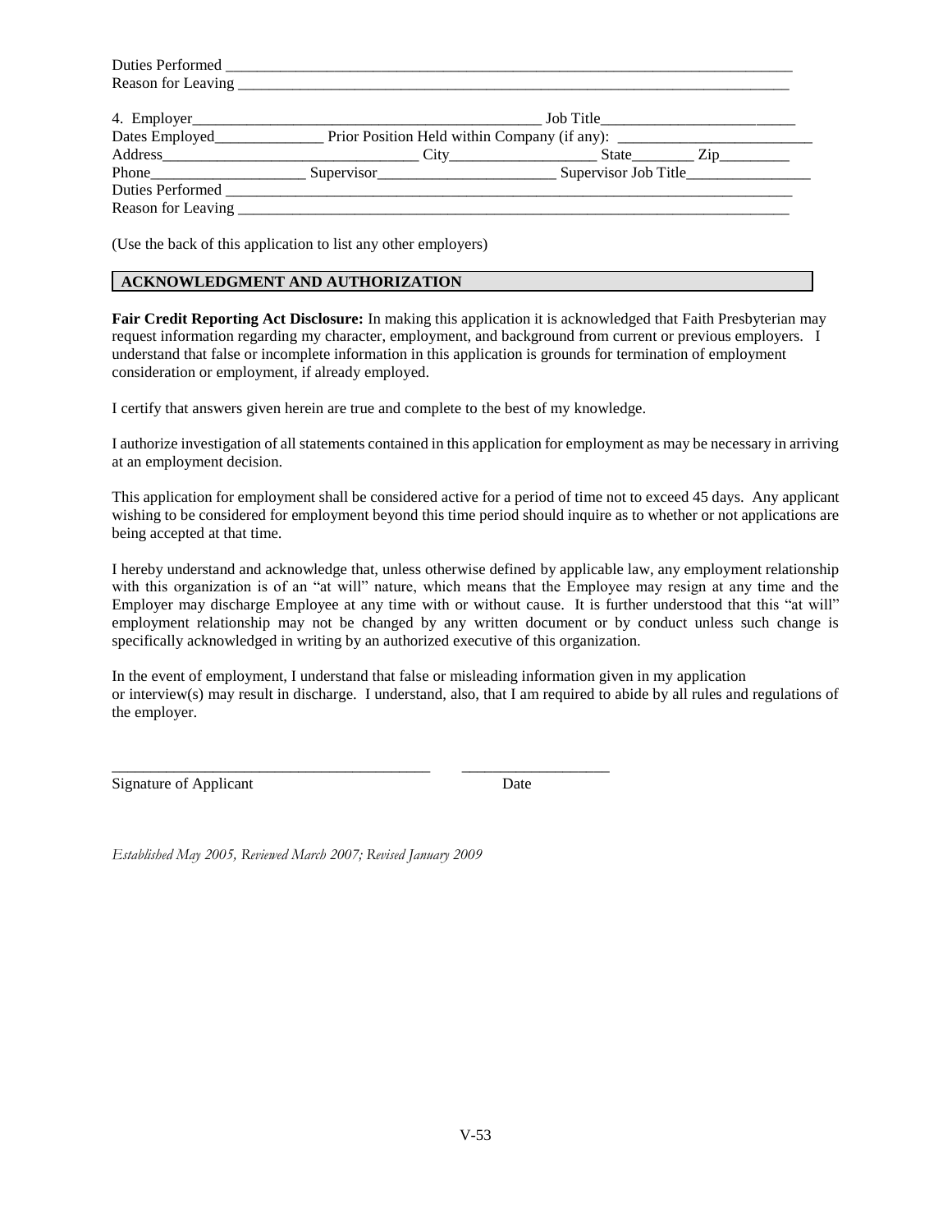Duties Performed ___________________________________________________________________________
Reason for Leaving __________________________________________________________________________

4. Employer_____________________________________________ Job Title_______________________
Dates Employed______________ Prior Position Held within Company (if any): _________________________
Address________________________________ City__________________ State________ Zip_________
Phone___________________ Supervisor______________________ Supervisor Job Title________________
Duties Performed ___________________________________________________________________________
Reason for Leaving __________________________________________________________________________

(Use the back of this application to list any other employers)

## ACKNOWLEDGMENT AND AUTHORIZATION

**Fair Credit Reporting Act Disclosure:** In making this application it is acknowledged that Faith Presbyterian may request information regarding my character, employment, and background from current or previous employers. I understand that false or incomplete information in this application is grounds for termination of employment consideration or employment, if already employed.

I certify that answers given herein are true and complete to the best of my knowledge.

I authorize investigation of all statements contained in this application for employment as may be necessary in arriving at an employment decision.

This application for employment shall be considered active for a period of time not to exceed 45 days. Any applicant wishing to be considered for employment beyond this time period should inquire as to whether or not applications are being accepted at that time.

I hereby understand and acknowledge that, unless otherwise defined by applicable law, any employment relationship with this organization is of an "at will" nature, which means that the Employee may resign at any time and the Employer may discharge Employee at any time with or without cause. It is further understood that this "at will" employment relationship may not be changed by any written document or by conduct unless such change is specifically acknowledged in writing by an authorized executive of this organization.

In the event of employment, I understand that false or misleading information given in my application or interview(s) may result in discharge. I understand, also, that I am required to abide by all rules and regulations of the employer.

_________________________________________ ___________________
Signature of Applicant Date

*Established May 2005, Reviewed March 2007; Revised January 2009*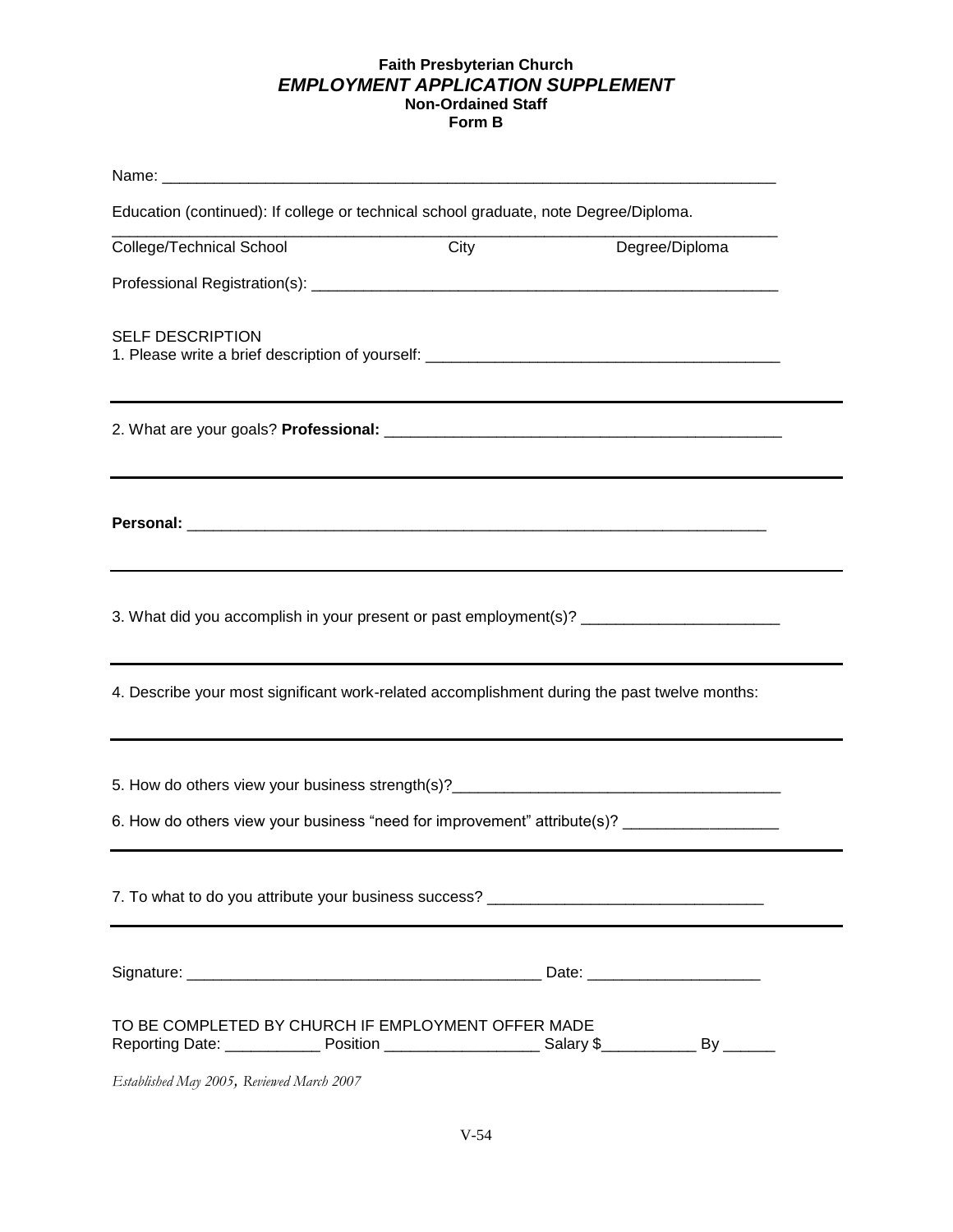**Faith Presbyterian Church**
***EMPLOYMENT APPLICATION SUPPLEMENT***
**Non-Ordained Staff**
**Form B**

Name: ___________________________________________________________________________

Education (continued): If college or technical school graduate, note Degree/Diploma.

___________________________________________________________________________

College/Technical School    City    Degree/Diploma

Professional Registration(s): ______________________________________________________

SELF DESCRIPTION

1. Please write a brief description of yourself: _________________________________________

2. What are your goals? **Professional:** ______________________________________________

**Personal:** ____________________________________________________________________

3. What did you accomplish in your present or past employment(s)? ______________________

4. Describe your most significant work-related accomplishment during the past twelve months:

5. How do others view your business strength(s)?______________________________________

6. How do others view your business "need for improvement" attribute(s)? _________________

7. To what to do you attribute your business success? _______________________________

Signature: _________________________________________ Date: ____________________

TO BE COMPLETED BY CHURCH IF EMPLOYMENT OFFER MADE

Reporting Date: ___________ Position __________________ Salary $___________ By ______

*Established May 2005, Reviewed March 2007*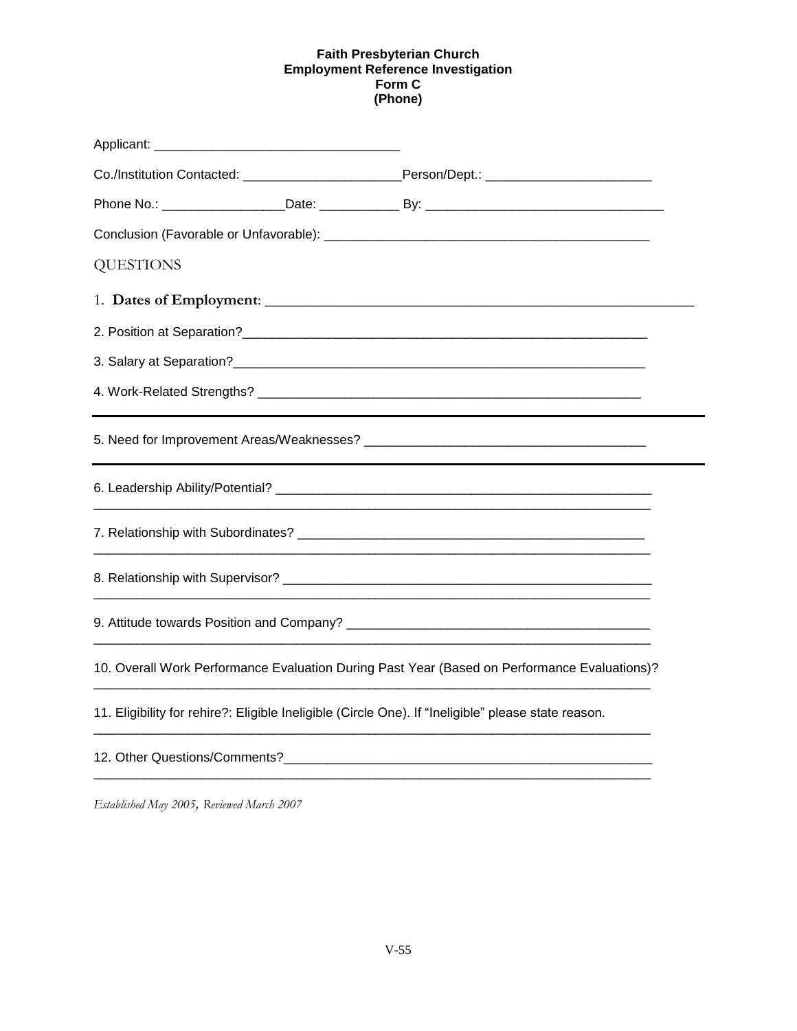**Faith Presbyterian Church**
**Employment Reference Investigation**
**Form C**
**(Phone)**

Applicant: ________________________________

Co./Institution Contacted: ____________________ Person/Dept.: ____________________

Phone No.: _______________ Date: __________ By: ______________________________

Conclusion (Favorable or Unfavorable): __________________________________________

QUESTIONS

1. **Dates of Employment**: ______________________________________________________

2. Position at Separation? ______________________________________________________

3. Salary at Separation? ______________________________________________________

4. Work-Related Strengths? ___________________________________________________

5. Need for Improvement Areas/Weaknesses? _____________________________________

6. Leadership Ability/Potential? _______________________________________________
_________________________________________________________________________

7. Relationship with Subordinates? ____________________________________________
_________________________________________________________________________

8. Relationship with Supervisor? ______________________________________________
_________________________________________________________________________

9. Attitude towards Position and Company? _____________________________________
_________________________________________________________________________

10. Overall Work Performance Evaluation During Past Year (Based on Performance Evaluations)?
_________________________________________________________________________

11. Eligibility for rehire?: Eligible Ineligible (Circle One). If "Ineligible" please state reason.
_________________________________________________________________________

12. Other Questions/Comments? _________________________________________________
_________________________________________________________________________

*Established May 2005, Reviewed March 2007*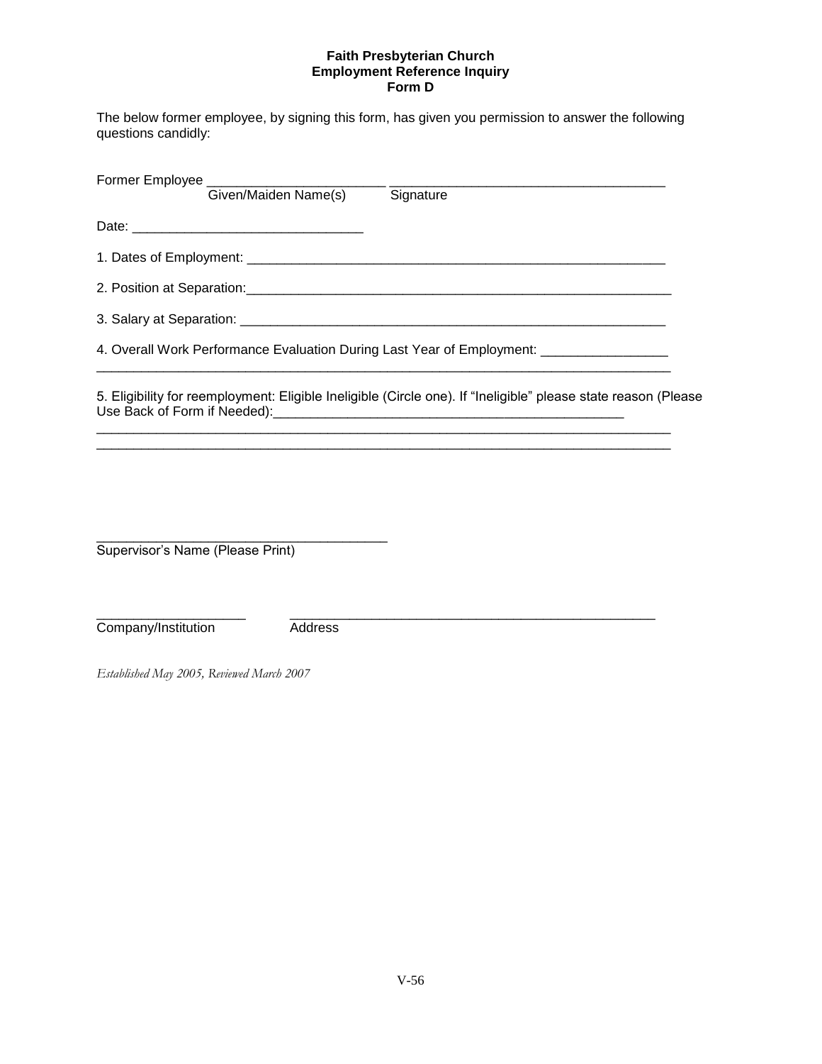**Faith Presbyterian Church**
**Employment Reference Inquiry**
**Form D**

The below former employee, by signing this form, has given you permission to answer the following questions candidly:

Former Employee ________________________ ____________________________________
Given/Maiden Name(s) Signature

Date: ______________________________

1. Dates of Employment: ________________________________________________________

2. Position at Separation:________________________________________________________

3. Salary at Separation: ________________________________________________________

4. Overall Work Performance Evaluation During Last Year of Employment: ________________
____________________________________________________________________________

5. Eligibility for reemployment: Eligible Ineligible (Circle one). If "Ineligible" please state reason (Please Use Back of Form if Needed):_______________________________________________
____________________________________________________________________________
____________________________________________________________________________

______________________________________
Supervisor's Name (Please Print)

____________________ ________________________________________________
Company/Institution Address

*Established May 2005, Reviewed March 2007*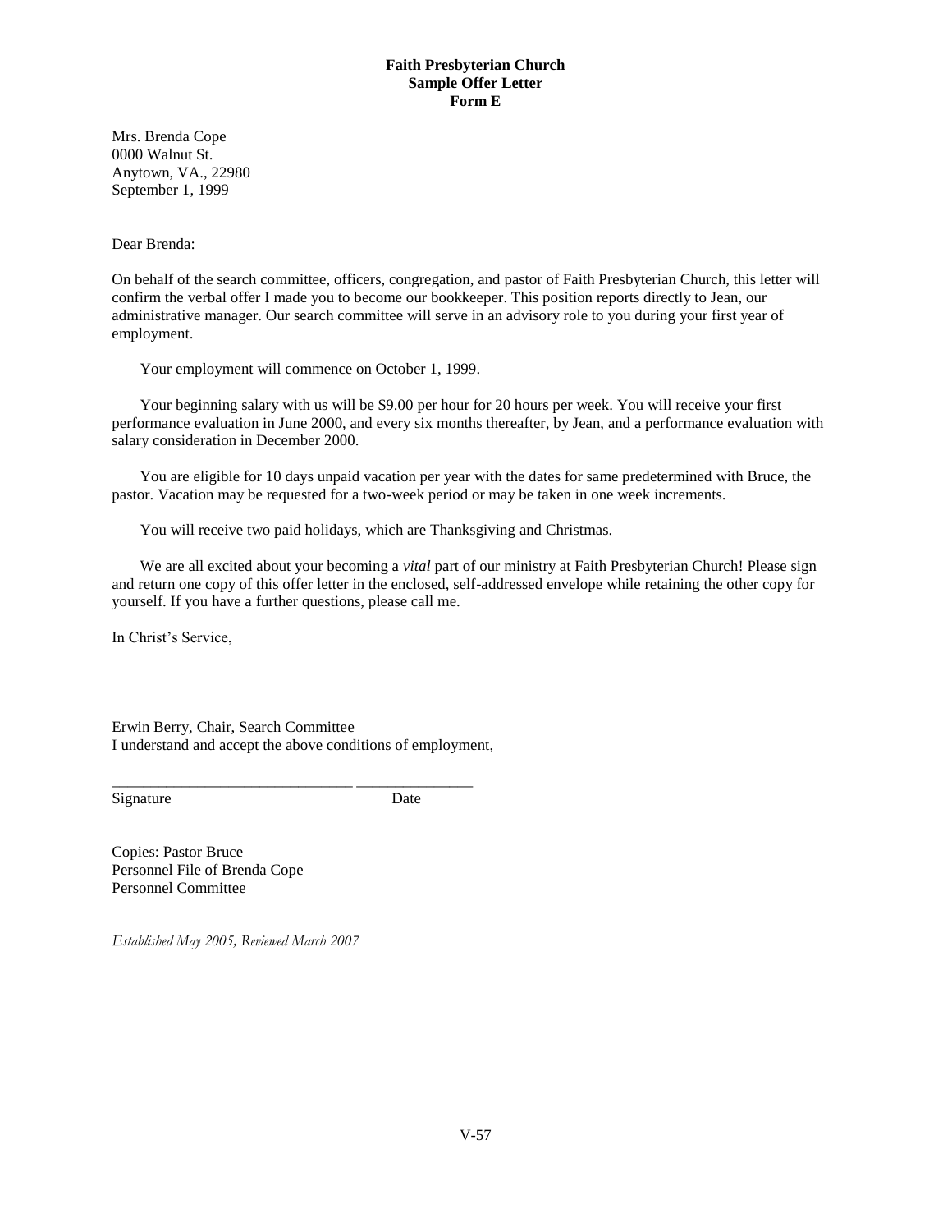**Faith Presbyterian Church**
**Sample Offer Letter**
**Form E**

Mrs. Brenda Cope
0000 Walnut St.
Anytown, VA., 22980
September 1, 1999

Dear Brenda:

On behalf of the search committee, officers, congregation, and pastor of Faith Presbyterian Church, this letter will confirm the verbal offer I made you to become our bookkeeper. This position reports directly to Jean, our administrative manager. Our search committee will serve in an advisory role to you during your first year of employment.

Your employment will commence on October 1, 1999.

Your beginning salary with us will be $9.00 per hour for 20 hours per week. You will receive your first performance evaluation in June 2000, and every six months thereafter, by Jean, and a performance evaluation with salary consideration in December 2000.

You are eligible for 10 days unpaid vacation per year with the dates for same predetermined with Bruce, the pastor. Vacation may be requested for a two-week period or may be taken in one week increments.

You will receive two paid holidays, which are Thanksgiving and Christmas.

We are all excited about your becoming a *vital* part of our ministry at Faith Presbyterian Church! Please sign and return one copy of this offer letter in the enclosed, self-addressed envelope while retaining the other copy for yourself. If you have a further questions, please call me.

In Christ's Service,

Erwin Berry, Chair, Search Committee
I understand and accept the above conditions of employment,

_______________________________ _______________
Signature Date

Copies: Pastor Bruce
Personnel File of Brenda Cope
Personnel Committee

*Established May 2005, Reviewed March 2007*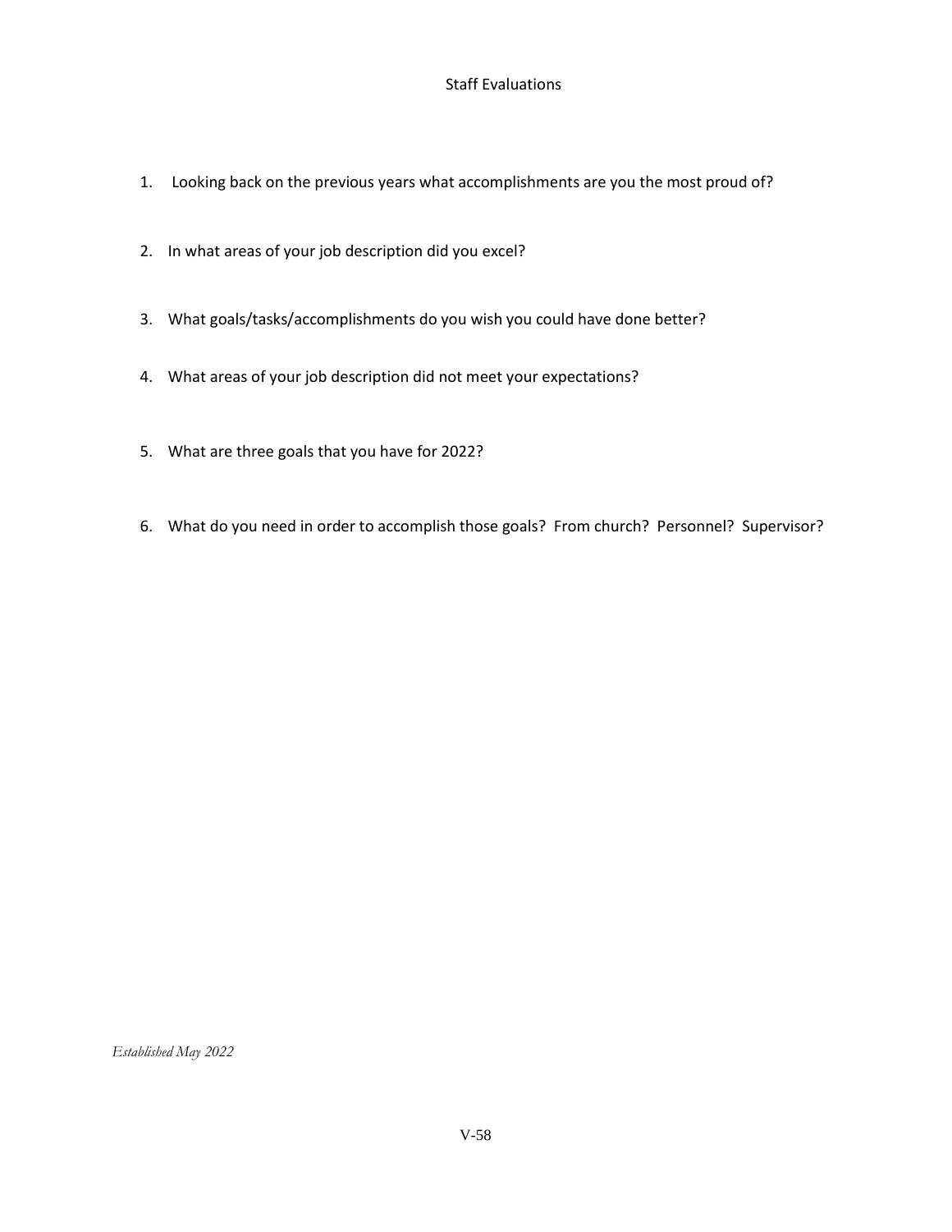# Staff Evaluations

1. Looking back on the previous years what accomplishments are you the most proud of?

2. In what areas of your job description did you excel?

3. What goals/tasks/accomplishments do you wish you could have done better?

4. What areas of your job description did not meet your expectations?

5. What are three goals that you have for 2022?

6. What do you need in order to accomplish those goals? From church? Personnel? Supervisor?

*Established May 2022*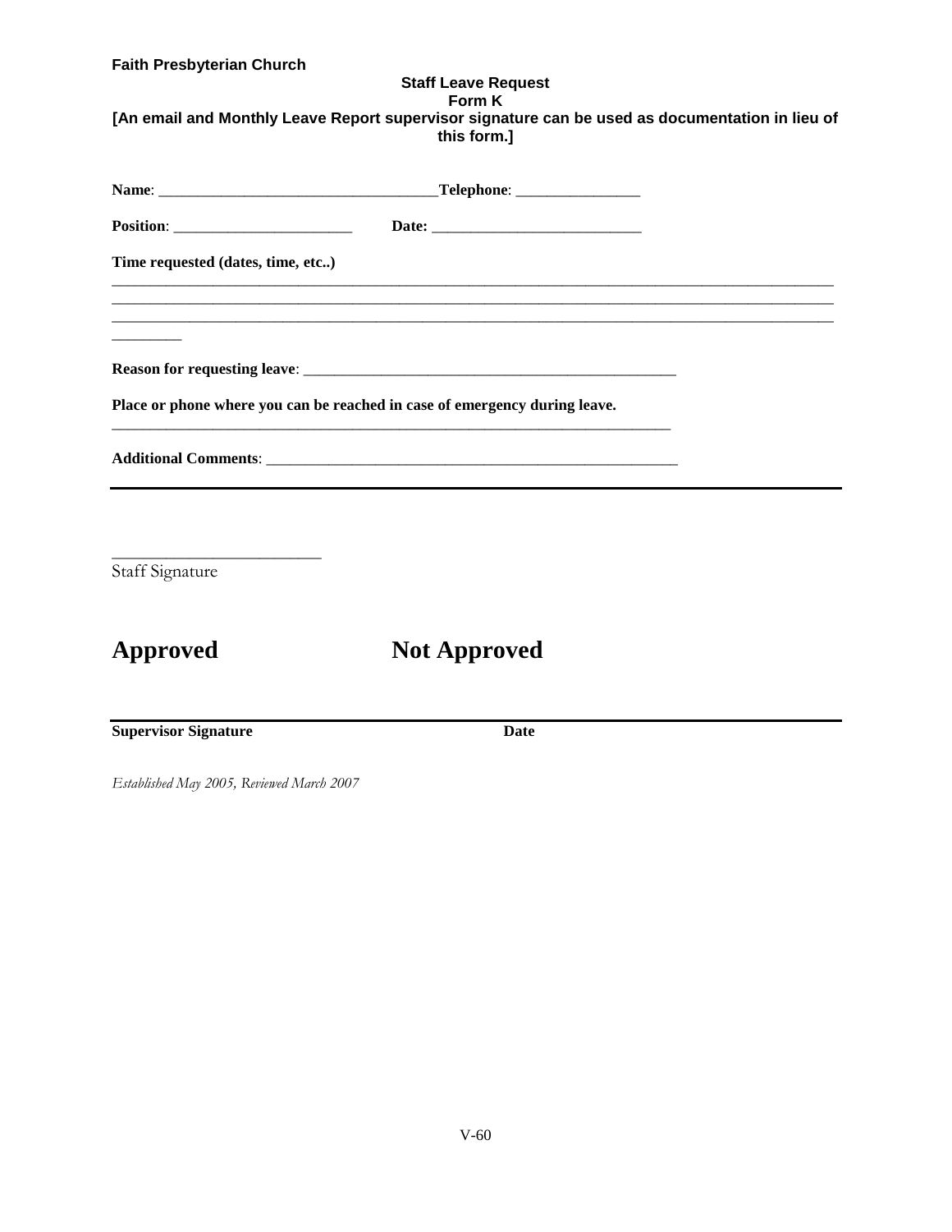**Faith Presbyterian Church**

**Staff Leave Request**
**Form K**
**[An email and Monthly Leave Report supervisor signature can be used as documentation in lieu of this form.]**

**Name**: ___________________________________ **Telephone**: ________________

**Position**: _______________________ **Date:** ___________________________

**Time requested (dates, time, etc..)**

_____________________________________________________________________________________________
_____________________________________________________________________________________________
_____________________________________________________________________________________________
_________

**Reason for requesting leave**: _______________________________________________

**Place or phone where you can be reached in case of emergency during leave.**

_____________________________________________________________________________

**Additional Comments**: _____________________________________________________

---

_________________________
Staff Signature

# Approved                    Not Approved

---

**Supervisor Signature**                                   **Date**

*Established May 2005, Reviewed March 2007*